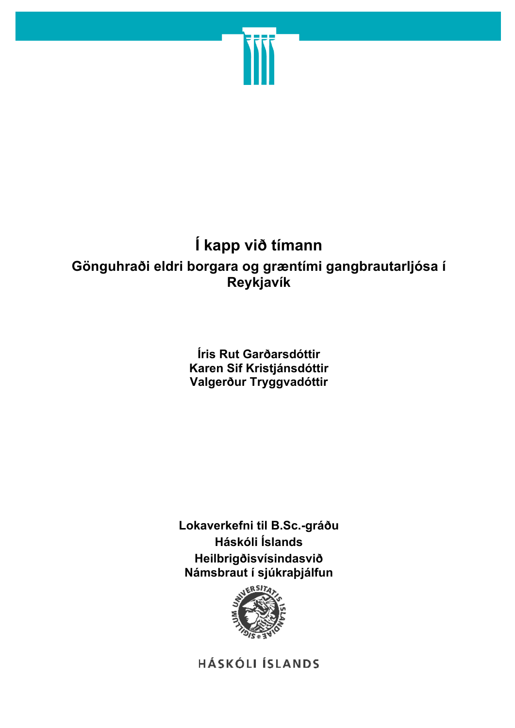# Í kapp við tímann

## Gönguhraði eldri borgara og græntími gangbrautarljósa í Reykjavík

**Íris Rut Garðarsdóttir**
**Karen Sif Kristjánsdóttir**
**Valgerður Tryggvadóttir**

**Lokaverkefni til B.Sc.-gráðu**
**Háskóli Íslands**
**Heilbrigðisvísindasvið**
**Námsbraut í sjúkraþjálfun**

HÁSKÓLI ÍSLANDS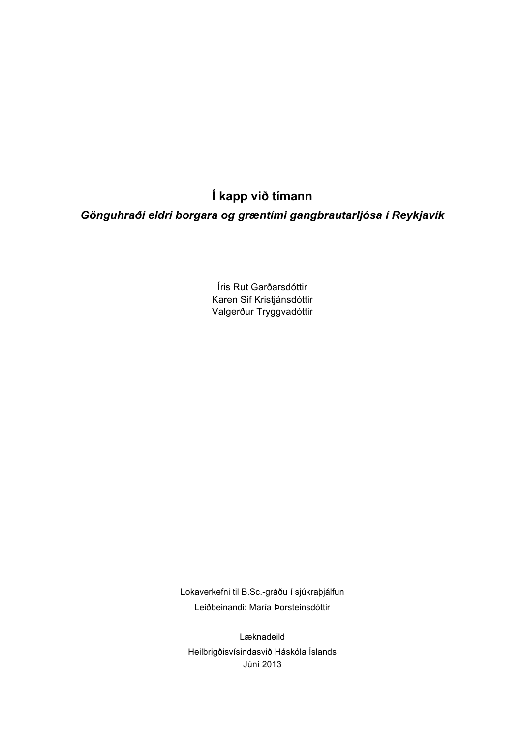# Í kapp við tímann

***Gönguhraði eldri borgara og græntími gangbrautarljósa í Reykjavík***

Íris Rut Garðarsdóttir
Karen Sif Kristjánsdóttir
Valgerður Tryggvadóttir

Lokaverkefni til B.Sc.-gráðu í sjúkraþjálfun
Leiðbeinandi: María Þorsteinsdóttir

Læknadeild
Heilbrigðisvísindasvið Háskóla Íslands
Júní 2013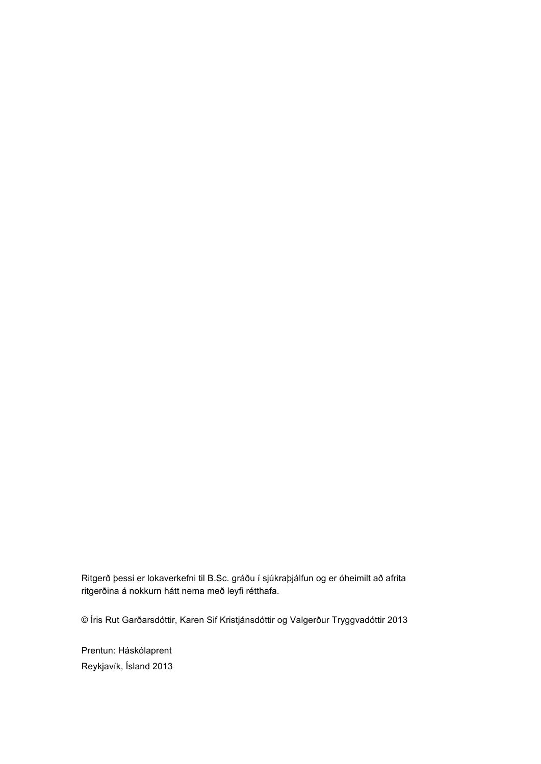Ritgerð þessi er lokaverkefni til B.Sc. gráðu í sjúkraþjálfun og er óheimilt að afrita ritgerðina á nokkurn hátt nema með leyfi rétthafa.

© Íris Rut Garðarsdóttir, Karen Sif Kristjánsdóttir og Valgerður Tryggvadóttir 2013

Prentun: Háskólaprent
Reykjavík, Ísland 2013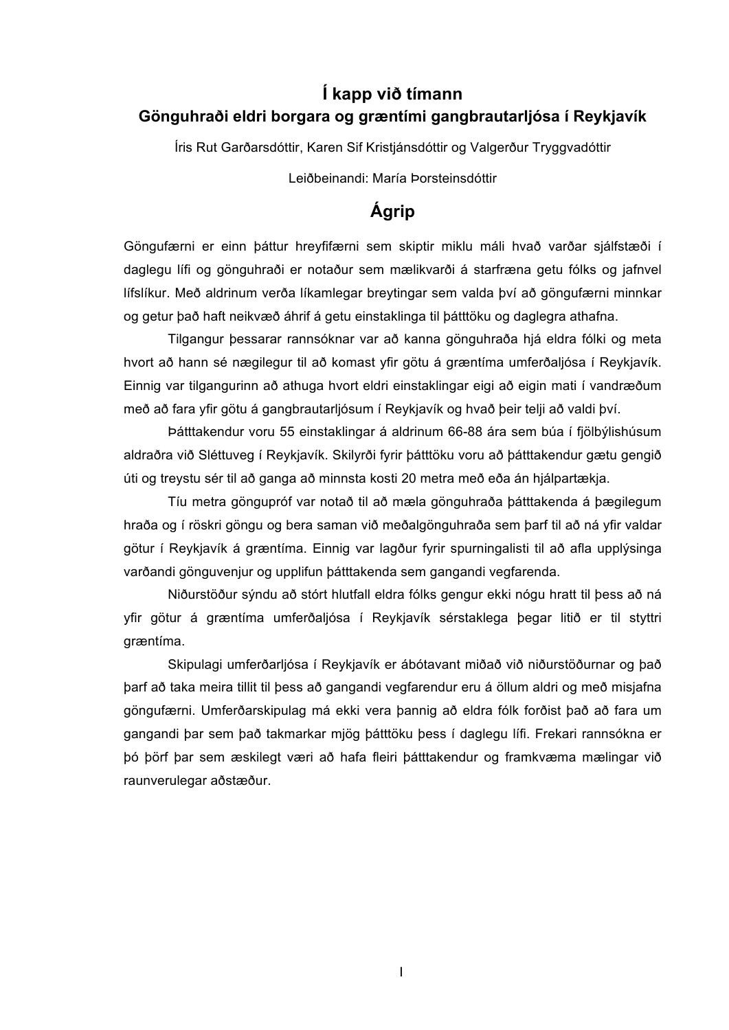# Í kapp við tímann

## Gönguhraði eldri borgara og græntími gangbrautarljósa í Reykjavík

Íris Rut Garðarsdóttir, Karen Sif Kristjánsdóttir og Valgerður Tryggvadóttir

Leiðbeinandi: María Þorsteinsdóttir

## Ágrip

Göngufærni er einn þáttur hreyfifærni sem skiptir miklu máli hvað varðar sjálfstæði í daglegu lífi og gönguhraði er notaður sem mælikvarði á starfræna getu fólks og jafnvel lífslíkur. Með aldrinum verða líkamlegar breytingar sem valda því að göngufærni minnkar og getur það haft neikvæð áhrif á getu einstaklinga til þátttöku og daglegra athafna.

Tilgangur þessarar rannsóknar var að kanna gönguhraða hjá eldra fólki og meta hvort að hann sé nægilegur til að komast yfir götu á græntíma umferðaljósa í Reykjavík. Einnig var tilgangurinn að athuga hvort eldri einstaklingar eigi að eigin mati í vandræðum með að fara yfir götu á gangbrautarljósum í Reykjavík og hvað þeir telji að valdi því.

Þátttakendur voru 55 einstaklingar á aldrinum 66-88 ára sem búa í fjölbýlishúsum aldraðra við Sléttuveg í Reykjavík. Skilyrði fyrir þátttöku voru að þátttakendur gætu gengið úti og treystu sér til að ganga að minnsta kosti 20 metra með eða án hjálpartækja.

Tíu metra göngupróf var notað til að mæla gönguhraða þátttakenda á þægilegum hraða og í röskri göngu og bera saman við meðalgönguhraða sem þarf til að ná yfir valdar götur í Reykjavík á græntíma. Einnig var lagður fyrir spurningalisti til að afla upplýsinga varðandi gönguvenjur og upplifun þátttakenda sem gangandi vegfarenda.

Niðurstöður sýndu að stórt hlutfall eldra fólks gengur ekki nógu hratt til þess að ná yfir götur á græntíma umferðaljósa í Reykjavík sérstaklega þegar litið er til styttri græntíma.

Skipulagi umferðarljósa í Reykjavík er ábótavant miðað við niðurstöðurnar og það þarf að taka meira tillit til þess að gangandi vegfarendur eru á öllum aldri og með misjafna göngufærni. Umferðarskipulag má ekki vera þannig að eldra fólk forðist það að fara um gangandi þar sem það takmarkar mjög þátttöku þess í daglegu lífi. Frekari rannsókna er þó þörf þar sem æskilegt væri að hafa fleiri þátttakendur og framkvæma mælingar við raunverulegar aðstæður.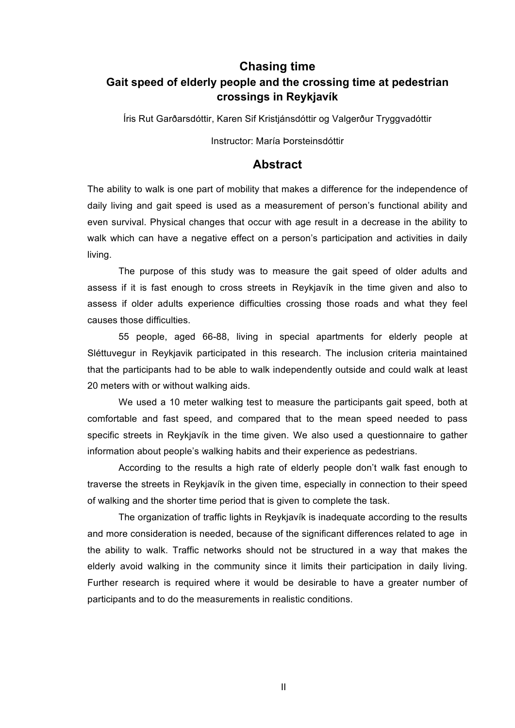# Chasing time

## Gait speed of elderly people and the crossing time at pedestrian crossings in Reykjavík

Íris Rut Garðarsdóttir, Karen Sif Kristjánsdóttir og Valgerður Tryggvadóttir

Instructor: María Þorsteinsdóttir

## Abstract

The ability to walk is one part of mobility that makes a difference for the independence of daily living and gait speed is used as a measurement of person's functional ability and even survival. Physical changes that occur with age result in a decrease in the ability to walk which can have a negative effect on a person's participation and activities in daily living.

The purpose of this study was to measure the gait speed of older adults and assess if it is fast enough to cross streets in Reykjavík in the time given and also to assess if older adults experience difficulties crossing those roads and what they feel causes those difficulties.

55 people, aged 66-88, living in special apartments for elderly people at Sléttuvegur in Reykjavik participated in this research. The inclusion criteria maintained that the participants had to be able to walk independently outside and could walk at least 20 meters with or without walking aids.

We used a 10 meter walking test to measure the participants gait speed, both at comfortable and fast speed, and compared that to the mean speed needed to pass specific streets in Reykjavík in the time given. We also used a questionnaire to gather information about people's walking habits and their experience as pedestrians.

According to the results a high rate of elderly people don't walk fast enough to traverse the streets in Reykjavík in the given time, especially in connection to their speed of walking and the shorter time period that is given to complete the task.

The organization of traffic lights in Reykjavík is inadequate according to the results and more consideration is needed, because of the significant differences related to age in the ability to walk. Traffic networks should not be structured in a way that makes the elderly avoid walking in the community since it limits their participation in daily living. Further research is required where it would be desirable to have a greater number of participants and to do the measurements in realistic conditions.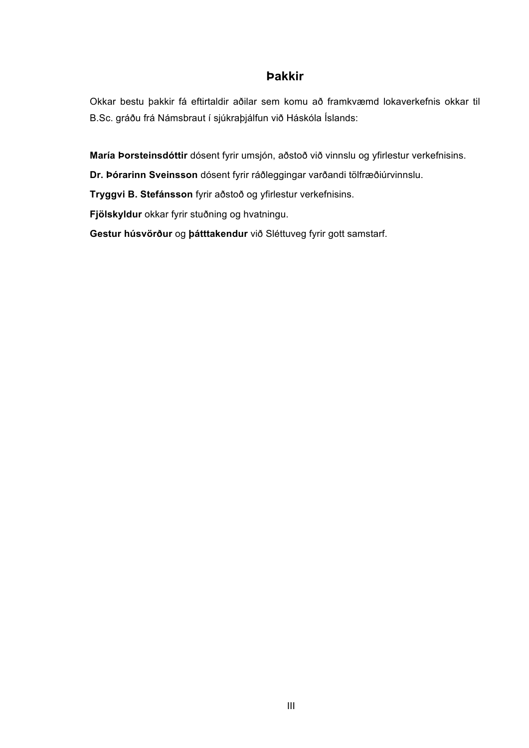# Þakkir

Okkar bestu þakkir fá eftirtaldir aðilar sem komu að framkvæmd lokaverkefnis okkar til B.Sc. gráðu frá Námsbraut í sjúkraþjálfun við Háskóla Íslands:

**María Þorsteinsdóttir** dósent fyrir umsjón, aðstoð við vinnslu og yfirlestur verkefnisins.

**Dr. Þórarinn Sveinsson** dósent fyrir ráðleggingar varðandi tölfræðiúrvinnslu.

**Tryggvi B. Stefánsson** fyrir aðstoð og yfirlestur verkefnisins.

**Fjölskyldur** okkar fyrir stuðning og hvatningu.

**Gestur húsvörður** og **þátttakendur** við Sléttuveg fyrir gott samstarf.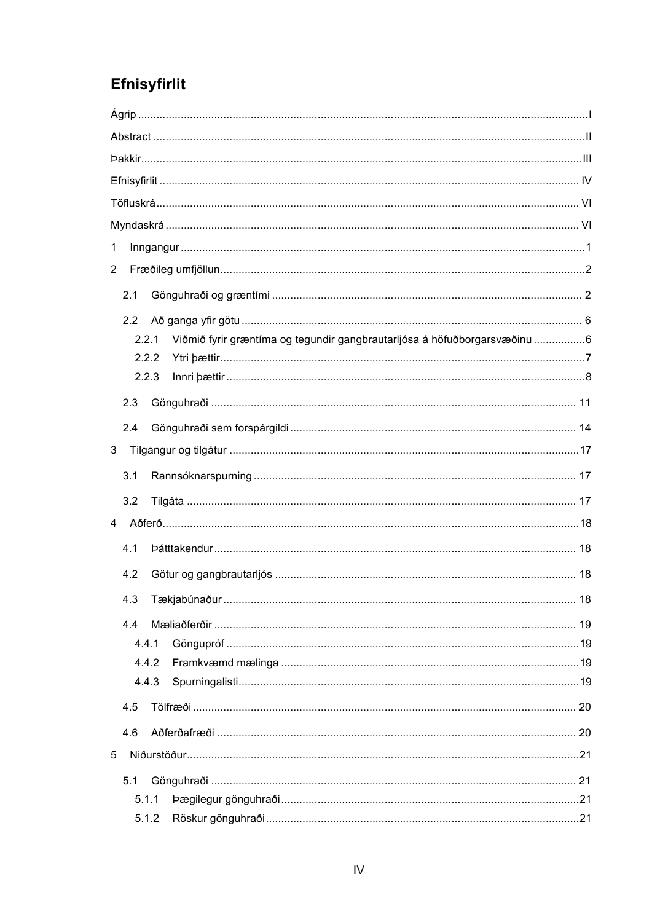# Efnisyfirlit

Ágrip ..... I

Abstract ..... II

Þakkir ..... III

Efnisyfirlit ..... IV

Töfluskrá ..... VI

Myndaskrá ..... VI

1 Inngangur ..... 1

2 Fræðileg umfjöllun ..... 2

- 2.1 Gönguhraði og græntími ..... 2
- 2.2 Að ganga yfir götu ..... 6
  - 2.2.1 Viðmið fyrir græntíma og tegundir gangbrautarljósa á höfuðborgarsvæðinu ..... 6
  - 2.2.2 Ytri þættir ..... 7
  - 2.2.3 Innri þættir ..... 8
- 2.3 Gönguhraði ..... 11
- 2.4 Gönguhraði sem forspárgildi ..... 14

3 Tilgangur og tilgátur ..... 17

- 3.1 Rannsóknarspurning ..... 17
- 3.2 Tilgáta ..... 17

4 Aðferð ..... 18

- 4.1 Þátttakendur ..... 18
- 4.2 Götur og gangbrautarljós ..... 18
- 4.3 Tækjabúnaður ..... 18
- 4.4 Mæliaðferðir ..... 19
  - 4.4.1 Gönguprróf ..... 19
  - 4.4.2 Framkvæmd mælinga ..... 19
  - 4.4.3 Spurningalisti ..... 19
- 4.5 Tölfræði ..... 20
- 4.6 Aðferðafræði ..... 20

5 Niðurstöður ..... 21

- 5.1 Gönguhraði ..... 21
  - 5.1.1 Þægilegur gönguhraði ..... 21
  - 5.1.2 Röskur gönguhraði ..... 21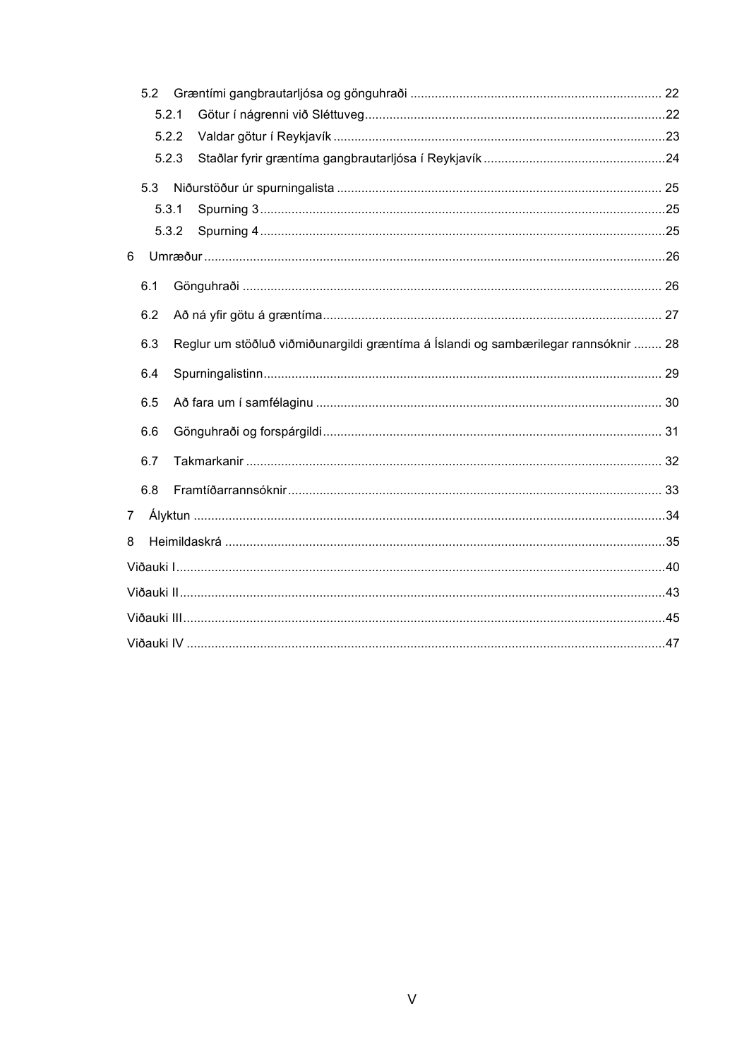5.2 Græntími gangbrautarljósa og gönguhraði ........................................................................ 22

5.2.1 Götur í nágrenni við Sléttuveg ..................................................................................... 22

5.2.2 Valdar götur í Reykjavík .............................................................................................. 23

5.2.3 Staðlar fyrir græntíma gangbrautarljósa í Reykjavík .................................................... 24

5.3 Niðurstöður úr spurningalista ............................................................................................ 25

5.3.1 Spurning 3 ................................................................................................................... 25

5.3.2 Spurning 4 ................................................................................................................... 25

6 Umræður ................................................................................................................................... 26

6.1 Gönguhraði ....................................................................................................................... 26

6.2 Að ná yfir götu á græntíma ................................................................................................ 27

6.3 Reglur um stöðluð viðmiðunargildi græntíma á Íslandi og sambærilegar rannsóknir ........ 28

6.4 Spurningalistinn ................................................................................................................. 29

6.5 Að fara um í samfélaginu .................................................................................................. 30

6.6 Gönguhraði og forspárgildi ................................................................................................ 31

6.7 Takmarkanir ...................................................................................................................... 32

6.8 Framtíðarrannsóknir .......................................................................................................... 33

7 Ályktun ...................................................................................................................................... 34

8 Heimildaskrá ............................................................................................................................. 35

Viðauki I ....................................................................................................................................... 40

Viðauki II ...................................................................................................................................... 43

Viðauki III ..................................................................................................................................... 45

Viðauki IV ..................................................................................................................................... 47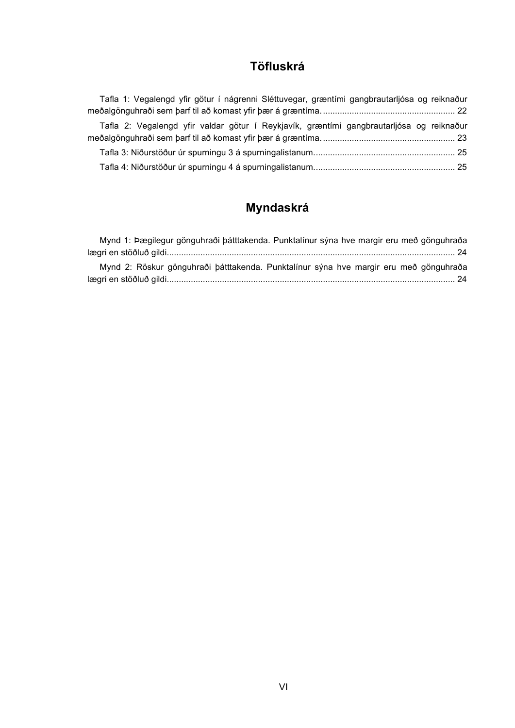# Töfluskrá

Tafla 1: Vegalengd yfir götur í nágrenni Sléttuvegar, græntími gangbrautarljósa og reiknaður meðalgönguhraði sem þarf til að komast yfir þær á græntíma. ........................................................ 22

Tafla 2: Vegalengd yfir valdar götur í Reykjavík, græntími gangbrautarljósa og reiknaður meðalgönguhraði sem þarf til að komast yfir þær á græntíma. ........................................................ 23

Tafla 3: Niðurstöður úr spurningu 3 á spurningalistanum. .......................................................... 25

Tafla 4: Niðurstöður úr spurningu 4 á spurningalistanum. .......................................................... 25

# Myndaskrá

Mynd 1: Þægilegur gönguhraði þátttakenda. Punktalínur sýna hve margir eru með gönguhraða lægri en stöðluð gildi. ........................................................................................................................ 24

Mynd 2: Röskur gönguhraði þátttakenda. Punktalínur sýna hve margir eru með gönguhraða lægri en stöðluð gildi. ........................................................................................................................ 24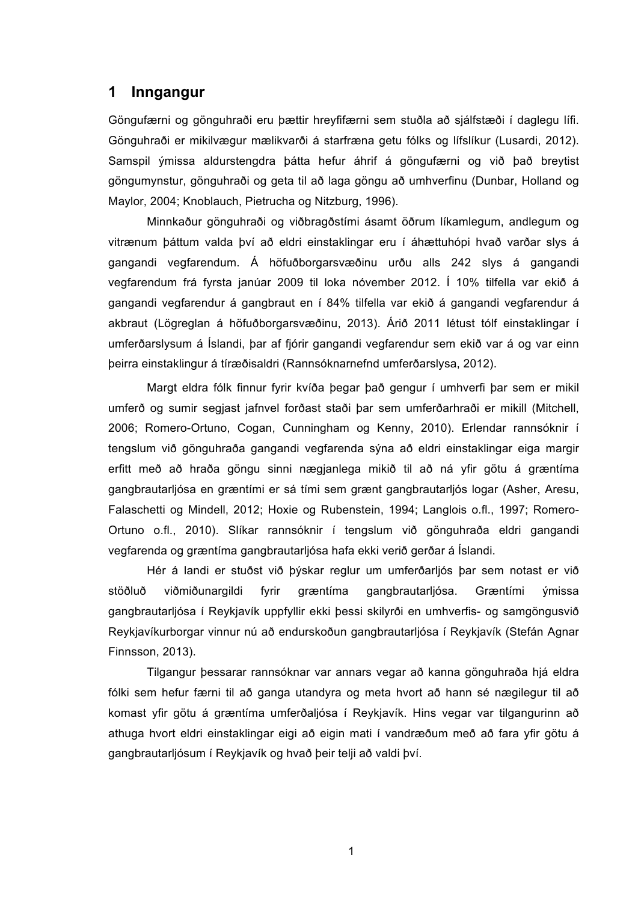# 1 Inngangur

Göngufærni og gönguhraði eru þættir hreyfifærni sem stuðla að sjálfstæði í daglegu lífi. Gönguhraði er mikilvægur mælikvarði á starfræna getu fólks og lífslíkur (Lusardi, 2012). Samspil ýmissa aldurstengdra þátta hefur áhrif á göngufærni og við það breytist göngumynstur, gönguhraði og geta til að laga göngu að umhverfinu (Dunbar, Holland og Maylor, 2004; Knoblauch, Pietrucha og Nitzburg, 1996).

Minnkaður gönguhraði og viðbragðstími ásamt öðrum líkamlegum, andlegum og vitrænum þáttum valda því að eldri einstaklingar eru í áhættuhópi hvað varðar slys á gangandi vegfarendum. Á höfuðborgarsvæðinu urðu alls 242 slys á gangandi vegfarendum frá fyrsta janúar 2009 til loka nóvember 2012. Í 10% tilfella var ekið á gangandi vegfarendur á gangbraut en í 84% tilfella var ekið á gangandi vegfarendur á akbraut (Lögreglan á höfuðborgarsvæðinu, 2013). Árið 2011 létust tólf einstaklingar í umferðarslysum á Íslandi, þar af fjórir gangandi vegfarendur sem ekið var á og var einn þeirra einstaklingur á tíræðisaldri (Rannsóknarnefnd umferðarslysa, 2012).

Margt eldra fólk finnur fyrir kvíða þegar það gengur í umhverfi þar sem er mikil umferð og sumir segjast jafnvel forðast staði þar sem umferðarhraði er mikill (Mitchell, 2006; Romero-Ortuno, Cogan, Cunningham og Kenny, 2010). Erlendar rannsóknir í tengslum við gönguhraða gangandi vegfarenda sýna að eldri einstaklingar eiga margir erfitt með að hraða göngu sinni nægjanlega mikið til að ná yfir götu á græntíma gangbrautarljósa en græntími er sá tími sem grænt gangbrautarljós logar (Asher, Aresu, Falaschetti og Mindell, 2012; Hoxie og Rubenstein, 1994; Langlois o.fl., 1997; Romero-Ortuno o.fl., 2010). Slíkar rannsóknir í tengslum við gönguhraða eldri gangandi vegfarenda og græntíma gangbrautarljósa hafa ekki verið gerðar á Íslandi.

Hér á landi er stuðst við þýskar reglur um umferðarljós þar sem notast er við stöðluð viðmiðunargildi fyrir græntíma gangbrautarljósa. Græntími ýmissa gangbrautarljósa í Reykjavík uppfyllir ekki þessi skilyrði en umhverfis- og samgöngusvið Reykjavíkurborgar vinnur nú að endurskoðun gangbrautarljósa í Reykjavík (Stefán Agnar Finnsson, 2013).

Tilgangur þessarar rannsóknar var annars vegar að kanna gönguhraða hjá eldra fólki sem hefur færni til að ganga utandyra og meta hvort að hann sé nægilegur til að komast yfir götu á græntíma umferðaljósa í Reykjavík. Hins vegar var tilgangurinn að athuga hvort eldri einstaklingar eigi að eigin mati í vandræðum með að fara yfir götu á gangbrautarljósum í Reykjavík og hvað þeir telji að valdi því.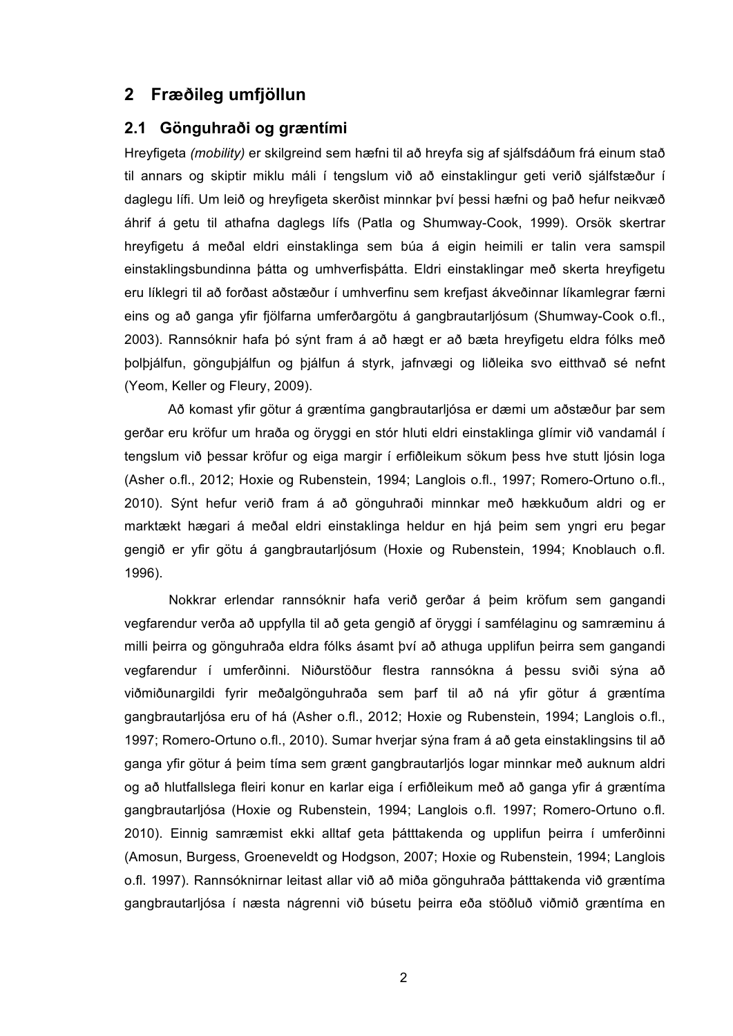## 2 Fræðileg umfjöllun

### 2.1 Gönguhraði og græntími

Hreyfigeta *(mobility)* er skilgreind sem hæfni til að hreyfa sig af sjálfsdáðum frá einum stað til annars og skiptir miklu máli í tengslum við að einstaklingur geti verið sjálfstæður í daglegu lífi. Um leið og hreyfigeta skerðist minnkar því þessi hæfni og það hefur neikvæð áhrif á getu til athafna daglegs lífs (Patla og Shumway-Cook, 1999). Orsök skertrar hreyfigetu á meðal eldri einstaklinga sem búa á eigin heimili er talin vera samspil einstaklingsbundinna þátta og umhverfisþátta. Eldri einstaklingar með skerta hreyfigetu eru líklegri til að forðast aðstæður í umhverfinu sem krefjast ákveðinnar líkamlegrar færni eins og að ganga yfir fjölfarna umferðargötu á gangbrautarljósum (Shumway-Cook o.fl., 2003). Rannsóknir hafa þó sýnt fram á að hægt er að bæta hreyfigetu eldra fólks með þolþjálfun, gönguþjálfun og þjálfun á styrk, jafnvægi og liðleika svo eitthvað sé nefnt (Yeom, Keller og Fleury, 2009).

Að komast yfir götur á græntíma gangbrautarljósa er dæmi um aðstæður þar sem gerðar eru kröfur um hraða og öryggi en stór hluti eldri einstaklinga glímir við vandamál í tengslum við þessar kröfur og eiga margir í erfiðleikum sökum þess hve stutt ljósin loga (Asher o.fl., 2012; Hoxie og Rubenstein, 1994; Langlois o.fl., 1997; Romero-Ortuno o.fl., 2010). Sýnt hefur verið fram á að gönguhraði minnkar með hækkuðum aldri og er marktækt hægari á meðal eldri einstaklinga heldur en hjá þeim sem yngri eru þegar gengið er yfir götu á gangbrautarljósum (Hoxie og Rubenstein, 1994; Knoblauch o.fl. 1996).

Nokkrar erlendar rannsóknir hafa verið gerðar á þeim kröfum sem gangandi vegfarendur verða að uppfylla til að geta gengið af öryggi í samfélaginu og samræminu á milli þeirra og gönguhraða eldra fólks ásamt því að athuga upplifun þeirra sem gangandi vegfarendur í umferðinni. Niðurstöður flestra rannsókna á þessu sviði sýna að viðmiðunargildi fyrir meðalgönguhraða sem þarf til að ná yfir götur á græntíma gangbrautarljósa eru of há (Asher o.fl., 2012; Hoxie og Rubenstein, 1994; Langlois o.fl., 1997; Romero-Ortuno o.fl., 2010). Sumar hverjar sýna fram á að geta einstaklingsins til að ganga yfir götur á þeim tíma sem grænt gangbrautarljós logar minnkar með auknum aldri og að hlutfallslega fleiri konur en karlar eiga í erfiðleikum með að ganga yfir á græntíma gangbrautarljósa (Hoxie og Rubenstein, 1994; Langlois o.fl. 1997; Romero-Ortuno o.fl. 2010). Einnig samræmist ekki alltaf geta þátttakenda og upplifun þeirra í umferðinni (Amosun, Burgess, Groeneveldt og Hodgson, 2007; Hoxie og Rubenstein, 1994; Langlois o.fl. 1997). Rannsóknirnar leitast allar við að miða gönguhraða þátttakenda við græntíma gangbrautarljósa í næsta nágrenni við búsetu þeirra eða stöðluð viðmið græntíma en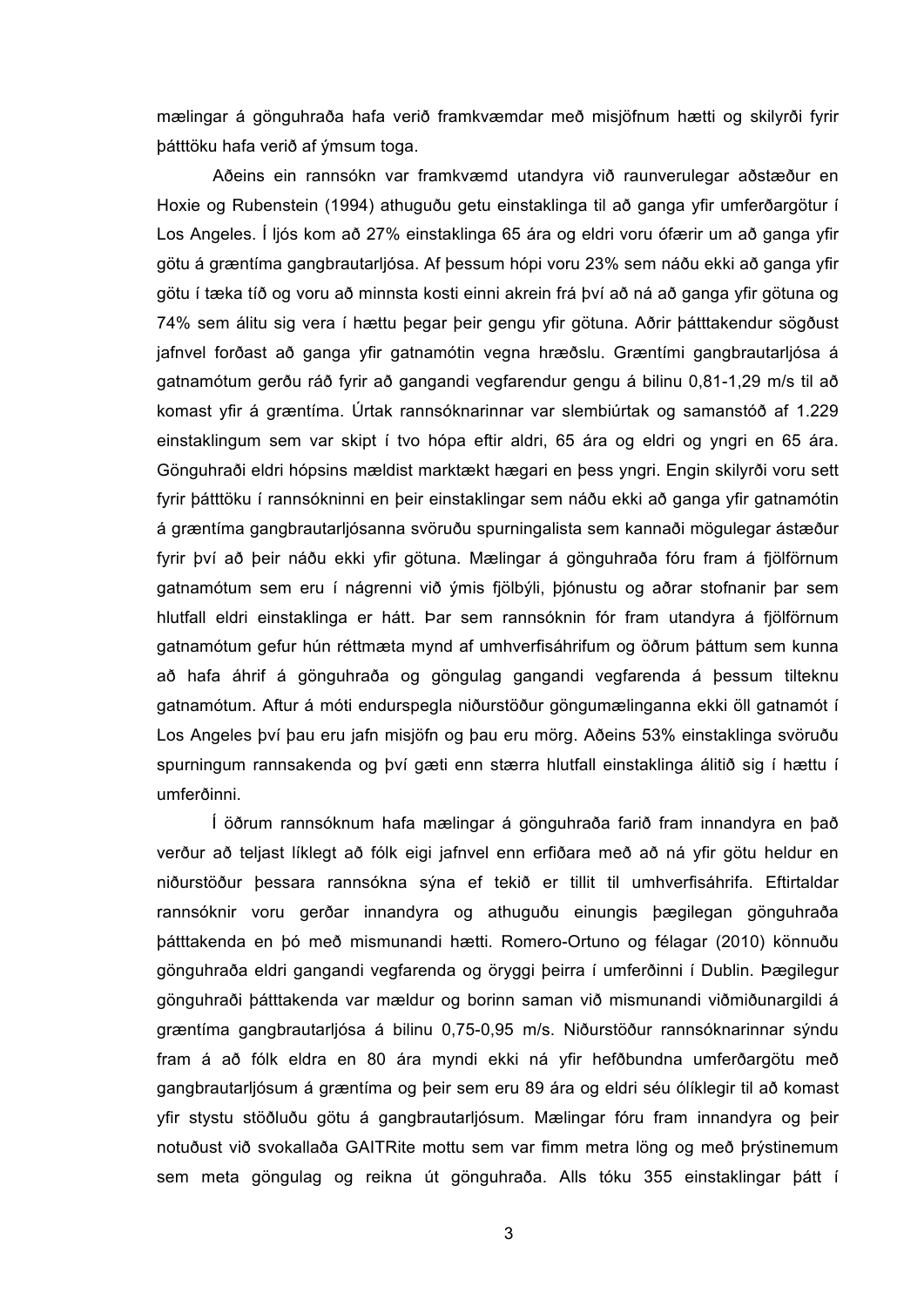mælingar á gönguhraða hafa verið framkvæmdar með misjöfnum hætti og skilyrði fyrir þátttöku hafa verið af ýmsum toga.

Aðeins ein rannsókn var framkvæmd utandyra við raunverulegar aðstæður en Hoxie og Rubenstein (1994) athuguðu getu einstaklinga til að ganga yfir umferðargötur í Los Angeles. Í ljós kom að 27% einstaklinga 65 ára og eldri voru ófærir um að ganga yfir götu á græntíma gangbrautarljósa. Af þessum hópi voru 23% sem náðu ekki að ganga yfir götu í tæka tíð og voru að minnsta kosti einni akrein frá því að ná að ganga yfir götuna og 74% sem álitu sig vera í hættu þegar þeir gengu yfir götuna. Aðrir þátttakendur sögðust jafnvel forðast að ganga yfir gatnamótin vegna hræðslu. Græntími gangbrautarljósa á gatnamótum gerðu ráð fyrir að gangandi vegfarendur gengu á bilinu 0,81-1,29 m/s til að komast yfir á græntíma. Úrtak rannsóknarinnar var slembiúrtak og samanstóð af 1.229 einstaklingum sem var skipt í tvo hópa eftir aldri, 65 ára og eldri og yngri en 65 ára. Gönguhraði eldri hópsins mældist marktækt hægari en þess yngri. Engin skilyrði voru sett fyrir þátttöku í rannsókninni en þeir einstaklingar sem náðu ekki að ganga yfir gatnamótin á græntíma gangbrautarljósanna svöruðu spurningalista sem kannaði mögulegar ástæður fyrir því að þeir náðu ekki yfir götuna. Mælingar á gönguhraða fóru fram á fjölförnum gatnamótum sem eru í nágrenni við ýmis fjölbýli, þjónustu og aðrar stofnanir þar sem hlutfall eldri einstaklinga er hátt. Þar sem rannsóknin fór fram utandyra á fjölförnum gatnamótum gefur hún réttmæta mynd af umhverfisáhrifum og öðrum þáttum sem kunna að hafa áhrif á gönguhraða og göngulag gangandi vegfarenda á þessum tilteknu gatnamótum. Aftur á móti endurspegla niðurstöður göngumælinganna ekki öll gatnamót í Los Angeles því þau eru jafn misjöfn og þau eru mörg. Aðeins 53% einstaklinga svöruðu spurningum rannsakenda og því gæti enn stærra hlutfall einstaklinga álitið sig í hættu í umferðinni.

Í öðrum rannsóknum hafa mælingar á gönguhraða farið fram innandyra en það verður að teljast líklegt að fólk eigi jafnvel enn erfiðara með að ná yfir götu heldur en niðurstöður þessara rannsókna sýna ef tekið er tillit til umhverfisáhrifa. Eftirtaldar rannsóknir voru gerðar innandyra og athuguðu einungis þægilegan gönguhraða þátttakenda en þó með mismunandi hætti. Romero-Ortuno og félagar (2010) könnuðu gönguhraða eldri gangandi vegfarenda og öryggi þeirra í umferðinni í Dublin. Þægilegur gönguhraði þátttakenda var mældur og borinn saman við mismunandi viðmiðunargildi á græntíma gangbrautarljósa á bilinu 0,75-0,95 m/s. Niðurstöður rannsóknarinnar sýndu fram á að fólk eldra en 80 ára myndi ekki ná yfir hefðbundna umferðargötu með gangbrautarljósum á græntíma og þeir sem eru 89 ára og eldri séu ólíklegir til að komast yfir stystu stöðluðu götu á gangbrautarljósum. Mælingar fóru fram innandyra og þeir notuðust við svokallaða GAITRite mottu sem var fimm metra löng og með þrýstinemum sem meta göngulag og reikna út gönguhraða. Alls tóku 355 einstaklingar þátt í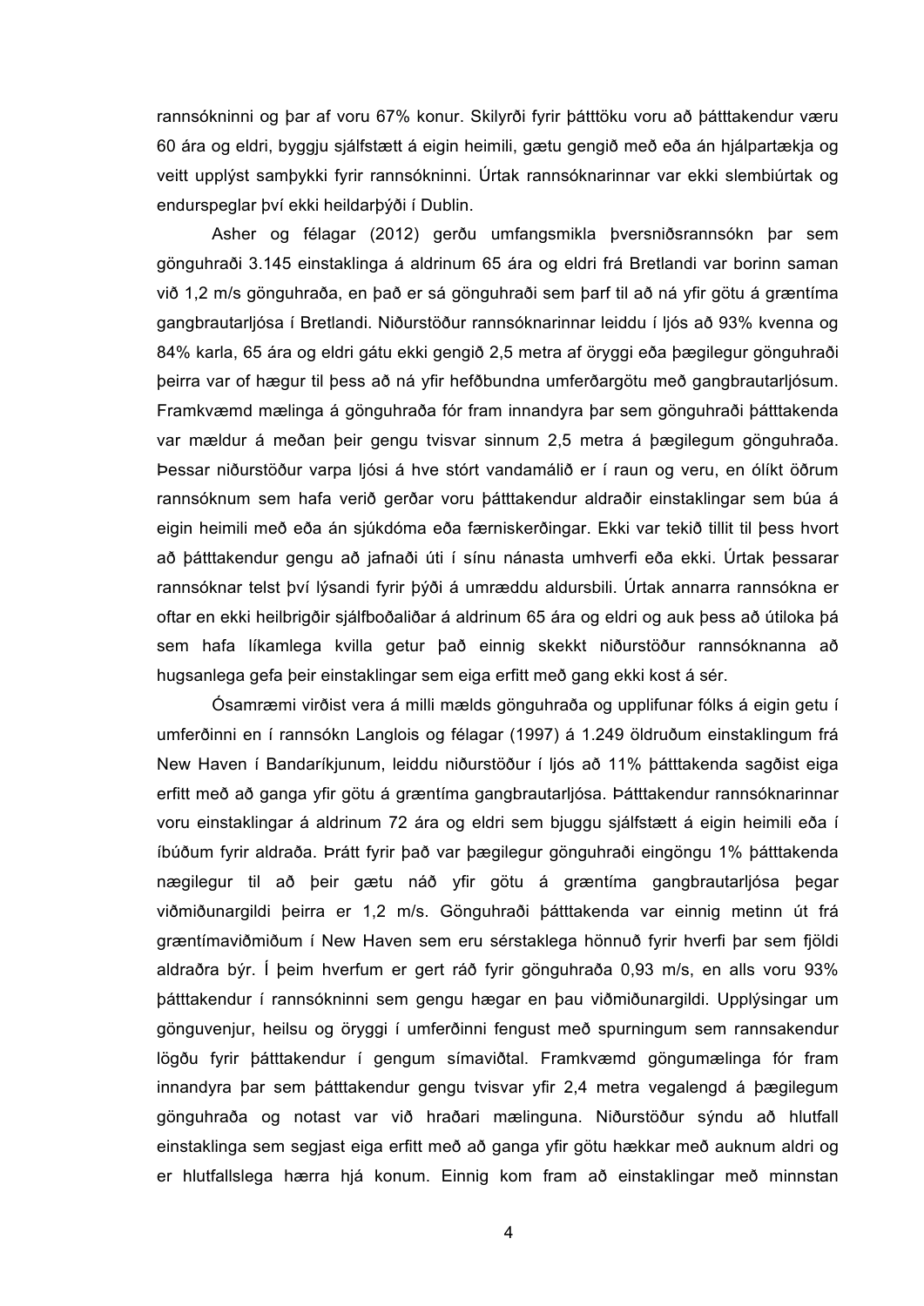rannsókninni og þar af voru 67% konur. Skilyrði fyrir þátttöku voru að þátttakendur væru 60 ára og eldri, byggju sjálfstætt á eigin heimili, gætu gengið með eða án hjálpartækja og veitt upplýst samþykki fyrir rannsókninni. Úrtak rannsóknarinnar var ekki slembiúrtak og endurspeglar því ekki heildarþýði í Dublin.

Asher og félagar (2012) gerðu umfangsmikla þversniðsrannsókn þar sem gönguhraði 3.145 einstaklinga á aldrinum 65 ára og eldri frá Bretlandi var borinn saman við 1,2 m/s gönguhraða, en það er sá gönguhraði sem þarf til að ná yfir götu á græntíma gangbrautarljósa í Bretlandi. Niðurstöður rannsóknarinnar leiddu í ljós að 93% kvenna og 84% karla, 65 ára og eldri gátu ekki gengið 2,5 metra af öryggi eða þægilegur gönguhraði þeirra var of hægur til þess að ná yfir hefðbundna umferðargötu með gangbrautarljósum. Framkvæmd mælinga á gönguhraða fór fram innandyra þar sem gönguhraði þátttakenda var mældur á meðan þeir gengu tvisvar sinnum 2,5 metra á þægilegum gönguhraða. Þessar niðurstöður varpa ljósi á hve stórt vandamálið er í raun og veru, en ólíkt öðrum rannsóknum sem hafa verið gerðar voru þátttakendur aldraðir einstaklingar sem búa á eigin heimili með eða án sjúkdóma eða færniskerðingar. Ekki var tekið tillit til þess hvort að þátttakendur gengu að jafnaði úti í sínu nánasta umhverfi eða ekki. Úrtak þessarar rannsóknar telst því lýsandi fyrir þýði á umræddu aldursbili. Úrtak annarra rannsókna er oftar en ekki heilbrigðir sjálfboðaliðar á aldrinum 65 ára og eldri og auk þess að útiloka þá sem hafa líkamlega kvilla getur það einnig skekkt niðurstöður rannsóknanna að hugsanlega gefa þeir einstaklingar sem eiga erfitt með gang ekki kost á sér.

Ósamræmi virðist vera á milli mælds gönguhraða og upplifunar fólks á eigin getu í umferðinni en í rannsókn Langlois og félagar (1997) á 1.249 öldruðum einstaklingum frá New Haven í Bandaríkjunum, leiddu niðurstöður í ljós að 11% þátttakenda sagðist eiga erfitt með að ganga yfir götu á græntíma gangbrautarljósa. Þátttakendur rannsóknarinnar voru einstaklingar á aldrinum 72 ára og eldri sem bjuggu sjálfstætt á eigin heimili eða í íbúðum fyrir aldraða. Þrátt fyrir það var þægilegur gönguhraði eingöngu 1% þátttakenda nægilegur til að þeir gætu náð yfir götu á græntíma gangbrautarljósa þegar viðmiðunargildi þeirra er 1,2 m/s. Gönguhraði þátttakenda var einnig metinn út frá græntímaviðmiðum í New Haven sem eru sérstaklega hönnuð fyrir hverfi þar sem fjöldi aldraðra býr. Í þeim hverfum er gert ráð fyrir gönguhraða 0,93 m/s, en alls voru 93% þátttakendur í rannsókninni sem gengu hægar en þau viðmiðunargildi. Upplýsingar um gönguvenjur, heilsu og öryggi í umferðinni fengust með spurningum sem rannsakendur lögðu fyrir þátttakendur í gegnum símaviðtal. Framkvæmd göngumælinga fór fram innandyra þar sem þátttakendur gengu tvisvar yfir 2,4 metra vegalengd á þægilegum gönguhraða og notast var við hraðari mælinguna. Niðurstöður sýndu að hlutfall einstaklinga sem segjast eiga erfitt með að ganga yfir götu hækkar með auknum aldri og er hlutfallslega hærra hjá konum. Einnig kom fram að einstaklingar með minnstan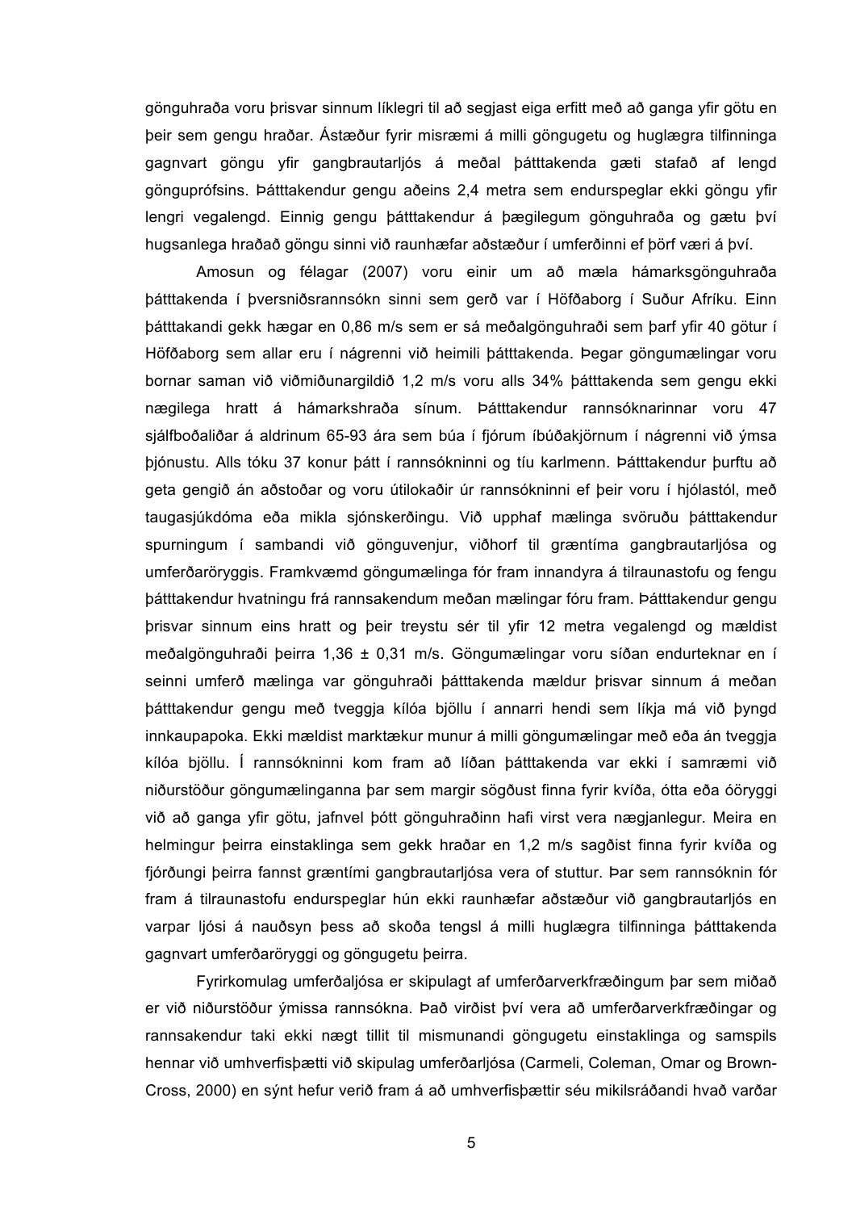gönguhraða voru þrisvar sinnum líklegri til að segjast eiga erfitt með að ganga yfir götu en þeir sem gengu hraðar. Ástæður fyrir misræmi á milli göngugetu og huglægra tilfinninga gagnvart göngu yfir gangbrautarljós á meðal þátttakenda gæti stafað af lengd gönguprófsins. Þátttakendur gengu aðeins 2,4 metra sem endurspeglar ekki göngu yfir lengri vegalengd. Einnig gengu þátttakendur á þægilegum gönguhraða og gætu því hugsanlega hraðað göngu sinni við raunhæfar aðstæður í umferðinni ef þörf væri á því.

Amosun og félagar (2007) voru einir um að mæla hámarksgönguhraða þátttakenda í þversniðsrannsókn sinni sem gerð var í Höfðaborg í Suður Afríku. Einn þátttakandi gekk hægar en 0,86 m/s sem er sá meðalgönguhraði sem þarf yfir 40 götur í Höfðaborg sem allar eru í nágrenni við heimili þátttakenda. Þegar göngumælingar voru bornar saman við viðmiðunargildið 1,2 m/s voru alls 34% þátttakenda sem gengu ekki nægilega hratt á hámarkshraða sínum. Þátttakendur rannsóknarinnar voru 47 sjálfboðaliðar á aldrinum 65-93 ára sem búa í fjórum íbúðakjörnum í nágrenni við ýmsa þjónustu. Alls tóku 37 konur þátt í rannsókninni og tíu karlmenn. Þátttakendur þurftu að geta gengið án aðstoðar og voru útilokaðir úr rannsókninni ef þeir voru í hjólastól, með taugasjúkdóma eða mikla sjónskerðingu. Við upphaf mælinga svöruðu þátttakendur spurningum í sambandi við gönguvenjur, viðhorf til græntíma gangbrautarljósa og umferðaröryggis. Framkvæmd göngumælinga fór fram innandyra á tilraunastofu og fengu þátttakendur hvatningu frá rannsakendum meðan mælingar fóru fram. Þátttakendur gengu þrisvar sinnum eins hratt og þeir treystu sér til yfir 12 metra vegalengd og mældist meðalgönguhraði þeirra 1,36 ± 0,31 m/s. Göngumælingar voru síðan endurteknar en í seinni umferð mælinga var gönguhraði þátttakenda mældur þrisvar sinnum á meðan þátttakendur gengu með tveggja kílóa bjöllu í annarri hendi sem líkja má við þyngd innkaupapoka. Ekki mældist marktækur munur á milli göngumælingar með eða án tveggja kílóa bjöllu. Í rannsókninni kom fram að líðan þátttakenda var ekki í samræmi við niðurstöður göngumælinganna þar sem margir sögðust finna fyrir kvíða, ótta eða óöryggi við að ganga yfir götu, jafnvel þótt gönguhraðinn hafi virst vera nægjanlegur. Meira en helmingur þeirra einstaklinga sem gekk hraðar en 1,2 m/s sagðist finna fyrir kvíða og fjórðungi þeirra fannst græntími gangbrautarljósa vera of stuttur. Þar sem rannsóknin fór fram á tilraunastofu endurspeglar hún ekki raunhæfar aðstæður við gangbrautarljós en varpar ljósi á nauðsyn þess að skoða tengsl á milli huglægra tilfinninga þátttakenda gagnvart umferðaröryggi og göngugetu þeirra.

Fyrirkomulag umferðaljósa er skipulagt af umferðarverkfræðingum þar sem miðað er við niðurstöður ýmissa rannsókna. Það virðist því vera að umferðarverkfræðingar og rannsakendur taki ekki nægt tillit til mismunandi göngugetu einstaklinga og samspils hennar við umhverfisþætti við skipulag umferðarljósa (Carmeli, Coleman, Omar og Brown-Cross, 2000) en sýnt hefur verið fram á að umhverfisþættir séu mikilsráðandi hvað varðar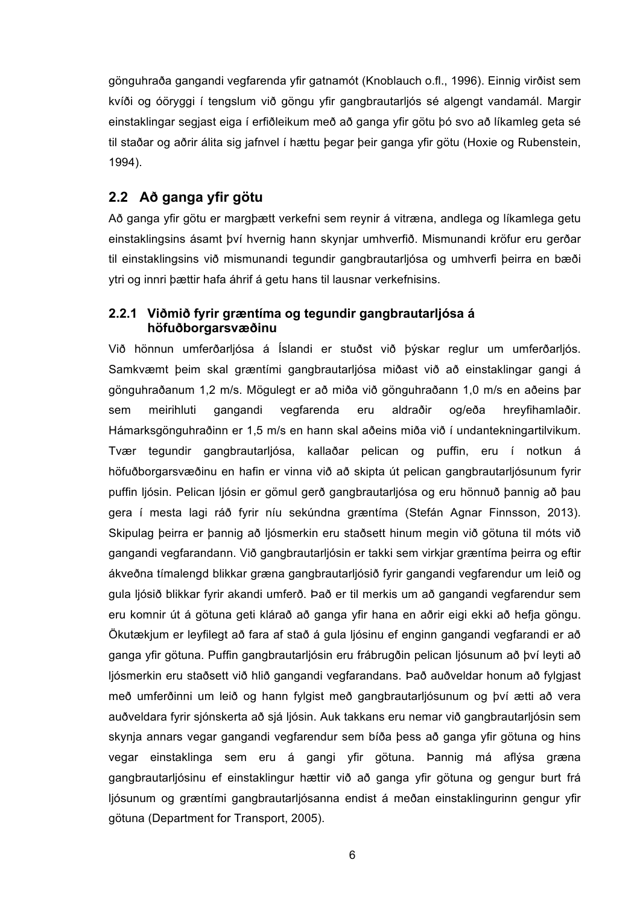gönguhraða gangandi vegfarenda yfir gatnamót (Knoblauch o.fl., 1996). Einnig virðist sem kvíði og óöryggi í tengslum við göngu yfir gangbrautarljós sé algengt vandamál. Margir einstaklingar segjast eiga í erfiðleikum með að ganga yfir götu þó svo að líkamleg geta sé til staðar og aðrir álita sig jafnvel í hættu þegar þeir ganga yfir götu (Hoxie og Rubenstein, 1994).

## 2.2 Að ganga yfir götu

Að ganga yfir götu er margþætt verkefni sem reynir á vitræna, andlega og líkamlega getu einstaklingsins ásamt því hvernig hann skynjar umhverfið. Mismunandi kröfur eru gerðar til einstaklingsins við mismunandi tegundir gangbrautarljósa og umhverfi þeirra en bæði ytri og innri þættir hafa áhrif á getu hans til lausnar verkefnisins.

### 2.2.1 Viðmið fyrir græntíma og tegundir gangbrautarljósa á höfuðborgarsvæðinu

Við hönnun umferðarljósa á Íslandi er stuðst við þýskar reglur um umferðarljós. Samkvæmt þeim skal græntími gangbrautarljósa miðast við að einstaklingar gangi á gönguhraðanum 1,2 m/s. Mögulegt er að miða við gönguhraðann 1,0 m/s en aðeins þar sem meirihluti gangandi vegfarenda eru aldraðir og/eða hreyfihamlaðir. Hámarksgönguhraðinn er 1,5 m/s en hann skal aðeins miða við í undantekningartilvikum. Tvær tegundir gangbrautarljósa, kallaðar pelican og puffin, eru í notkun á höfuðborgarsvæðinu en hafin er vinna við að skipta út pelican gangbrautarljósunum fyrir puffin ljósin. Pelican ljósin er gömul gerð gangbrautarljósa og eru hönnuð þannig að þau gera í mesta lagi ráð fyrir níu sekúndna græntíma (Stefán Agnar Finnsson, 2013). Skipulag þeirra er þannig að ljósmerkin eru staðsett hinum megin við götuna til móts við gangandi vegfarandann. Við gangbrautarljósin er takki sem virkjar græntíma þeirra og eftir ákveðna tímalengd blikkar græna gangbrautarljósið fyrir gangandi vegfarendur um leið og gula ljósið blikkar fyrir akandi umferð. Það er til merkis um að gangandi vegfarendur sem eru komnir út á götuna geti klárað að ganga yfir hana en aðrir eigi ekki að hefja göngu. Ökutækjum er leyfilegt að fara af stað á gula ljósinu ef enginn gangandi vegfarandi er að ganga yfir götuna. Puffin gangbrautarljósin eru frábrugðin pelican ljósunum að því leyti að ljósmerkin eru staðsett við hlið gangandi vegfarandans. Það auðveldar honum að fylgjast með umferðinni um leið og hann fylgist með gangbrautarljósunum og því ætti að vera auðveldara fyrir sjónskerta að sjá ljósin. Auk takkans eru nemar við gangbrautarljósin sem skynja annars vegar gangandi vegfarendur sem bíða þess að ganga yfir götuna og hins vegar einstaklinga sem eru á gangi yfir götuna. Þannig má aflýsa græna gangbrautarljósinu ef einstaklingur hættir við að ganga yfir götuna og gengur burt frá ljósunum og græntími gangbrautarljósanna endist á meðan einstaklingurinn gengur yfir götuna (Department for Transport, 2005).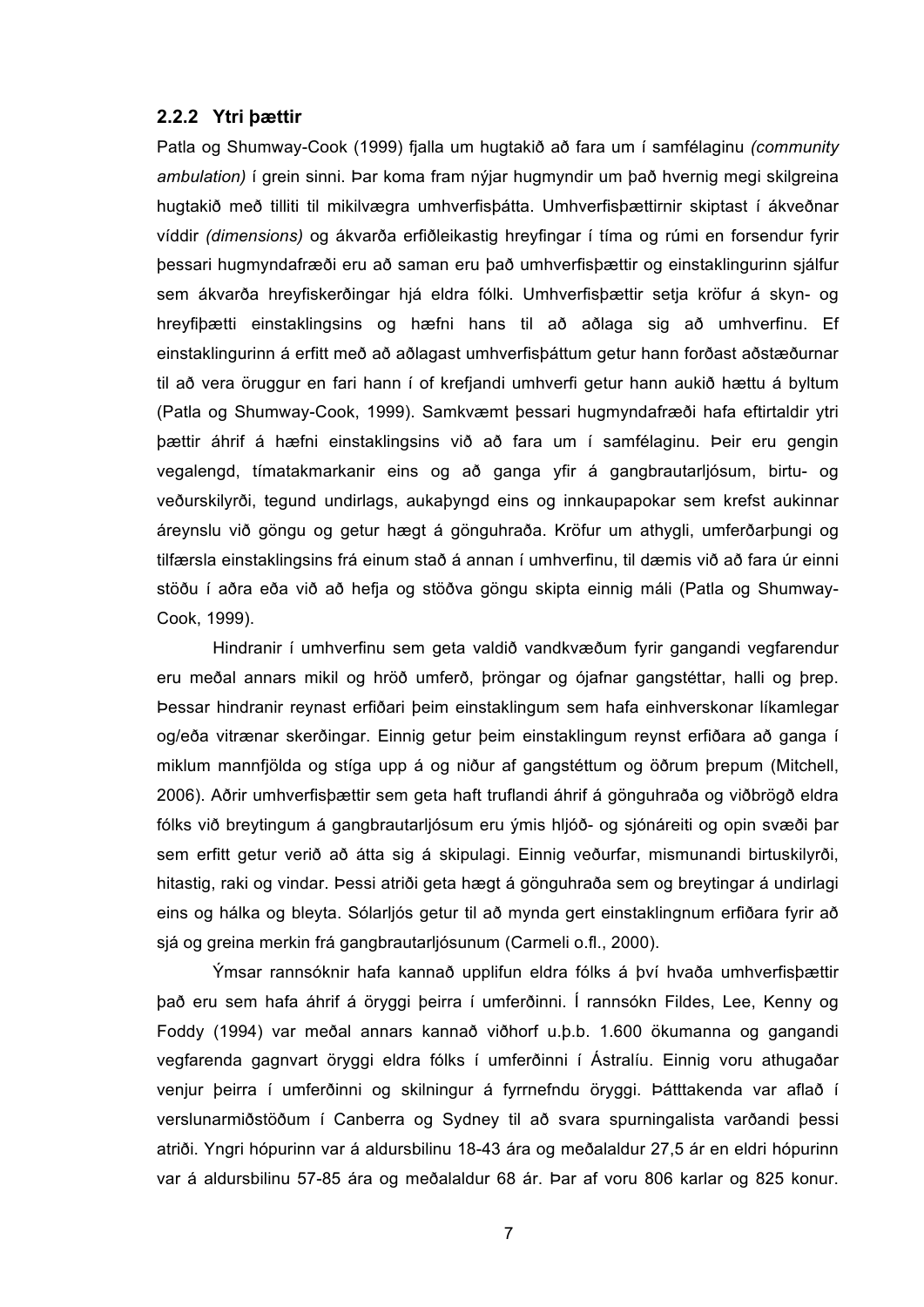### 2.2.2 Ytri þættir

Patla og Shumway-Cook (1999) fjalla um hugtakið að fara um í samfélaginu *(community ambulation)* í grein sinni. Þar koma fram nýjar hugmyndir um það hvernig megi skilgreina hugtakið með tilliti til mikilvægra umhverfisþátta. Umhverfisþættirnir skiptast í ákveðnar víddir *(dimensions)* og ákvarða erfiðleikastig hreyfingar í tíma og rúmi en forsendur fyrir þessari hugmyndafræði eru að saman eru það umhverfisþættir og einstaklingurinn sjálfur sem ákvarða hreyfiskerðingar hjá eldra fólki. Umhverfisþættir setja kröfur á skyn- og hreyfiþætti einstaklingsins og hæfni hans til að aðlaga sig að umhverfinu. Ef einstaklingurinn á erfitt með að aðlagast umhverfisþáttum getur hann forðast aðstæðurnar til að vera öruggur en fari hann í of krefjandi umhverfi getur hann aukið hættu á byltum (Patla og Shumway-Cook, 1999). Samkvæmt þessari hugmyndafræði hafa eftirtaldir ytri þættir áhrif á hæfni einstaklingsins við að fara um í samfélaginu. Þeir eru gengin vegalengd, tímatakmarkanir eins og að ganga yfir á gangbrautarljósum, birtu- og veðurskilyrði, tegund undirlags, aukaþyngd eins og innkaupapokar sem krefst aukinnar áreynslu við göngu og getur hægt á gönguhraða. Kröfur um athygli, umferðarþungi og tilfærsla einstaklingsins frá einum stað á annan í umhverfinu, til dæmis við að fara úr einni stöðu í aðra eða við að hefja og stöðva göngu skipta einnig máli (Patla og Shumway-Cook, 1999).

Hindranir í umhverfinu sem geta valdið vandkvæðum fyrir gangandi vegfarendur eru meðal annars mikil og hröð umferð, þröngar og ójafnar gangstéttar, halli og þrep. Þessar hindranir reynast erfiðari þeim einstaklingum sem hafa einhverskonar líkamlegar og/eða vitrænar skerðingar. Einnig getur þeim einstaklingum reynst erfiðara að ganga í miklum mannfjölda og stíga upp á og niður af gangstéttum og öðrum þrepum (Mitchell, 2006). Aðrir umhverfisþættir sem geta haft truflandi áhrif á gönguhraða og viðbrögð eldra fólks við breytingum á gangbrautarljósum eru ýmis hljóð- og sjónáreiti og opin svæði þar sem erfitt getur verið að átta sig á skipulagi. Einnig veðurfar, mismunandi birtuskilyrði, hitastig, raki og vindar. Þessi atriði geta hægt á gönguhraða sem og breytingar á undirlagi eins og hálka og bleyta. Sólarljós getur til að mynda gert einstaklingnum erfiðara fyrir að sjá og greina merkin frá gangbrautarljósunum (Carmeli o.fl., 2000).

Ýmsar rannsóknir hafa kannað upplifun eldra fólks á því hvaða umhverfisþættir það eru sem hafa áhrif á öryggi þeirra í umferðinni. Í rannsókn Fildes, Lee, Kenny og Foddy (1994) var meðal annars kannað viðhorf u.þ.b. 1.600 ökumanna og gangandi vegfarenda gagnvart öryggi eldra fólks í umferðinni í Ástralíu. Einnig voru athugaðar venjur þeirra í umferðinni og skilningur á fyrrnefndu öryggi. Þátttakenda var aflað í verslunarmiðstöðum í Canberra og Sydney til að svara spurningalista varðandi þessi atriði. Yngri hópurinn var á aldursbilinu 18-43 ára og meðalaldur 27,5 ár en eldri hópurinn var á aldursbilinu 57-85 ára og meðalaldur 68 ár. Þar af voru 806 karlar og 825 konur.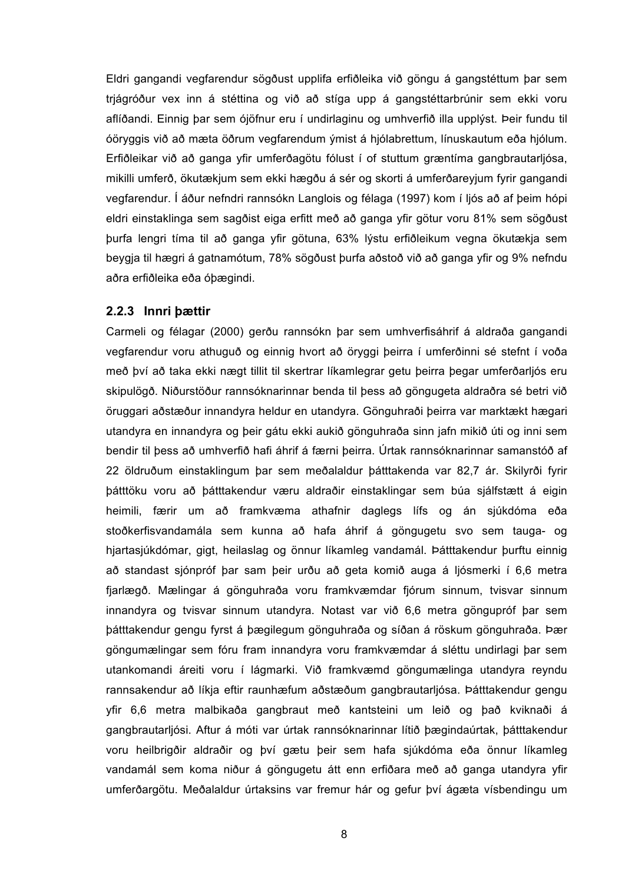Eldri gangandi vegfarendur sögðust upplifa erfiðleika við göngu á gangstéttum þar sem trjágróður vex inn á stéttina og við að stíga upp á gangstéttarbrúnir sem ekki voru aflíðandi. Einnig þar sem ójöfnur eru í undirlaginu og umhverfið illa upplýst. Þeir fundu til óöryggis við að mæta öðrum vegfarendum ýmist á hjólabrettum, línuskautum eða hjólum. Erfiðleikar við að ganga yfir umferðagötu fólust í of stuttum græntíma gangbrautarljósa, mikilli umferð, ökutækjum sem ekki hægðu á sér og skorti á umferðareyjum fyrir gangandi vegfarendur. Í áður nefndri rannsókn Langlois og félaga (1997) kom í ljós að af þeim hópi eldri einstaklinga sem sagðist eiga erfitt með að ganga yfir götur voru 81% sem sögðust þurfa lengri tíma til að ganga yfir götuna, 63% lýstu erfiðleikum vegna ökutækja sem beygja til hægri á gatnamótum, 78% sögðust þurfa aðstoð við að ganga yfir og 9% nefndu aðra erfiðleika eða óþægindi.

### 2.2.3 Innri þættir

Carmeli og félagar (2000) gerðu rannsókn þar sem umhverfisáhrif á aldraða gangandi vegfarendur voru athuguð og einnig hvort að öryggi þeirra í umferðinni sé stefnt í voða með því að taka ekki nægt tillit til skertrar líkamlegrar getu þeirra þegar umferðarljós eru skipulögð. Niðurstöður rannsóknarinnar benda til þess að göngugeta aldraðra sé betri við öruggari aðstæður innandyra heldur en utandyra. Gönguhraði þeirra var marktækt hægari utandyra en innandyra og þeir gátu ekki aukið gönguhraða sinn jafn mikið úti og inni sem bendir til þess að umhverfið hafi áhrif á færni þeirra. Úrtak rannsóknarinnar samanstóð af 22 öldruðum einstaklingum þar sem meðalaldur þátttakenda var 82,7 ár. Skilyrði fyrir þátttöku voru að þátttakendur væru aldraðir einstaklingar sem búa sjálfstætt á eigin heimili, færir um að framkvæma athafnir daglegs lífs og án sjúkdóma eða stoðkerfisvandamála sem kunna að hafa áhrif á göngugetu svo sem tauga- og hjartasjúkdómar, gigt, heilaslag og önnur líkamleg vandamál. Þátttakendur þurftu einnig að standast sjónpróf þar sam þeir urðu að geta komið auga á ljósmerki í 6,6 metra fjarlægð. Mælingar á gönguhraða voru framkvæmdar fjórum sinnum, tvisvar sinnum innandyra og tvisvar sinnum utandyra. Notast var við 6,6 metra göngupróf þar sem þátttakendur gengu fyrst á þægilegum gönguhraða og síðan á röskum gönguhraða. Þær göngumælingar sem fóru fram innandyra voru framkvæmdar á sléttu undirlagi þar sem utankomandi áreiti voru í lágmarki. Við framkvæmd göngumælinga utandyra reyndu rannsakendur að líkja eftir raunhæfum aðstæðum gangbrautarljósa. Þátttakendur gengu yfir 6,6 metra malbikaða gangbraut með kantsteini um leið og það kviknaði á gangbrautarljósi. Aftur á móti var úrtak rannsóknarinnar lítið þægindaúrtak, þátttakendur voru heilbrigðir aldraðir og því gætu þeir sem hafa sjúkdóma eða önnur líkamleg vandamál sem koma niður á göngugetu átt enn erfiðara með að ganga utandyra yfir umferðargötu. Meðalaldur úrtaksins var fremur hár og gefur því ágæta vísbendingu um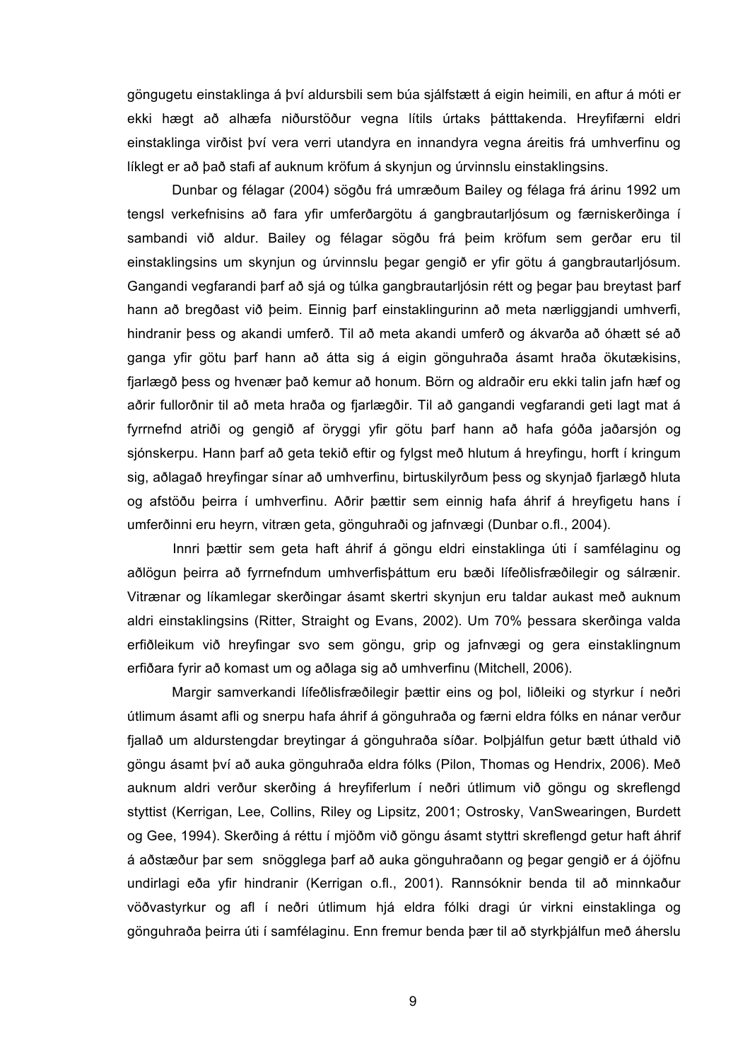göngugetu einstaklinga á því aldursbili sem búa sjálfstætt á eigin heimili, en aftur á móti er ekki hægt að alhæfa niðurstöður vegna lítils úrtaks þátttakenda. Hreyfifærni eldri einstaklinga virðist því vera verri utandyra en innandyra vegna áreitis frá umhverfinu og líklegt er að það stafi af auknum kröfum á skynjun og úrvinnslu einstaklingsins.

Dunbar og félagar (2004) sögðu frá umræðum Bailey og félaga frá árinu 1992 um tengsl verkefnisins að fara yfir umferðargötu á gangbrautarljósum og færniskerðinga í sambandi við aldur. Bailey og félagar sögðu frá þeim kröfum sem gerðar eru til einstaklingsins um skynjun og úrvinnslu þegar gengið er yfir götu á gangbrautarljósum. Gangandi vegfarandi þarf að sjá og túlka gangbrautarljósin rétt og þegar þau breytast þarf hann að bregðast við þeim. Einnig þarf einstaklingurinn að meta nærliggjandi umhverfi, hindranir þess og akandi umferð. Til að meta akandi umferð og ákvarða að óhætt sé að ganga yfir götu þarf hann að átta sig á eigin gönguhraða ásamt hraða ökutækisins, fjarlægð þess og hvenær það kemur að honum. Börn og aldraðir eru ekki talin jafn hæf og aðrir fullorðnir til að meta hraða og fjarlægðir. Til að gangandi vegfarandi geti lagt mat á fyrrnefnd atriði og gengið af öryggi yfir götu þarf hann að hafa góða jaðarsjón og sjónskerpu. Hann þarf að geta tekið eftir og fylgst með hlutum á hreyfingu, horft í kringum sig, aðlagað hreyfingar sínar að umhverfinu, birtuskilyrðum þess og skynjað fjarlægð hluta og afstöðu þeirra í umhverfinu. Aðrir þættir sem einnig hafa áhrif á hreyfigetu hans í umferðinni eru heyrn, vitræn geta, gönguhraði og jafnvægi (Dunbar o.fl., 2004).

Innri þættir sem geta haft áhrif á göngu eldri einstaklinga úti í samfélaginu og aðlögun þeirra að fyrrnefndum umhverfisþáttum eru bæði lífeðlisfræðilegir og sálrænir. Vitrænar og líkamlegar skerðingar ásamt skertri skynjun eru taldar aukast með auknum aldri einstaklingsins (Ritter, Straight og Evans, 2002). Um 70% þessara skerðinga valda erfiðleikum við hreyfingar svo sem göngu, grip og jafnvægi og gera einstaklingnum erfiðara fyrir að komast um og aðlaga sig að umhverfinu (Mitchell, 2006).

Margir samverkandi lífeðlisfræðilegir þættir eins og þol, liðleiki og styrkur í neðri útlimum ásamt afli og snerpu hafa áhrif á gönguhraða og færni eldra fólks en nánar verður fjallað um aldurstengdar breytingar á gönguhraða síðar. Þolþjálfun getur bætt úthald við göngu ásamt því að auka gönguhraða eldra fólks (Pilon, Thomas og Hendrix, 2006). Með auknum aldri verður skerðing á hreyfiferlum í neðri útlimum við göngu og skreflengd styttist (Kerrigan, Lee, Collins, Riley og Lipsitz, 2001; Ostrosky, VanSwearingen, Burdett og Gee, 1994). Skerðing á réttu í mjöðm við göngu ásamt styttri skreflengd getur haft áhrif á aðstæður þar sem snögglega þarf að auka gönguhraðann og þegar gengið er á ójöfnu undirlagi eða yfir hindranir (Kerrigan o.fl., 2001). Rannsóknir benda til að minnkaður vöðvastyrkur og afl í neðri útlimum hjá eldra fólki dragi úr virkni einstaklinga og gönguhraða þeirra úti í samfélaginu. Enn fremur benda þær til að styrkþjálfun með áherslu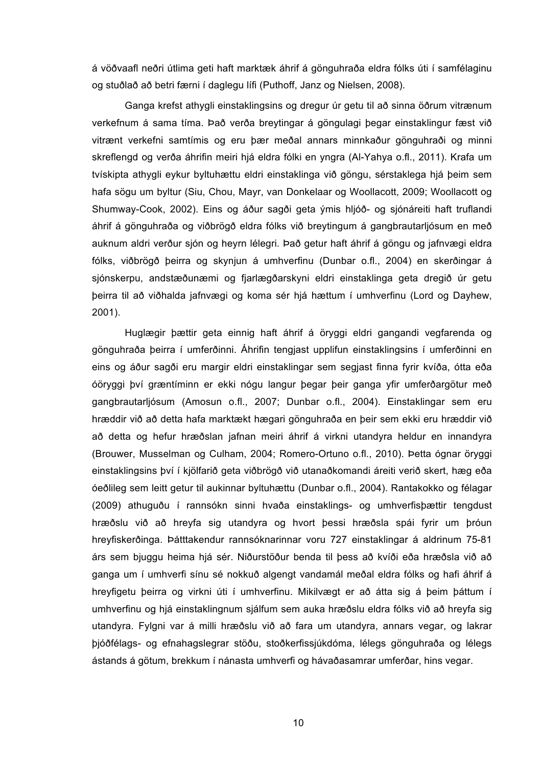á vöðvaafl neðri útlima geti haft marktæk áhrif á gönguhraða eldra fólks úti í samfélaginu og stuðlað að betri færni í daglegu lífi (Puthoff, Janz og Nielsen, 2008).

Ganga krefst athygli einstaklingsins og dregur úr getu til að sinna öðrum vitrænum verkefnum á sama tíma. Það verða breytingar á göngulagi þegar einstaklingur fæst við vitrænt verkefni samtímis og eru þær meðal annars minnkaður gönguhraði og minni skreflengd og verða áhrifin meiri hjá eldra fólki en yngra (Al-Yahya o.fl., 2011). Krafa um tvískipta athygli eykur byltuhættu eldri einstaklinga við göngu, sérstaklega hjá þeim sem hafa sögu um byltur (Siu, Chou, Mayr, van Donkelaar og Woollacott, 2009; Woollacott og Shumway-Cook, 2002). Eins og áður sagði geta ýmis hljóð- og sjónáreiti haft truflandi áhrif á gönguhraða og viðbrögð eldra fólks við breytingum á gangbrautarljósum en með auknum aldri verður sjón og heyrn lélegri. Það getur haft áhrif á göngu og jafnvægi eldra fólks, viðbrögð þeirra og skynjun á umhverfinu (Dunbar o.fl., 2004) en skerðingar á sjónskerpu, andstæðunæmi og fjarlægðarskyni eldri einstaklinga geta dregið úr getu þeirra til að viðhalda jafnvægi og koma sér hjá hættum í umhverfinu (Lord og Dayhew, 2001).

Huglægir þættir geta einnig haft áhrif á öryggi eldri gangandi vegfarenda og gönguhraða þeirra í umferðinni. Áhrifin tengjast upplifun einstaklingsins í umferðinni en eins og áður sagði eru margir eldri einstaklingar sem segjast finna fyrir kvíða, ótta eða óöryggi því græntíminn er ekki nógu langur þegar þeir ganga yfir umferðargötur með gangbrautarljósum (Amosun o.fl., 2007; Dunbar o.fl., 2004). Einstaklingar sem eru hræddir við að detta hafa marktækt hægari gönguhraða en þeir sem ekki eru hræddir við að detta og hefur hræðslan jafnan meiri áhrif á virkni utandyra heldur en innandyra (Brouwer, Musselman og Culham, 2004; Romero-Ortuno o.fl., 2010). Þetta ógnar öryggi einstaklingsins því í kjölfarið geta viðbrögð við utanaðkomandi áreiti verið skert, hæg eða óeðlileg sem leitt getur til aukinnar byltuhættu (Dunbar o.fl., 2004). Rantakokko og félagar (2009) athuguðu í rannsókn sinni hvaða einstaklings- og umhverfisþættir tengdust hræðslu við að hreyfa sig utandyra og hvort þessi hræðsla spái fyrir um þróun hreyfiskerðinga. Þátttakendur rannsóknarinnar voru 727 einstaklingar á aldrinum 75-81 árs sem bjuggu heima hjá sér. Niðurstöður benda til þess að kvíði eða hræðsla við að ganga um í umhverfi sínu sé nokkuð algengt vandamál meðal eldra fólks og hafi áhrif á hreyfigetu þeirra og virkni úti í umhverfinu. Mikilvægt er að átta sig á þeim þáttum í umhverfinu og hjá einstaklingnum sjálfum sem auka hræðslu eldra fólks við að hreyfa sig utandyra. Fylgni var á milli hræðslu við að fara um utandyra, annars vegar, og lakrar þjóðfélags- og efnahagslegrar stöðu, stoðkerfissjúkdóma, lélegs gönguhraða og lélegs ástands á götum, brekkum í nánasta umhverfi og hávaðasamrar umferðar, hins vegar.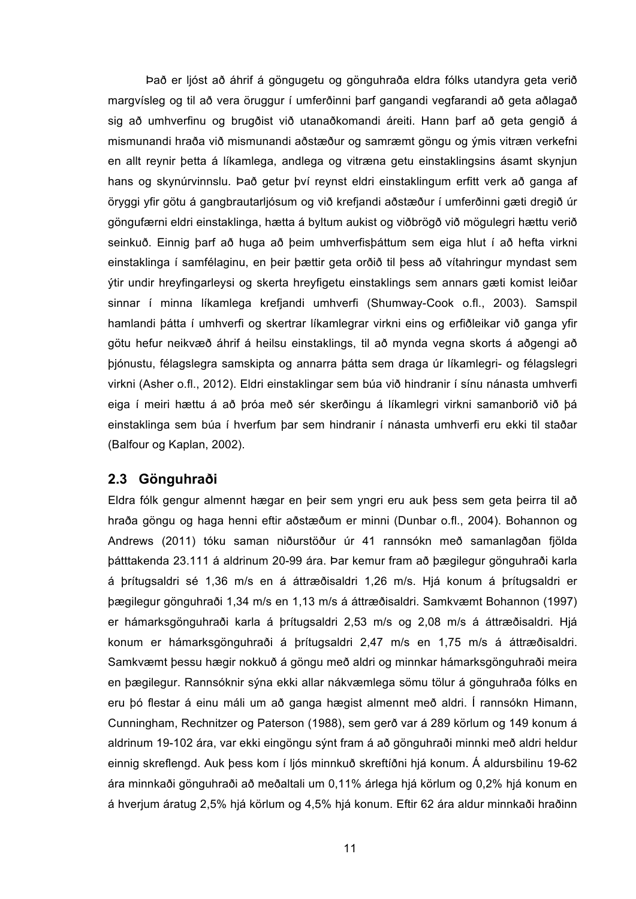Það er ljóst að áhrif á göngugetu og gönguhraða eldra fólks utandyra geta verið margvísleg og til að vera öruggur í umferðinni þarf gangandi vegfarandi að geta aðlagað sig að umhverfinu og brugðist við utanaðkomandi áreiti. Hann þarf að geta gengið á mismunandi hraða við mismunandi aðstæður og samræmt göngu og ýmis vitræn verkefni en allt reynir þetta á líkamlega, andlega og vitræna getu einstaklingsins ásamt skynjun hans og skynúrvinnslu. Það getur því reynst eldri einstaklingum erfitt verk að ganga af öryggi yfir götu á gangbrautarljósum og við krefjandi aðstæður í umferðinni gæti dregið úr göngufærni eldri einstaklinga, hætta á byltum aukist og viðbrögð við mögulegri hættu verið seinkuð. Einnig þarf að huga að þeim umhverfisþáttum sem eiga hlut í að hefta virkni einstaklinga í samfélaginu, en þeir þættir geta orðið til þess að vítahringur myndast sem ýtir undir hreyfingarleysi og skerta hreyfigetu einstaklings sem annars gæti komist leiðar sinnar í minna líkamlega krefjandi umhverfi (Shumway-Cook o.fl., 2003). Samspil hamlandi þátta í umhverfi og skertrar líkamlegrar virkni eins og erfiðleikar við ganga yfir götu hefur neikvæð áhrif á heilsu einstaklings, til að mynda vegna skorts á aðgengi að þjónustu, félagslegra samskipta og annarra þátta sem draga úr líkamlegri- og félagslegri virkni (Asher o.fl., 2012). Eldri einstaklingar sem búa við hindranir í sínu nánasta umhverfi eiga í meiri hættu á að þróa með sér skerðingu á líkamlegri virkni samanborið við þá einstaklinga sem búa í hverfum þar sem hindranir í nánasta umhverfi eru ekki til staðar (Balfour og Kaplan, 2002).

## 2.3 Gönguhraði

Eldra fólk gengur almennt hægar en þeir sem yngri eru auk þess sem geta þeirra til að hraða göngu og haga henni eftir aðstæðum er minni (Dunbar o.fl., 2004). Bohannon og Andrews (2011) tóku saman niðurstöður úr 41 rannsókn með samanlagðan fjölda þátttakenda 23.111 á aldrinum 20-99 ára. Þar kemur fram að þægilegur gönguhraði karla á þrítugsaldri sé 1,36 m/s en á áttræðisaldri 1,26 m/s. Hjá konum á þrítugsaldri er þægilegur gönguhraði 1,34 m/s en 1,13 m/s á áttræðisaldri. Samkvæmt Bohannon (1997) er hámarksgönguhraði karla á þrítugsaldri 2,53 m/s og 2,08 m/s á áttræðisaldri. Hjá konum er hámarksgönguhraði á þrítugsaldri 2,47 m/s en 1,75 m/s á áttræðisaldri. Samkvæmt þessu hægir nokkuð á göngu með aldri og minnkar hámarksgönguhraði meira en þægilegur. Rannsóknir sýna ekki allar nákvæmlega sömu tölur á gönguhraða fólks en eru þó flestar á einu máli um að ganga hægist almennt með aldri. Í rannsókn Himann, Cunningham, Rechnitzer og Paterson (1988), sem gerð var á 289 körlum og 149 konum á aldrinum 19-102 ára, var ekki eingöngu sýnt fram á að gönguhraði minnki með aldri heldur einnig skreflengd. Auk þess kom í ljós minnkuð skreftíðni hjá konum. Á aldursbilinu 19-62 ára minnkaði gönguhraði að meðaltali um 0,11% árlega hjá körlum og 0,2% hjá konum en á hverjum áratug 2,5% hjá körlum og 4,5% hjá konum. Eftir 62 ára aldur minnkaði hraðinn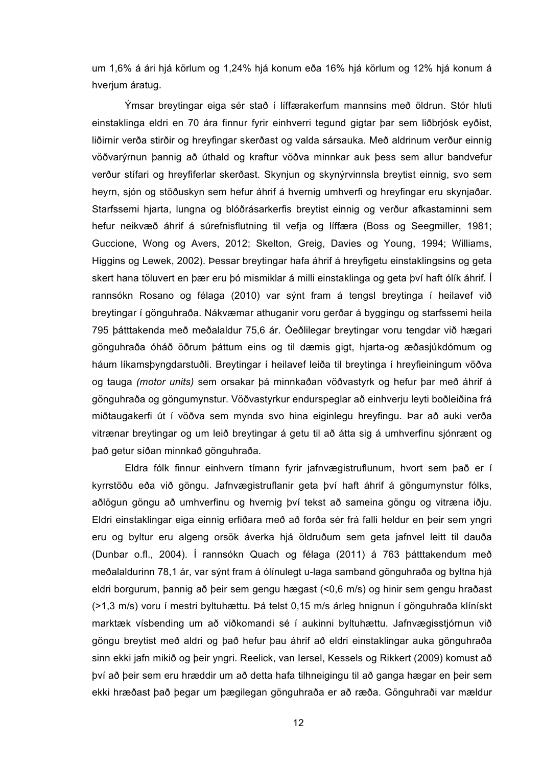um 1,6% á ári hjá körlum og 1,24% hjá konum eða 16% hjá körlum og 12% hjá konum á hverjum áratug.

Ýmsar breytingar eiga sér stað í líffærakerfum mannsins með öldrun. Stór hluti einstaklinga eldri en 70 ára finnur fyrir einhverri tegund gigtar þar sem liðbrjósk eyðist, liðirnir verða stirðir og hreyfingar skerðast og valda sársauka. Með aldrinum verður einnig vöðvarýrnun þannig að úthald og kraftur vöðva minnkar auk þess sem allur bandvefur verður stífari og hreyfiferlar skerðast. Skynjun og skynýrvinnsla breytist einnig, svo sem heyrn, sjón og stöðuskyn sem hefur áhrif á hvernig umhverfi og hreyfingar eru skynjaðar. Starfssemi hjarta, lungna og blóðrásarkerfis breytist einnig og verður afkastaminni sem hefur neikvæð áhrif á súrefnisflutning til vefja og líffæra (Boss og Seegmiller, 1981; Guccione, Wong og Avers, 2012; Skelton, Greig, Davies og Young, 1994; Williams, Higgins og Lewek, 2002). Þessar breytingar hafa áhrif á hreyfigetu einstaklingsins og geta skert hana töluvert en þær eru þó mismiklar á milli einstaklinga og geta því haft ólík áhrif. Í rannsókn Rosano og félaga (2010) var sýnt fram á tengsl breytinga í heilavef við breytingar í gönguhraða. Nákvæmar athuganir voru gerðar á byggingu og starfssemi heila 795 þátttakenda með meðalaldur 75,6 ár. Óeðlilegar breytingar voru tengdar við hægari gönguhraða óháð öðrum þáttum eins og til dæmis gigt, hjarta-og æðasjúkdómum og háum líkamsþyngdarstuðli. Breytingar í heilavef leiða til breytinga í hreyfieiningum vöðva og tauga *(motor units)* sem orsakar þá minnkaðan vöðvastyrk og hefur þar með áhrif á gönguhraða og göngumynstur. Vöðvastyrkur endurspeglar að einhverju leyti boðleiðina frá miðtaugakerfi út í vöðva sem mynda svo hina eiginlegu hreyfingu. Þar að auki verða vitrænar breytingar og um leið breytingar á getu til að átta sig á umhverfinu sjónrænt og það getur síðan minnkað gönguhraða.

Eldra fólk finnur einhvern tímann fyrir jafnvægistruflunum, hvort sem það er í kyrrstöðu eða við göngu. Jafnvægistruflanir geta því haft áhrif á göngumynstur fólks, aðlögun göngu að umhverfinu og hvernig því tekst að sameina göngu og vitræna iðju. Eldri einstaklingar eiga einnig erfiðara með að forða sér frá falli heldur en þeir sem yngri eru og byltur eru algeng orsök áverka hjá öldruðum sem geta jafnvel leitt til dauða (Dunbar o.fl., 2004). Í rannsókn Quach og félaga (2011) á 763 þátttakendum með meðalaldurinn 78,1 ár, var sýnt fram á ólínulegt u-laga samband gönguhraða og byltna hjá eldri borgurum, þannig að þeir sem gengu hægast (<0,6 m/s) og hinir sem gengu hraðast (>1,3 m/s) voru í mestri byltuhættu. Þá telst 0,15 m/s árleg hnignun í gönguhraða klínískt marktæk vísbending um að viðkomandi sé í aukinni byltuhættu. Jafnvægisstjórnun við göngu breytist með aldri og það hefur þau áhrif að eldri einstaklingar auka gönguhraða sinn ekki jafn mikið og þeir yngri. Reelick, van Iersel, Kessels og Rikkert (2009) komust að því að þeir sem eru hræddir um að detta hafa tilhneigingu til að ganga hægar en þeir sem ekki hræðast það þegar um þægilegan gönguhraða er að ræða. Gönguhraði var mældur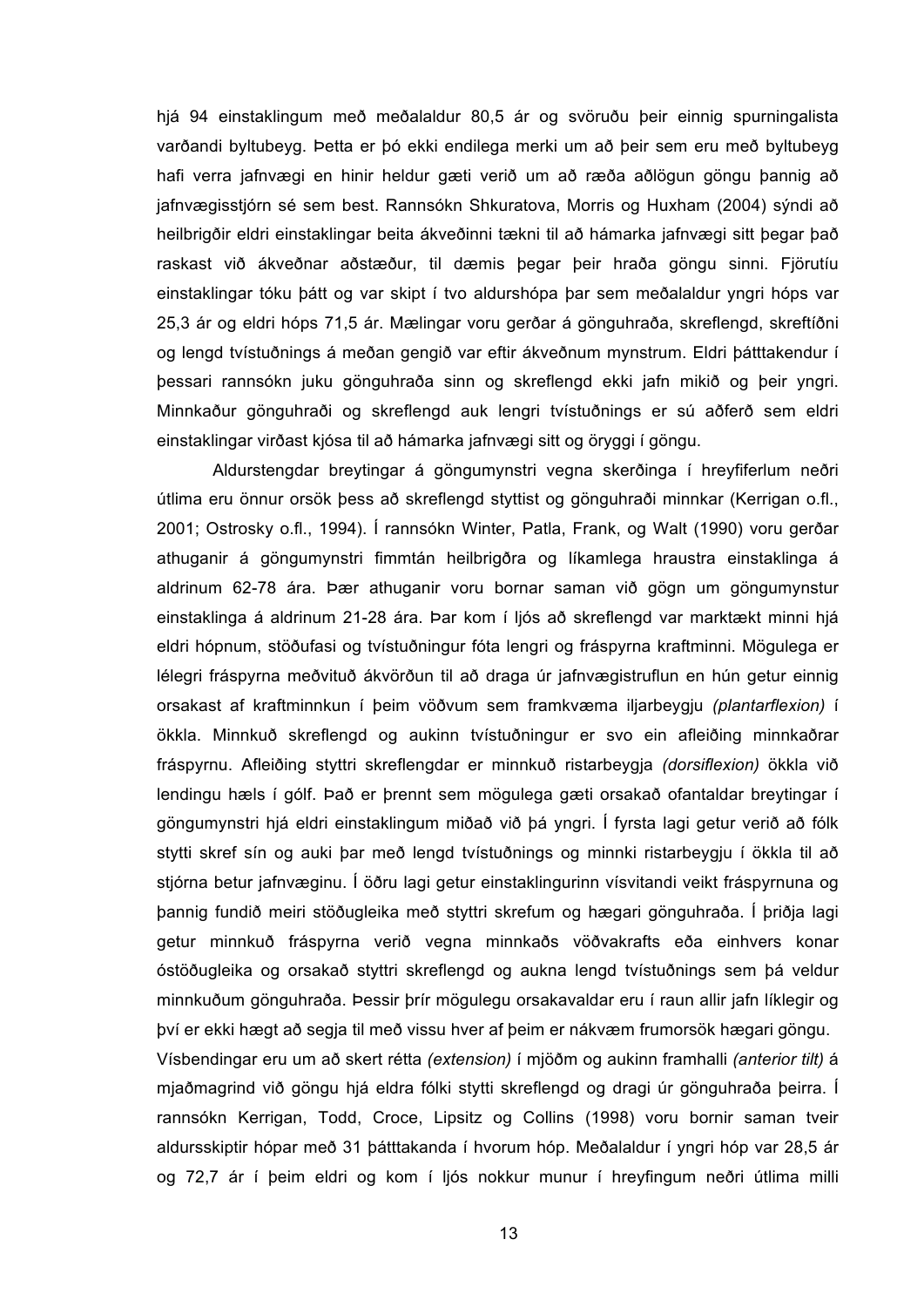hjá 94 einstaklingum með meðalaldur 80,5 ár og svöruðu þeir einnig spurningalista varðandi byltubeyg. Þetta er þó ekki endilega merki um að þeir sem eru með byltubeyg hafi verra jafnvægi en hinir heldur gæti verið um að ræða aðlögun göngu þannig að jafnvægisstjórn sé sem best. Rannsókn Shkuratova, Morris og Huxham (2004) sýndi að heilbrigðir eldri einstaklingar beita ákveðinni tækni til að hámarka jafnvægi sitt þegar það raskast við ákveðnar aðstæður, til dæmis þegar þeir hraða göngu sinni. Fjörutíu einstaklingar tóku þátt og var skipt í tvo aldurshópa þar sem meðalaldur yngri hóps var 25,3 ár og eldri hóps 71,5 ár. Mælingar voru gerðar á gönguhraða, skreflengd, skreftíðni og lengd tvístuðnings á meðan gengið var eftir ákveðnum mynstrum. Eldri þátttakendur í þessari rannsókn juku gönguhraða sinn og skreflengd ekki jafn mikið og þeir yngri. Minnkaður gönguhraði og skreflengd auk lengri tvístuðnings er sú aðferð sem eldri einstaklingar virðast kjósa til að hámarka jafnvægi sitt og öryggi í göngu.

Aldurstengdar breytingar á göngumynstri vegna skerðinga í hreyfiferlum neðri útlima eru önnur orsök þess að skreflengd styttist og gönguhraði minnkar (Kerrigan o.fl., 2001; Ostrosky o.fl., 1994). Í rannsókn Winter, Patla, Frank, og Walt (1990) voru gerðar athuganir á göngumynstri fimmtán heilbrigðra og líkamlega hraustra einstaklinga á aldrinum 62-78 ára. Þær athuganir voru bornar saman við gögn um göngumynstur einstaklinga á aldrinum 21-28 ára. Þar kom í ljós að skreflengd var marktækt minni hjá eldri hópnum, stöðufasi og tvístuðningur fóta lengri og fráspyrna kraftminni. Mögulega er lélegri fráspyrna meðvituð ákvörðun til að draga úr jafnvægistruflun en hún getur einnig orsakast af kraftminnkun í þeim vöðvum sem framkvæma iljarbeygju *(plantarflexion)* í ökkla. Minnkuð skreflengd og aukinn tvístuðningur er svo ein afleiðing minnkaðrar fráspyrnu. Afleiðing styttri skreflengdar er minnkuð ristarbeygja *(dorsiflexion)* ökkla við lendingu hæls í gólf. Það er þrennt sem mögulega gæti orsakað ofantaldar breytingar í göngumynstri hjá eldri einstaklingum miðað við þá yngri. Í fyrsta lagi getur verið að fólk stytti skref sín og auki þar með lengd tvístuðnings og minnki ristarbeygju í ökkla til að stjórna betur jafnvæginu. Í öðru lagi getur einstaklingurinn vísvitandi veikt fráspyrnuna og þannig fundið meiri stöðugleika með styttri skrefum og hægari gönguhraða. Í þriðja lagi getur minnkuð fráspyrna verið vegna minnkaðs vöðvakrafts eða einhvers konar óstöðugleika og orsakað styttri skreflengd og aukna lengd tvístuðnings sem þá veldur minnkuðum gönguhraða. Þessir þrír mögulegu orsakavaldar eru í raun allir jafn líklegir og því er ekki hægt að segja til með vissu hver af þeim er nákvæm frumorsök hægari göngu.

Vísbendingar eru um að skert rétta *(extension)* í mjöðm og aukinn framhalli *(anterior tilt)* á mjaðmagrind við göngu hjá eldra fólki stytti skreflengd og dragi úr gönguhraða þeirra. Í rannsókn Kerrigan, Todd, Croce, Lipsitz og Collins (1998) voru bornir saman tveir aldursskiptir hópar með 31 þátttakanda í hvorum hóp. Meðalaldur í yngri hóp var 28,5 ár og 72,7 ár í þeim eldri og kom í ljós nokkur munur í hreyfingum neðri útlima milli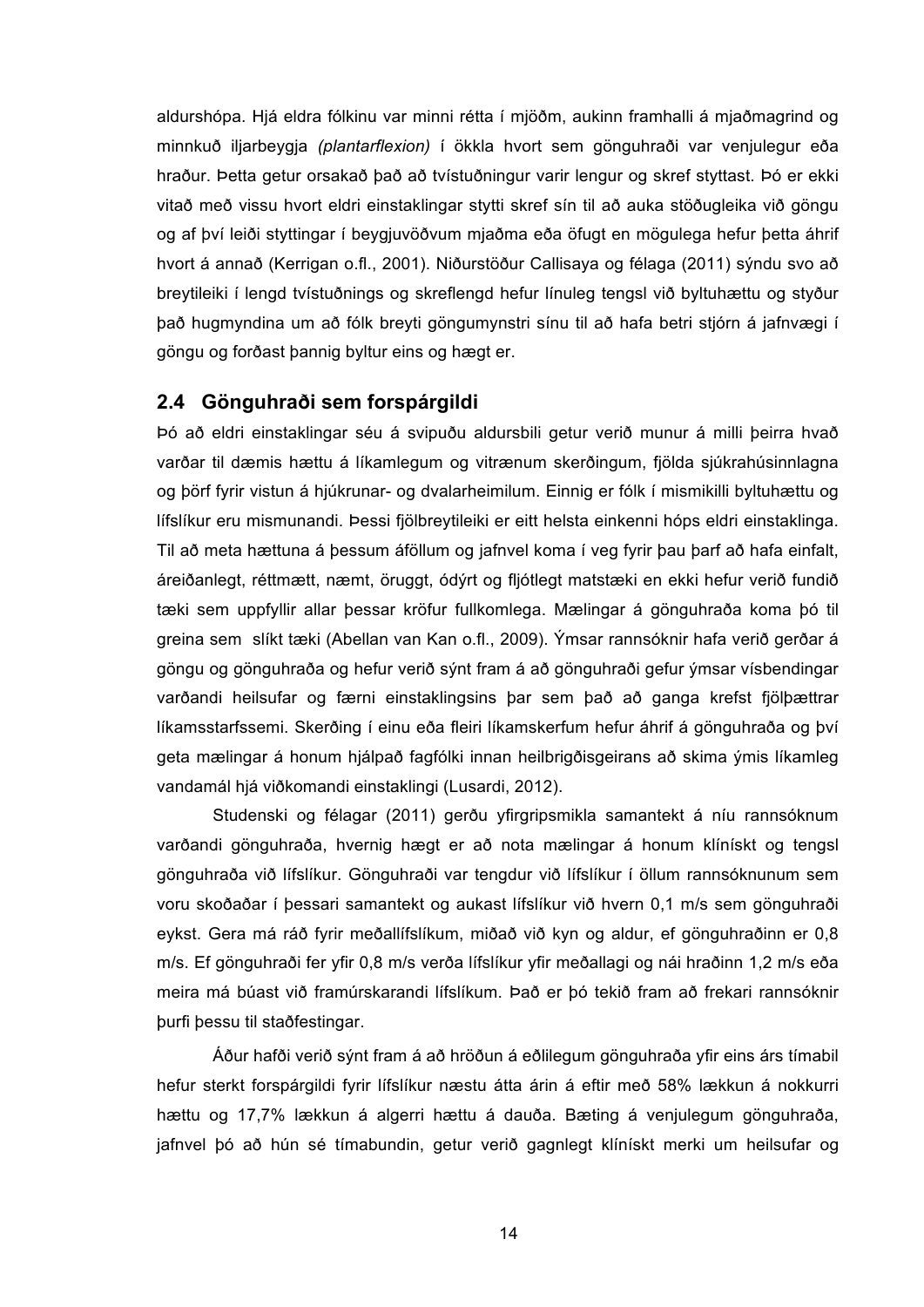aldurshópa. Hjá eldra fólkinu var minni rétta í mjöðm, aukinn framhalli á mjaðmagrind og minnkuð iljarbeygja *(plantarflexion)* í ökkla hvort sem gönguhraði var venjulegur eða hraður. Þetta getur orsakað það að tvístuðningur varir lengur og skref styttast. Þó er ekki vitað með vissu hvort eldri einstaklingar stytti skref sín til að auka stöðugleika við göngu og af því leiði styttingar í beygjuvöðvum mjaðma eða öfugt en mögulega hefur þetta áhrif hvort á annað (Kerrigan o.fl., 2001). Niðurstöður Callisaya og félaga (2011) sýndu svo að breytileiki í lengd tvístuðnings og skreflengd hefur línuleg tengsl við byltuhættu og styður það hugmyndina um að fólk breyti göngumynstri sínu til að hafa betri stjórn á jafnvægi í göngu og forðast þannig byltur eins og hægt er.

## 2.4 Gönguhraði sem forspárgildi

Þó að eldri einstaklingar séu á svipuðu aldursbili getur verið munur á milli þeirra hvað varðar til dæmis hættu á líkamlegum og vitrænum skerðingum, fjölda sjúkrahúsinnlagna og þörf fyrir vistun á hjúkrunar- og dvalarheimilum. Einnig er fólk í mismikilli byltuhættu og lífslíkur eru mismunandi. Þessi fjölbreytileiki er eitt helsta einkenni hóps eldri einstaklinga. Til að meta hættuna á þessum áföllum og jafnvel koma í veg fyrir þau þarf að hafa einfalt, áreiðanlegt, réttmætt, næmt, öruggt, ódýrt og fljótlegt matstæki en ekki hefur verið fundið tæki sem uppfyllir allar þessar kröfur fullkomlega. Mælingar á gönguhraða koma þó til greina sem slíkt tæki (Abellan van Kan o.fl., 2009). Ýmsar rannsóknir hafa verið gerðar á göngu og gönguhraða og hefur verið sýnt fram á að gönguhraði gefur ýmsar vísbendingar varðandi heilsufar og færni einstaklingsins þar sem það að ganga krefst fjölþættrar líkamsstarfssemi. Skerðing í einu eða fleiri líkamskerfum hefur áhrif á gönguhraða og því geta mælingar á honum hjálpað fagfólki innan heilbrigðisgeirans að skima ýmis líkamleg vandamál hjá viðkomandi einstaklingi (Lusardi, 2012).

Studenski og félagar (2011) gerðu yfirgripsmikla samantekt á níu rannsóknum varðandi gönguhraða, hvernig hægt er að nota mælingar á honum klínískt og tengsl gönguhraða við lífslíkur. Gönguhraði var tengdur við lífslíkur í öllum rannsóknunum sem voru skoðaðar í þessari samantekt og aukast lífslíkur við hvern 0,1 m/s sem gönguhraði eykst. Gera má ráð fyrir meðallífslíkum, miðað við kyn og aldur, ef gönguhraðinn er 0,8 m/s. Ef gönguhraði fer yfir 0,8 m/s verða lífslíkur yfir meðallagi og nái hraðinn 1,2 m/s eða meira má búast við framúrskarandi lífslíkum. Það er þó tekið fram að frekari rannsóknir þurfi þessu til staðfestingar.

Áður hafði verið sýnt fram á að hröðun á eðlilegum gönguhraða yfir eins árs tímabil hefur sterkt forspárgildi fyrir lífslíkur næstu átta árin á eftir með 58% lækkun á nokkurri hættu og 17,7% lækkun á algerri hættu á dauða. Bæting á venjulegum gönguhraða, jafnvel þó að hún sé tímabundin, getur verið gagnlegt klínískt merki um heilsufar og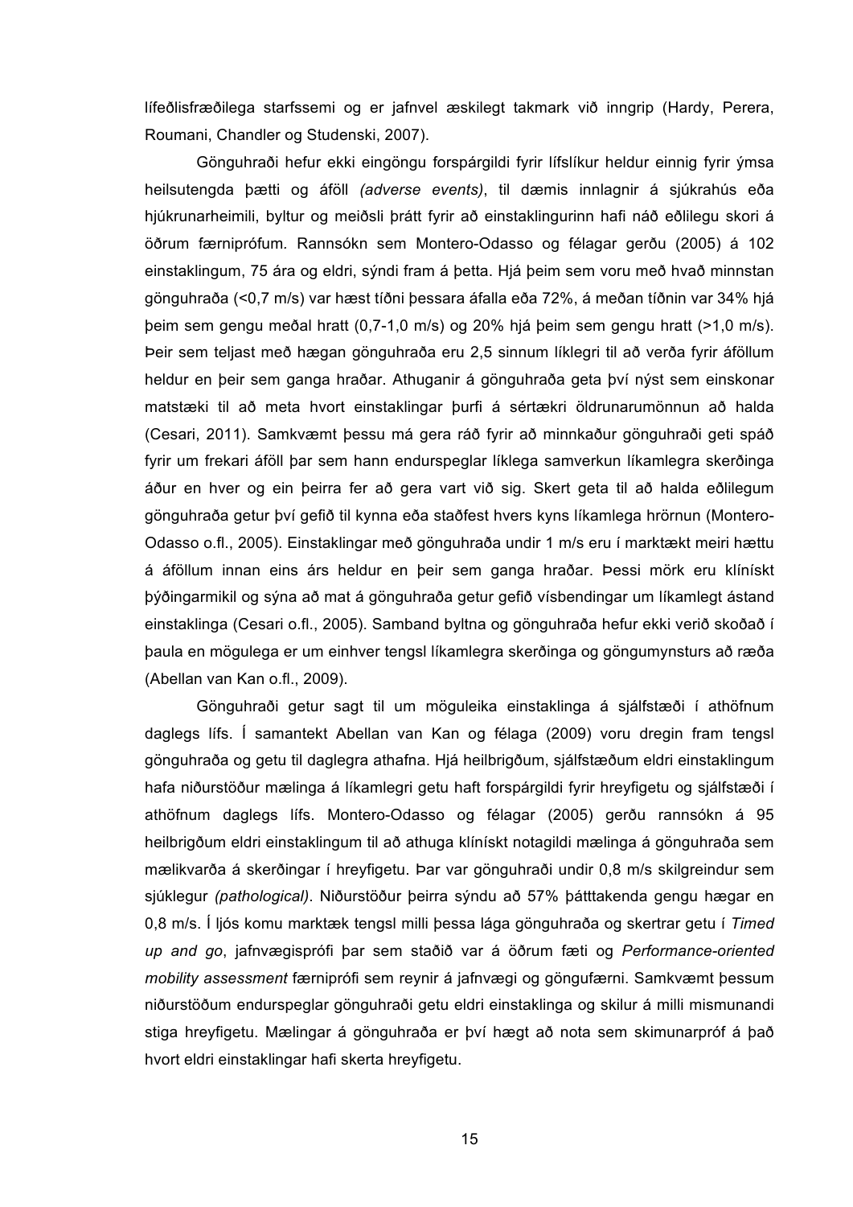lífeðlisfræðilega starfssemi og er jafnvel æskilegt takmark við inngrip (Hardy, Perera, Roumani, Chandler og Studenski, 2007).

Gönguhraði hefur ekki eingöngu forspárgildi fyrir lífslíkur heldur einnig fyrir ýmsa heilsutengda þætti og áföll *(adverse events)*, til dæmis innlagnir á sjúkrahús eða hjúkrunarheimili, byltur og meiðsli þrátt fyrir að einstaklingurinn hafi náð eðlilegu skori á öðrum færniprófum. Rannsókn sem Montero-Odasso og félagar gerðu (2005) á 102 einstaklingum, 75 ára og eldri, sýndi fram á þetta. Hjá þeim sem voru með hvað minnstan gönguhraða (<0,7 m/s) var hæst tíðni þessara áfalla eða 72%, á meðan tíðnin var 34% hjá þeim sem gengu meðal hratt (0,7-1,0 m/s) og 20% hjá þeim sem gengu hratt (>1,0 m/s). Þeir sem teljast með hægan gönguhraða eru 2,5 sinnum líklegri til að verða fyrir áföllum heldur en þeir sem ganga hraðar. Athuganir á gönguhraða geta því nýst sem einskonar matstæki til að meta hvort einstaklingar þurfi á sértækri öldrunarumönnun að halda (Cesari, 2011). Samkvæmt þessu má gera ráð fyrir að minnkaður gönguhraði geti spáð fyrir um frekari áföll þar sem hann endurspeglar líklega samverkun líkamlegra skerðinga áður en hver og ein þeirra fer að gera vart við sig. Skert geta til að halda eðlilegum gönguhraða getur því gefið til kynna eða staðfest hvers kyns líkamlega hrörnun (Montero-Odasso o.fl., 2005). Einstaklingar með gönguhraða undir 1 m/s eru í marktækt meiri hættu á áföllum innan eins árs heldur en þeir sem ganga hraðar. Þessi mörk eru klínískt þýðingarmikil og sýna að mat á gönguhraða getur gefið vísbendingar um líkamlegt ástand einstaklinga (Cesari o.fl., 2005). Samband byltna og gönguhraða hefur ekki verið skoðað í þaula en mögulega er um einhver tengsl líkamlegra skerðinga og göngumynsturs að ræða (Abellan van Kan o.fl., 2009).

Gönguhraði getur sagt til um möguleika einstaklinga á sjálfstæði í athöfnum daglegs lífs. Í samantekt Abellan van Kan og félaga (2009) voru dregin fram tengsl gönguhraða og getu til daglegra athafna. Hjá heilbrigðum, sjálfstæðum eldri einstaklingum hafa niðurstöður mælinga á líkamlegri getu haft forspárgildi fyrir hreyfigetu og sjálfstæði í athöfnum daglegs lífs. Montero-Odasso og félagar (2005) gerðu rannsókn á 95 heilbrigðum eldri einstaklingum til að athuga klínískt notagildi mælinga á gönguhraða sem mælikvarða á skerðingar í hreyfigetu. Þar var gönguhraði undir 0,8 m/s skilgreindur sem sjúklegur *(pathological)*. Niðurstöður þeirra sýndu að 57% þátttakenda gengu hægar en 0,8 m/s. Í ljós komu marktæk tengsl milli þessa lága gönguhraða og skertrar getu í *Timed up and go*, jafnvægisprófi þar sem staðið var á öðrum fæti og *Performance-oriented mobility assessment* færniprófi sem reynir á jafnvægi og göngufærni. Samkvæmt þessum niðurstöðum endurspeglar gönguhraði getu eldri einstaklinga og skilur á milli mismunandi stiga hreyfigetu. Mælingar á gönguhraða er því hægt að nota sem skimunarpróf á það hvort eldri einstaklingar hafi skerta hreyfigetu.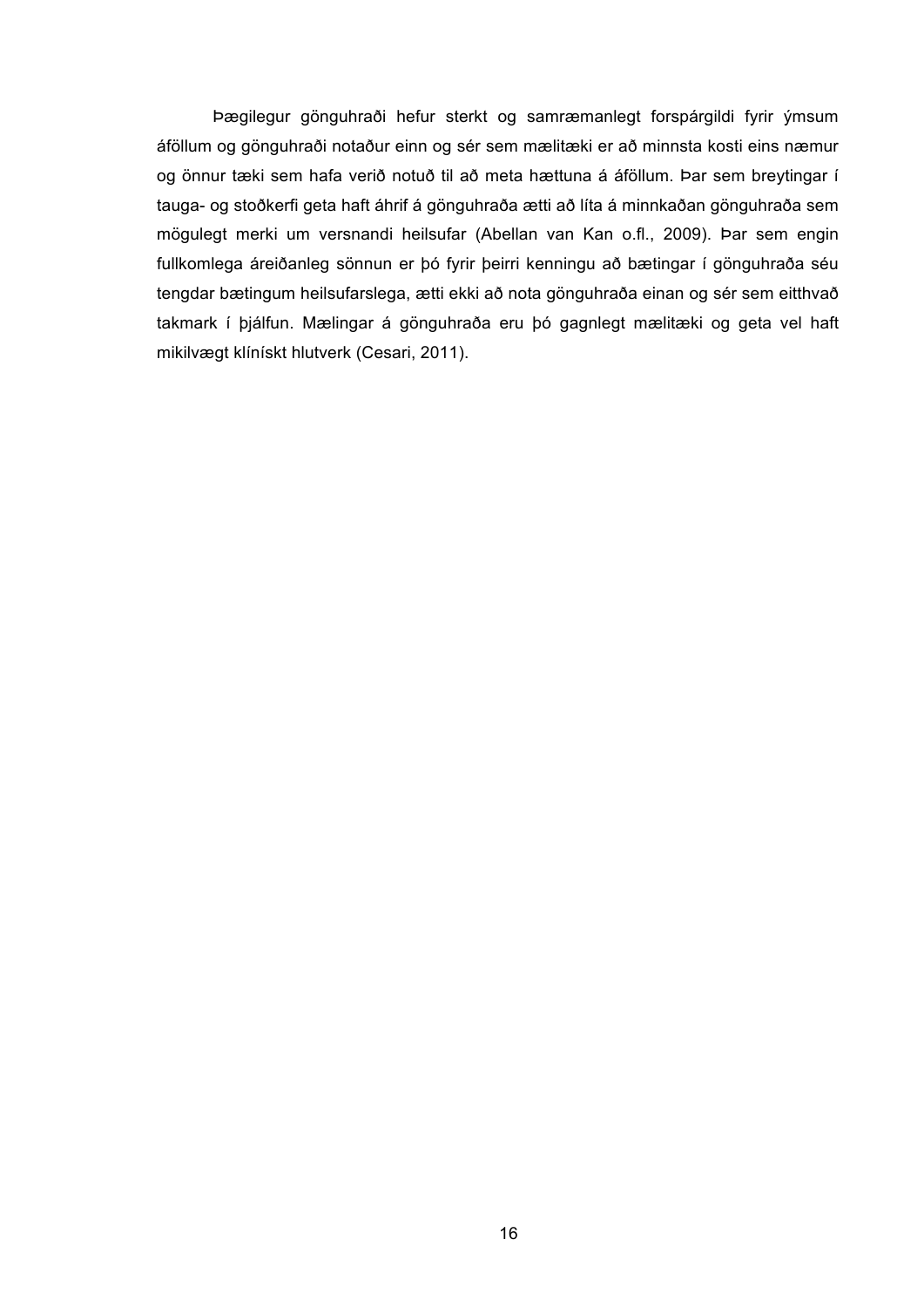Þægilegur gönguhraði hefur sterkt og samræmanlegt forspárgildi fyrir ýmsum áföllum og gönguhraði notaður einn og sér sem mælitæki er að minnsta kosti eins næmur og önnur tæki sem hafa verið notuð til að meta hættuna á áföllum. Þar sem breytingar í tauga- og stoðkerfi geta haft áhrif á gönguhraða ætti að líta á minnkaðan gönguhraða sem mögulegt merki um versnandi heilsufar (Abellan van Kan o.fl., 2009). Þar sem engin fullkomlega áreiðanleg sönnun er þó fyrir þeirri kenningu að bætingar í gönguhraða séu tengdar bætingum heilsufarslega, ætti ekki að nota gönguhraða einan og sér sem eitthvað takmark í þjálfun. Mælingar á gönguhraða eru þó gagnlegt mælitæki og geta vel haft mikilvægt klínískt hlutverk (Cesari, 2011).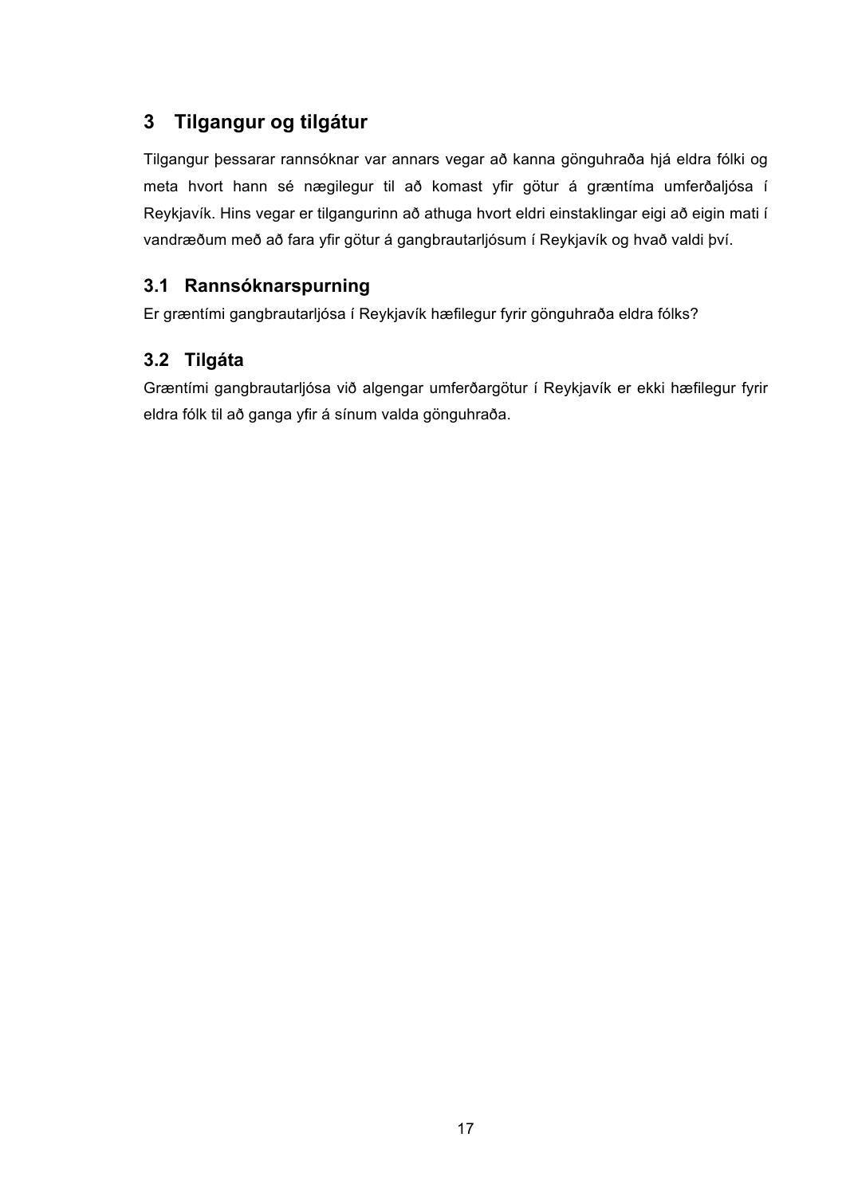# 3 Tilgangur og tilgátur

Tilgangur þessarar rannsóknar var annars vegar að kanna gönguhraða hjá eldra fólki og meta hvort hann sé nægilegur til að komast yfir götur á græntíma umferðaljósa í Reykjavík. Hins vegar er tilgangurinn að athuga hvort eldri einstaklingar eigi að eigin mati í vandræðum með að fara yfir götur á gangbrautarljósum í Reykjavík og hvað valdi því.

## 3.1 Rannsóknarspurning

Er græntími gangbrautarljósa í Reykjavík hæfilegur fyrir gönguhraða eldra fólks?

## 3.2 Tilgáta

Græntími gangbrautarljósa við algengar umferðargötur í Reykjavík er ekki hæfilegur fyrir eldra fólk til að ganga yfir á sínum valda gönguhraða.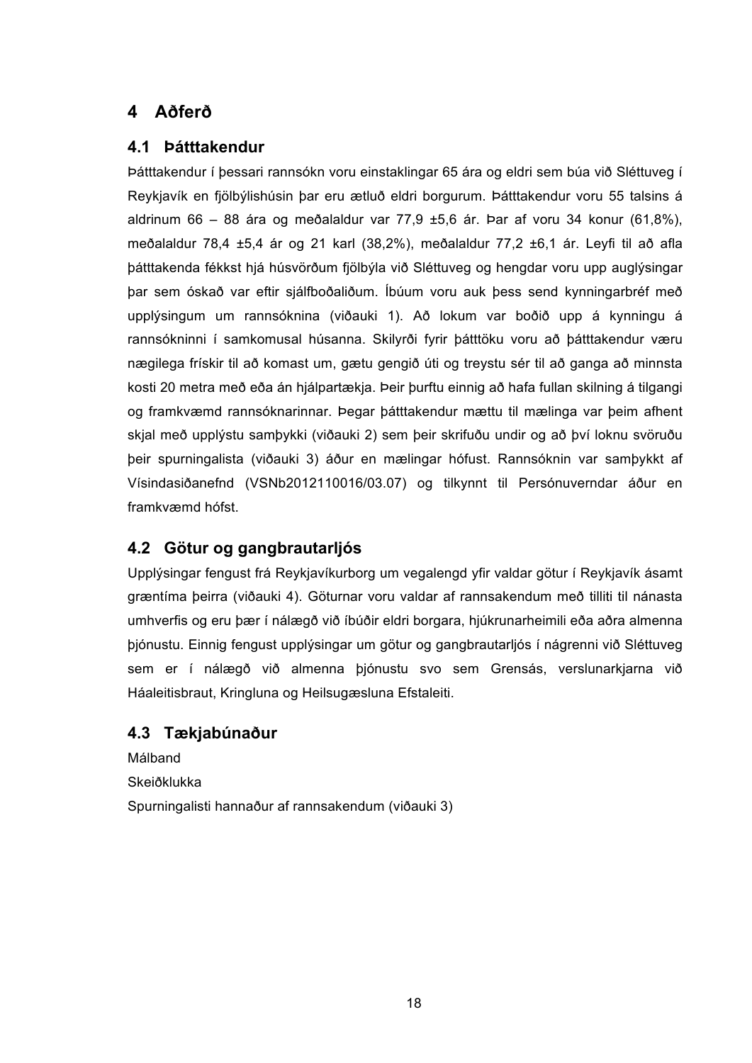# 4 Aðferð

## 4.1 Þátttakendur

Þátttakendur í þessari rannsókn voru einstaklingar 65 ára og eldri sem búa við Sléttuveg í Reykjavík en fjölbýlishúsin þar eru ætluð eldri borgurum. Þátttakendur voru 55 talsins á aldrinum 66 – 88 ára og meðalaldur var 77,9 ±5,6 ár. Þar af voru 34 konur (61,8%), meðalaldur 78,4 ±5,4 ár og 21 karl (38,2%), meðalaldur 77,2 ±6,1 ár. Leyfi til að afla þátttakenda fékkst hjá húsvörðum fjölbýla við Sléttuveg og hengdar voru upp auglýsingar þar sem óskað var eftir sjálfboðaliðum. Íbúum voru auk þess send kynningarbréf með upplýsingum um rannsóknina (viðauki 1). Að lokum var boðið upp á kynningu á rannsókninni í samkomusal húsanna. Skilyrði fyrir þátttöku voru að þátttakendur væru nægilega frískir til að komast um, gætu gengið úti og treystu sér til að ganga að minnsta kosti 20 metra með eða án hjálpartækja. Þeir þurftu einnig að hafa fullan skilning á tilgangi og framkvæmd rannsóknarinnar. Þegar þátttakendur mættu til mælinga var þeim afhent skjal með upplýstu samþykki (viðauki 2) sem þeir skrifuðu undir og að því loknu svöruðu þeir spurningalista (viðauki 3) áður en mælingar hófust. Rannsóknin var samþykkt af Vísindasiðanefnd (VSNb2012110016/03.07) og tilkynnt til Persónuverndar áður en framkvæmd hófst.

## 4.2 Götur og gangbrautarljós

Upplýsingar fengust frá Reykjavíkurborg um vegalengd yfir valdar götur í Reykjavík ásamt græntíma þeirra (viðauki 4). Göturnar voru valdar af rannsakendum með tilliti til nánasta umhverfis og eru þær í nálægð við íbúðir eldri borgara, hjúkrunarheimili eða aðra almenna þjónustu. Einnig fengust upplýsingar um götur og gangbrautarljós í nágrenni við Sléttuveg sem er í nálægð við almenna þjónustu svo sem Grensás, verslunarkjarna við Háaleitisbraut, Kringluna og Heilsugæsluna Efstaleiti.

## 4.3 Tækjabúnaður

Málband

Skeiðklukka

Spurningalisti hannaður af rannsakendum (viðauki 3)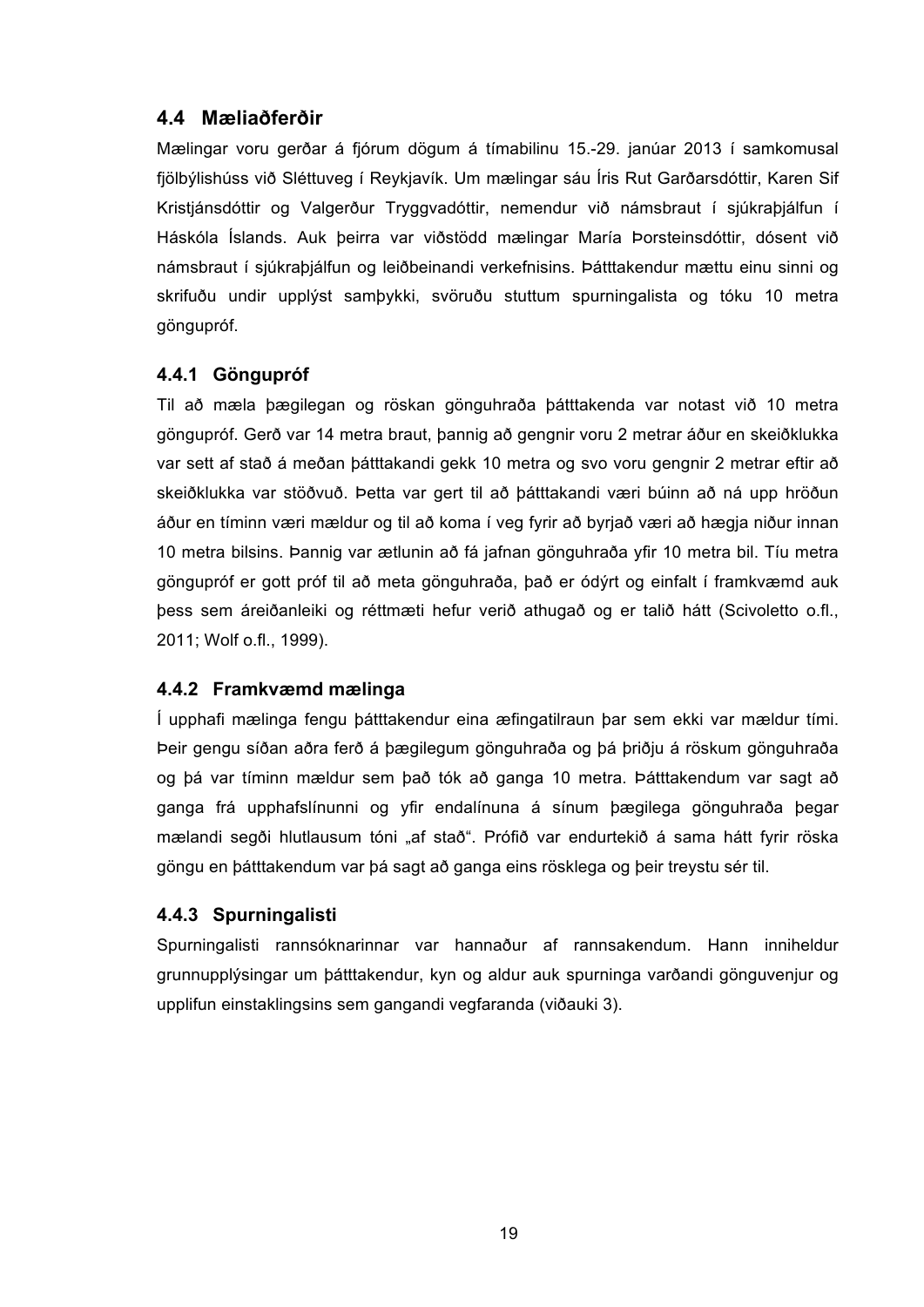## 4.4 Mæliaðferðir

Mælingar voru gerðar á fjórum dögum á tímabilinu 15.-29. janúar 2013 í samkomusal fjölbýlishúss við Sléttuveg í Reykjavík. Um mælingar sáu Íris Rut Garðarsdóttir, Karen Sif Kristjánsdóttir og Valgerður Tryggvadóttir, nemendur við námsbraut í sjúkraþjálfun í Háskóla Íslands. Auk þeirra var viðstödd mælingar María Þorsteinsdóttir, dósent við námsbraut í sjúkraþjálfun og leiðbeinandi verkefnisins. Þátttakendur mættu einu sinni og skrifuðu undir upplýst samþykki, svöruðu stuttum spurningalista og tóku 10 metra gönguprof.

### 4.4.1 Gönguprof

Til að mæla þægilegan og röskan gönguhraða þátttakenda var notast við 10 metra gönguprof. Gerð var 14 metra braut, þannig að gengnir voru 2 metrar áður en skeiðklukka var sett af stað á meðan þátttakandi gekk 10 metra og svo voru gengnir 2 metrar eftir að skeiðklukka var stöðvuð. Þetta var gert til að þátttakandi væri búinn að ná upp hröðun áður en tíminn væri mældur og til að koma í veg fyrir að byrjað væri að hægja niður innan 10 metra bilsins. Þannig var ætlunin að fá jafnan gönguhraða yfir 10 metra bil. Tíu metra gönguprof er gott próf til að meta gönguhraða, það er ódýrt og einfalt í framkvæmd auk þess sem áreiðanleiki og réttmæti hefur verið athugað og er talið hátt (Scivoletto o.fl., 2011; Wolf o.fl., 1999).

### 4.4.2 Framkvæmd mælinga

Í upphafi mælinga fengu þátttakendur eina æfingatilraun þar sem ekki var mældur tími. Þeir gengu síðan aðra ferð á þægilegum gönguhraða og þá þriðju á röskum gönguhraða og þá var tíminn mældur sem það tók að ganga 10 metra. Þátttakendum var sagt að ganga frá upphafslínunni og yfir endalínuna á sínum þægilega gönguhraða þegar mælandi segði hlutlausum tóni „af stað". Prófið var endurtekið á sama hátt fyrir röska göngu en þátttakendum var þá sagt að ganga eins rösklega og þeir treystu sér til.

### 4.4.3 Spurningalisti

Spurningalisti rannsóknarinnar var hannaður af rannsakendum. Hann inniheldur grunnupplýsingar um þátttakendur, kyn og aldur auk spurninga varðandi gönguvenjur og upplifun einstaklingsins sem gangandi vegfaranda (viðauki 3).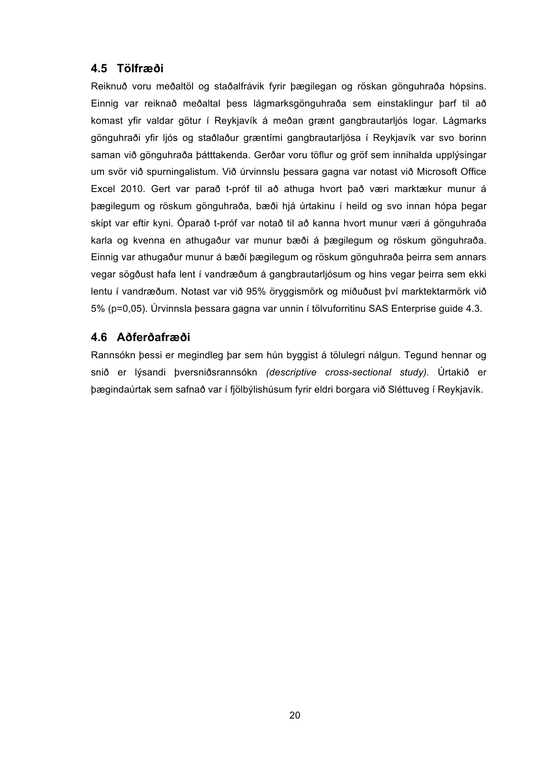## 4.5 Tölfræði

Reiknuð voru meðaltöl og staðalfrávik fyrir þægilegan og röskan gönguhraða hópsins. Einnig var reiknað meðaltal þess lágmarksgönguhraða sem einstaklingur þarf til að komast yfir valdar götur í Reykjavík á meðan grænt gangbrautarljós logar. Lágmarks gönguhraði yfir ljós og staðlaður græntími gangbrautarljósa í Reykjavík var svo borinn saman við gönguhraða þátttakenda. Gerðar voru töflur og gröf sem innihalda upplýsingar um svör við spurningalistum. Við úrvinnslu þessara gagna var notast við Microsoft Office Excel 2010. Gert var parað t-próf til að athuga hvort það væri marktækur munur á þægilegum og röskum gönguhraða, bæði hjá úrtakinu í heild og svo innan hópa þegar skipt var eftir kyni. Óparað t-próf var notað til að kanna hvort munur væri á gönguhraða karla og kvenna en athugaður var munur bæði á þægilegum og röskum gönguhraða. Einnig var athugaður munur á bæði þægilegum og röskum gönguhraða þeirra sem annars vegar sögðust hafa lent í vandræðum á gangbrautarljósum og hins vegar þeirra sem ekki lentu í vandræðum. Notast var við 95% öryggismörk og miðuðust því marktektarmörk við 5% ($p=0,05$). Úrvinnsla þessara gagna var unnin í tölvuforritinu SAS Enterprise guide 4.3.

## 4.6 Aðferðafræði

Rannsókn þessi er megindleg þar sem hún byggist á tölulegri nálgun. Tegund hennar og snið er lýsandi þversniðsrannsókn *(descriptive cross-sectional study).* Úrtakið er þægindaúrtak sem safnað var í fjölbýlishúsum fyrir eldri borgara við Sléttuveg í Reykjavík.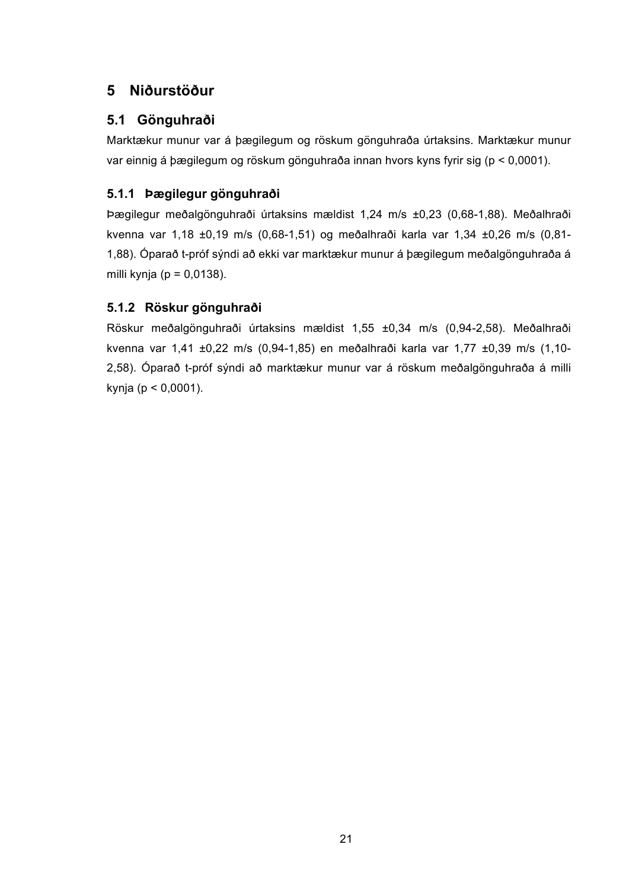# 5 Niðurstöður

## 5.1 Gönguhraði

Marktækur munur var á þægilegum og röskum gönguhraða úrtaksins. Marktækur munur var einnig á þægilegum og röskum gönguhraða innan hvors kyns fyrir sig ($p < 0{,}0001$).

### 5.1.1 Þægilegur gönguhraði

Þægilegur meðalgönguhraði úrtaksins mældist 1,24 m/s ±0,23 (0,68-1,88). Meðalhraði kvenna var 1,18 ±0,19 m/s (0,68-1,51) og meðalhraði karla var 1,34 ±0,26 m/s (0,81-1,88). Óparað t-próf sýndi að ekki var marktækur munur á þægilegum meðalgönguhraða á milli kynja ($p = 0{,}0138$).

### 5.1.2 Röskur gönguhraði

Röskur meðalgönguhraði úrtaksins mældist 1,55 ±0,34 m/s (0,94-2,58). Meðalhraði kvenna var 1,41 ±0,22 m/s (0,94-1,85) en meðalhraði karla var 1,77 ±0,39 m/s (1,10-2,58). Óparað t-próf sýndi að marktækur munur var á röskum meðalgönguhraða á milli kynja ($p < 0{,}0001$).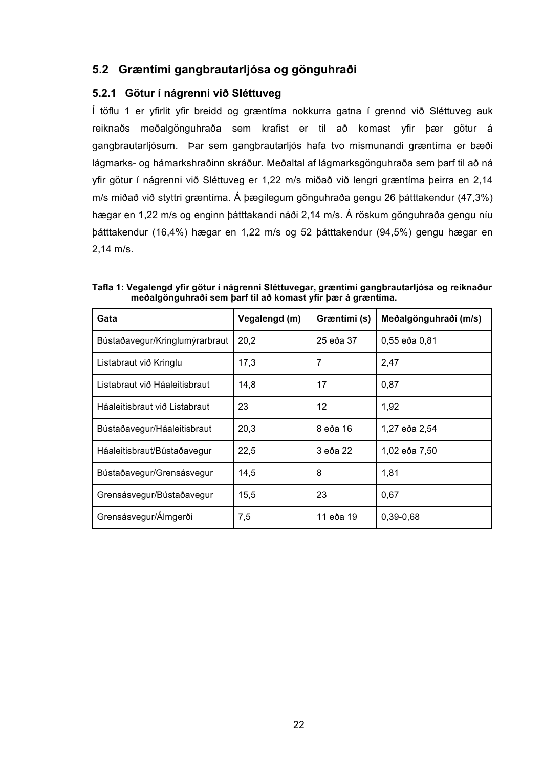## 5.2 Græntími gangbrautarljósa og gönguhraði

### 5.2.1 Götur í nágrenni við Sléttuveg

Í töflu 1 er yfirlit yfir breidd og græntíma nokkurra gatna í grennd við Sléttuveg auk reiknaðs meðalgönguhraða sem krafist er til að komast yfir þær götur á gangbrautarljósum. Þar sem gangbrautarljós hafa tvo mismunandi græntíma er bæði lágmarks- og hámarkshraðinn skráður. Meðaltal af lágmarksgönguhraða sem þarf til að ná yfir götur í nágrenni við Sléttuveg er 1,22 m/s miðað við lengri græntíma þeirra en 2,14 m/s miðað við styttri græntíma. Á þægilegum gönguhraða gengu 26 þátttakendur (47,3%) hægar en 1,22 m/s og enginn þátttakandi náði 2,14 m/s. Á röskum gönguhraða gengu níu þátttakendur (16,4%) hægar en 1,22 m/s og 52 þátttakendur (94,5%) gengu hægar en 2,14 m/s.

**Tafla 1: Vegalengd yfir götur í nágrenni Sléttuvegar, græntími gangbrautarljósa og reiknaður meðalgönguhraði sem þarf til að komast yfir þær á græntíma.**

| Gata | Vegalengd (m) | Græntími (s) | Meðalgönguhraði (m/s) |
|---|---|---|---|
| Bústaðavegur/Kringlumýrarbraut | 20,2 | 25 eða 37 | 0,55 eða 0,81 |
| Listabraut við Kringlu | 17,3 | 7 | 2,47 |
| Listabraut við Háaleitisbraut | 14,8 | 17 | 0,87 |
| Háaleitisbraut við Listabraut | 23 | 12 | 1,92 |
| Bústaðavegur/Háaleitisbraut | 20,3 | 8 eða 16 | 1,27 eða 2,54 |
| Háaleitisbraut/Bústaðavegur | 22,5 | 3 eða 22 | 1,02 eða 7,50 |
| Bústaðavegur/Grensásvegur | 14,5 | 8 | 1,81 |
| Grensásvegur/Bústaðavegur | 15,5 | 23 | 0,67 |
| Grensásvegur/Álmgerði | 7,5 | 11 eða 19 | 0,39-0,68 |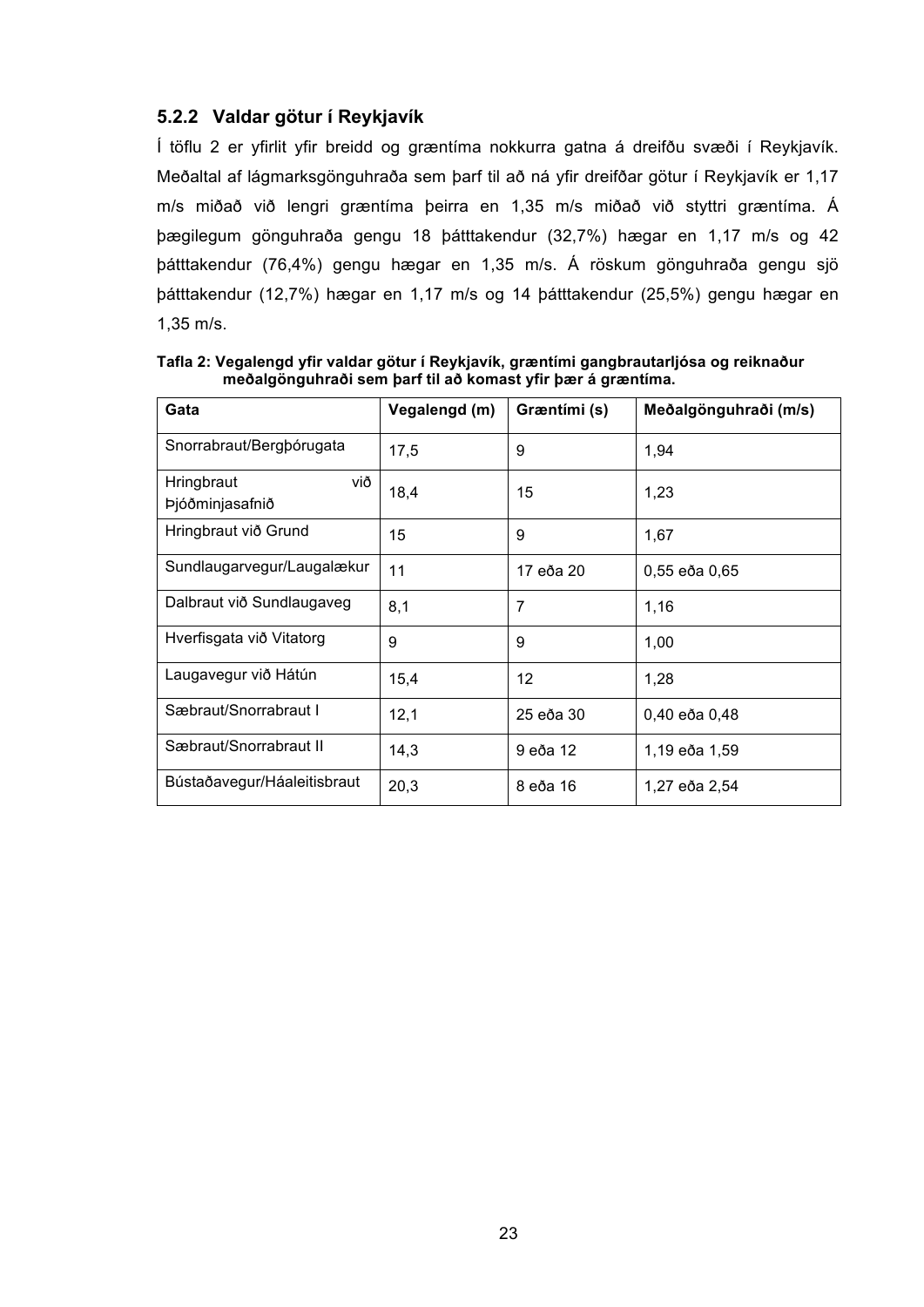### 5.2.2 Valdar götur í Reykjavík

Í töflu 2 er yfirlit yfir breidd og græntíma nokkurra gatna á dreifðu svæði í Reykjavík. Meðaltal af lágmarksgönguhraða sem þarf til að ná yfir dreifðar götur í Reykjavík er 1,17 m/s miðað við lengri græntíma þeirra en 1,35 m/s miðað við styttri græntíma. Á þægilegum gönguhraða gengu 18 þátttakendur (32,7%) hægar en 1,17 m/s og 42 þátttakendur (76,4%) gengu hægar en 1,35 m/s. Á röskum gönguhraða gengu sjö þátttakendur (12,7%) hægar en 1,17 m/s og 14 þátttakendur (25,5%) gengu hægar en 1,35 m/s.

**Tafla 2: Vegalengd yfir valdar götur í Reykjavík, græntími gangbrautarljósa og reiknaður meðalgönguhraði sem þarf til að komast yfir þær á græntíma.**

| Gata | Vegalengd (m) | Græntími (s) | Meðalgönguhraði (m/s) |
|---|---|---|---|
| Snorrabraut/Bergþórugata | 17,5 | 9 | 1,94 |
| Hringbraut við Þjóðminjasafnið | 18,4 | 15 | 1,23 |
| Hringbraut við Grund | 15 | 9 | 1,67 |
| Sundlaugarvegur/Laugalækur | 11 | 17 eða 20 | 0,55 eða 0,65 |
| Dalbraut við Sundlaugaveg | 8,1 | 7 | 1,16 |
| Hverfisgata við Vitatorg | 9 | 9 | 1,00 |
| Laugavegur við Hátún | 15,4 | 12 | 1,28 |
| Sæbraut/Snorrabraut I | 12,1 | 25 eða 30 | 0,40 eða 0,48 |
| Sæbraut/Snorrabraut II | 14,3 | 9 eða 12 | 1,19 eða 1,59 |
| Bústaðavegur/Háaleitisbraut | 20,3 | 8 eða 16 | 1,27 eða 2,54 |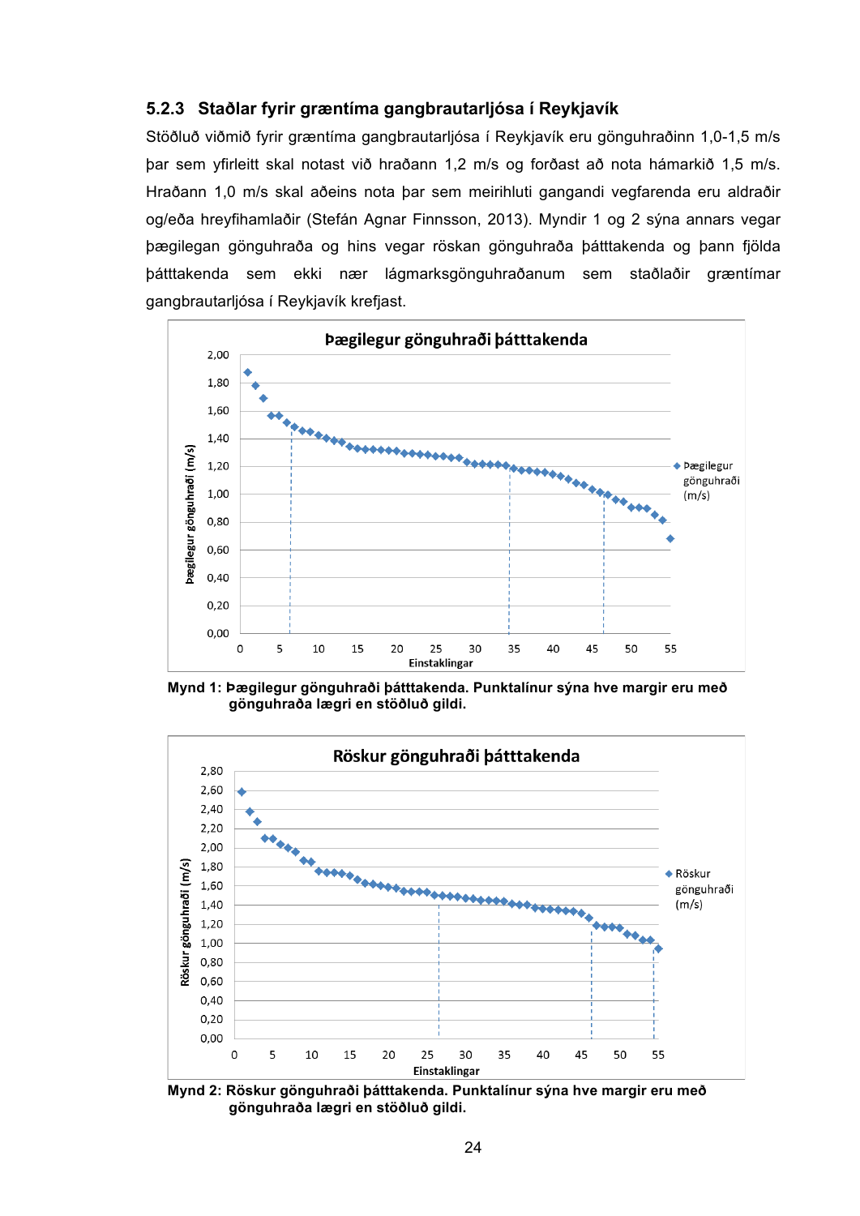### 5.2.3 Staðlar fyrir græntíma gangbrautarljósa í Reykjavík

Stöðluð viðmið fyrir græntíma gangbrautarljósa í Reykjavík eru gönguhraðinn 1,0-1,5 m/s þar sem yfirleitt skal notast við hraðann 1,2 m/s og forðast að nota hámarkið 1,5 m/s. Hraðann 1,0 m/s skal aðeins nota þar sem meirihluti gangandi vegfarenda eru aldraðir og/eða hreyfihamlaðir (Stefán Agnar Finnsson, 2013). Myndir 1 og 2 sýna annars vegar þægilegan gönguhraða og hins vegar röskan gönguhraða þátttakenda og þann fjölda þátttakenda sem ekki nær lágmarksgönguhraðanum sem staðlaðir græntímar gangbrautarljósa í Reykjavík krefjast.

**Mynd 1: Þægilegur gönguhraði þátttakenda. Punktalínur sýna hve margir eru með gönguhraða lægri en stöðluð gildi.**

**Mynd 2: Röskur gönguhraði þátttakenda. Punktalínur sýna hve margir eru með gönguhraða lægri en stöðluð gildi.**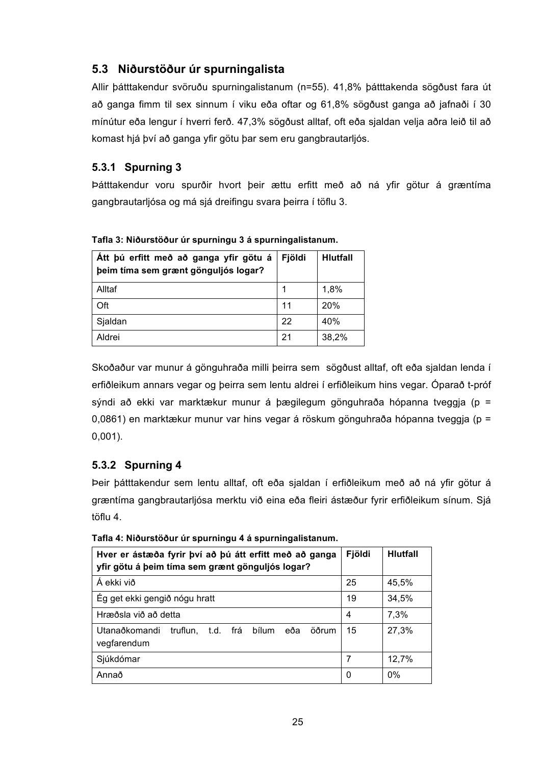## 5.3 Niðurstöður úr spurningalista

Allir þátttakendur svöruðu spurningalistanum (n=55). 41,8% þátttakenda sögðust fara út að ganga fimm til sex sinnum í viku eða oftar og 61,8% sögðust ganga að jafnaði í 30 mínútur eða lengur í hverri ferð. 47,3% sögðust alltaf, oft eða sjaldan velja aðra leið til að komast hjá því að ganga yfir götu þar sem eru gangbrautarljós.

### 5.3.1 Spurning 3

Þátttakendur voru spurðir hvort þeir ættu erfitt með að ná yfir götur á græntíma gangbrautarljósa og má sjá dreifingu svara þeirra í töflu 3.

**Tafla 3: Niðurstöður úr spurningu 3 á spurningalistanum.**

| Átt þú erfitt með að ganga yfir götu á þeim tíma sem grænt gönguljós logar? | Fjöldi | Hlutfall |
|---|---|---|
| Alltaf | 1 | 1,8% |
| Oft | 11 | 20% |
| Sjaldan | 22 | 40% |
| Aldrei | 21 | 38,2% |

Skoðaður var munur á gönguhraða milli þeirra sem sögðust alltaf, oft eða sjaldan lenda í erfiðleikum annars vegar og þeirra sem lentu aldrei í erfiðleikum hins vegar. Óparað t-próf sýndi að ekki var marktækur munur á þægilegum gönguhraða hópanna tveggja ($p = 0{,}0861$) en marktækur munur var hins vegar á röskum gönguhraða hópanna tveggja ($p = 0{,}001$).

### 5.3.2 Spurning 4

Þeir þátttakendur sem lentu alltaf, oft eða sjaldan í erfiðleikum með að ná yfir götur á græntíma gangbrautarljósa merktu við eina eða fleiri ástæður fyrir erfiðleikum sínum. Sjá töflu 4.

**Tafla 4: Niðurstöður úr spurningu 4 á spurningalistanum.**

| Hver er ástæða fyrir því að þú átt erfitt með að ganga yfir götu á þeim tíma sem grænt gönguljós logar? | Fjöldi | Hlutfall |
|---|---|---|
| Á ekki við | 25 | 45,5% |
| Ég get ekki gengið nógu hratt | 19 | 34,5% |
| Hræðsla við að detta | 4 | 7,3% |
| Utanaðkomandi truflun, t.d. frá bílum eða öðrum vegfarendum | 15 | 27,3% |
| Sjúkdómar | 7 | 12,7% |
| Annað | 0 | 0% |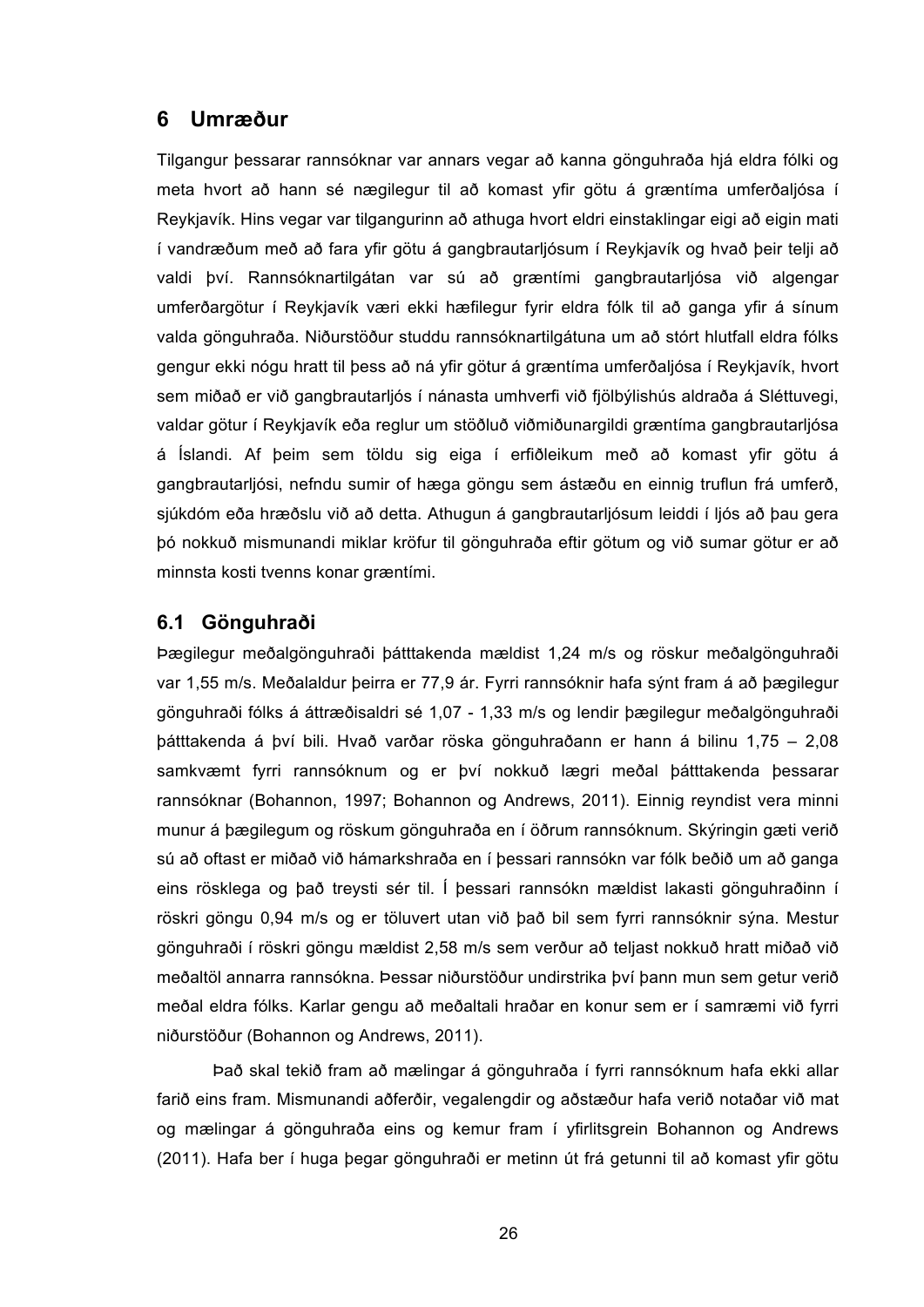## 6 Umræður

Tilgangur þessarar rannsóknar var annars vegar að kanna gönguhraða hjá eldra fólki og meta hvort að hann sé nægilegur til að komast yfir götu á græntíma umferðaljósa í Reykjavík. Hins vegar var tilgangurinn að athuga hvort eldri einstaklingar eigi að eigin mati í vandræðum með að fara yfir götu á gangbrautarljósum í Reykjavík og hvað þeir telji að valdi því. Rannsóknartilgátan var sú að græntími gangbrautarljósa við algengar umferðargötur í Reykjavík væri ekki hæfilegur fyrir eldra fólk til að ganga yfir á sínum valda gönguhraða. Niðurstöður studdu rannsóknartilgátuna um að stórt hlutfall eldra fólks gengur ekki nógu hratt til þess að ná yfir götur á græntíma umferðaljósa í Reykjavík, hvort sem miðað er við gangbrautarljós í nánasta umhverfi við fjölbýlishús aldraða á Sléttuvegi, valdar götur í Reykjavík eða reglur um stöðluð viðmiðunargildi græntíma gangbrautarljósa á Íslandi. Af þeim sem töldu sig eiga í erfiðleikum með að komast yfir götu á gangbrautarljósi, nefndu sumir of hæga göngu sem ástæðu en einnig truflun frá umferð, sjúkdóm eða hræðslu við að detta. Athugun á gangbrautarljósum leiddi í ljós að þau gera þó nokkuð mismunandi miklar kröfur til gönguhraða eftir götum og við sumar götur er að minnsta kosti tvenns konar græntími.

### 6.1 Gönguhraði

Þægilegur meðalgönguhraði þátttakenda mældist 1,24 m/s og röskur meðalgönguhraði var 1,55 m/s. Meðalaldur þeirra er 77,9 ár. Fyrri rannsóknir hafa sýnt fram á að þægilegur gönguhraði fólks á áttræðisaldri sé 1,07 - 1,33 m/s og lendir þægilegur meðalgönguhraði þátttakenda á því bili. Hvað varðar röska gönguhraðann er hann á bilinu 1,75 – 2,08 samkvæmt fyrri rannsóknum og er því nokkuð lægri meðal þátttakenda þessarar rannsóknar (Bohannon, 1997; Bohannon og Andrews, 2011). Einnig reyndist vera minni munur á þægilegum og röskum gönguhraða en í öðrum rannsóknum. Skýringin gæti verið sú að oftast er miðað við hámarkshraða en í þessari rannsókn var fólk beðið um að ganga eins rösklega og það treysti sér til. Í þessari rannsókn mældist lakasti gönguhraðinn í röskri göngu 0,94 m/s og er töluvert utan við það bil sem fyrri rannsóknir sýna. Mestur gönguhraði í röskri göngu mældist 2,58 m/s sem verður að teljast nokkuð hratt miðað við meðaltöl annarra rannsókna. Þessar niðurstöður undirstrika því þann mun sem getur verið meðal eldra fólks. Karlar gengu að meðaltali hraðar en konur sem er í samræmi við fyrri niðurstöður (Bohannon og Andrews, 2011).

Það skal tekið fram að mælingar á gönguhraða í fyrri rannsóknum hafa ekki allar farið eins fram. Mismunandi aðferðir, vegalengdir og aðstæður hafa verið notaðar við mat og mælingar á gönguhraða eins og kemur fram í yfirlitsgrein Bohannon og Andrews (2011). Hafa ber í huga þegar gönguhraði er metinn út frá getunni til að komast yfir götu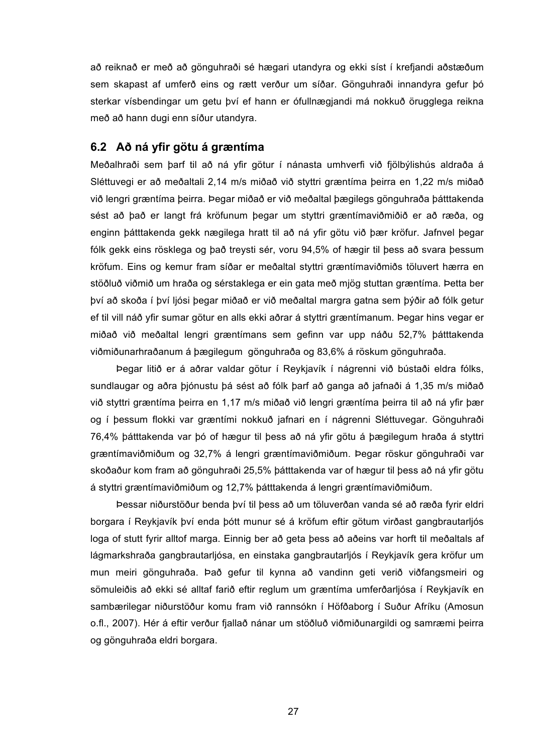að reiknað er með að gönguhraði sé hægari utandyra og ekki síst í krefjandi aðstæðum sem skapast af umferð eins og rætt verður um síðar. Gönguhraði innandyra gefur þó sterkar vísbendingar um getu því ef hann er ófullnægjandi má nokkuð örugglega reikna með að hann dugi enn síður utandyra.

## 6.2 Að ná yfir götu á græntíma

Meðalhraði sem þarf til að ná yfir götur í nánasta umhverfi við fjölbýlishús aldraða á Sléttuvegi er að meðaltali 2,14 m/s miðað við styttri græntíma þeirra en 1,22 m/s miðað við lengri græntíma þeirra. Þegar miðað er við meðaltal þægilegs gönguhraða þátttakenda sést að það er langt frá kröfunum þegar um styttri græntímaviðmiðið er að ræða, og enginn þátttakenda gekk nægilega hratt til að ná yfir götu við þær kröfur. Jafnvel þegar fólk gekk eins rösklega og það treysti sér, voru 94,5% of hægir til þess að svara þessum kröfum. Eins og kemur fram síðar er meðaltal styttri græntímaviðmiðs töluvert hærra en stöðluð viðmið um hraða og sérstaklega er ein gata með mjög stuttan græntíma. Þetta ber því að skoða í því ljósi þegar miðað er við meðaltal margra gatna sem þýðir að fólk getur ef til vill náð yfir sumar götur en alls ekki aðrar á styttri græntímanum. Þegar hins vegar er miðað við meðaltal lengri græntímans sem gefinn var upp náðu 52,7% þátttakenda viðmiðunarhraðanum á þægilegum gönguhraða og 83,6% á röskum gönguhraða.

Þegar litið er á aðrar valdar götur í Reykjavík í nágrenni við bústaði eldra fólks, sundlaugar og aðra þjónustu þá sést að fólk þarf að ganga að jafnaði á 1,35 m/s miðað við styttri græntíma þeirra en 1,17 m/s miðað við lengri græntíma þeirra til að ná yfir þær og í þessum flokki var græntími nokkuð jafnari en í nágrenni Sléttuvegar. Gönguhraði 76,4% þátttakenda var þó of hægur til þess að ná yfir götu á þægilegum hraða á styttri græntímaviðmiðum og 32,7% á lengri græntímaviðmiðum. Þegar röskur gönguhraði var skoðaður kom fram að gönguhraði 25,5% þátttakenda var of hægur til þess að ná yfir götu á styttri græntímaviðmiðum og 12,7% þátttakenda á lengri græntímaviðmiðum.

Þessar niðurstöður benda því til þess að um töluverðan vanda sé að ræða fyrir eldri borgara í Reykjavík því enda þótt munur sé á kröfum eftir götum virðast gangbrautarljós loga of stutt fyrir alltof marga. Einnig ber að geta þess að aðeins var horft til meðaltals af lágmarkshraða gangbrautarljósa, en einstaka gangbrautarljós í Reykjavík gera kröfur um mun meiri gönguhraða. Það gefur til kynna að vandinn geti verið viðfangsmeiri og sömuleiðis að ekki sé alltaf farið eftir reglum um græntíma umferðarljósa í Reykjavík en sambærilegar niðurstöður komu fram við rannsókn í Höfðaborg í Suður Afríku (Amosun o.fl., 2007). Hér á eftir verður fjallað nánar um stöðluð viðmiðunargildi og samræmi þeirra og gönguhraða eldri borgara.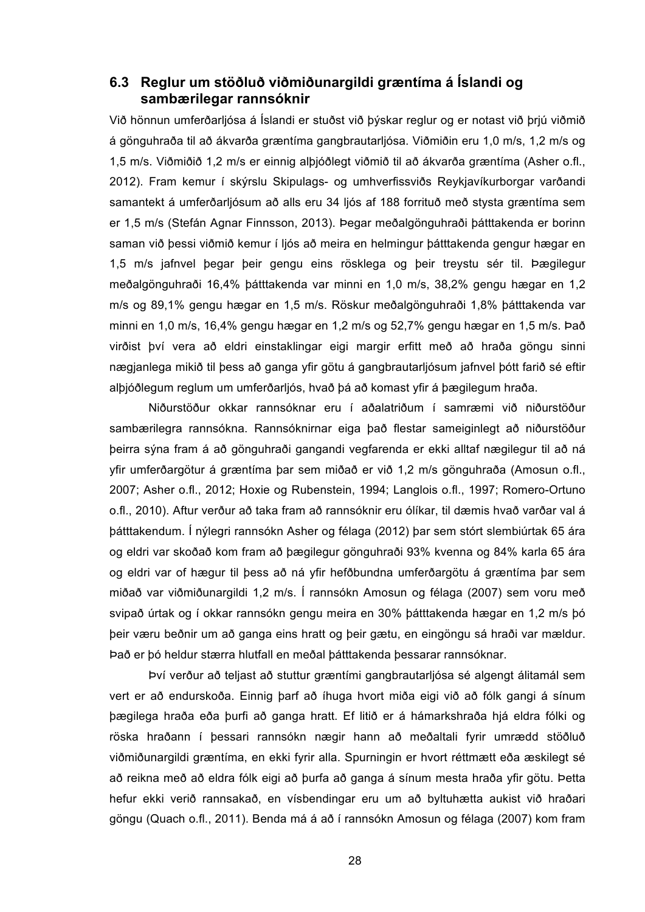## 6.3 Reglur um stöðluð viðmiðunargildi græntíma á Íslandi og sambærilegar rannsóknir

Við hönnun umferðarljósa á Íslandi er stuðst við þýskar reglur og er notast við þrjú viðmið á gönguhraða til að ákvarða græntíma gangbrautarljósa. Viðmiðin eru 1,0 m/s, 1,2 m/s og 1,5 m/s. Viðmiðið 1,2 m/s er einnig alþjóðlegt viðmið til að ákvarða græntíma (Asher o.fl., 2012). Fram kemur í skýrslu Skipulags- og umhverfissviðs Reykjavíkurborgar varðandi samantekt á umferðarljósum að alls eru 34 ljós af 188 forrituð með stysta græntíma sem er 1,5 m/s (Stefán Agnar Finnsson, 2013). Þegar meðalgönguhraði þátttakenda er borinn saman við þessi viðmið kemur í ljós að meira en helmingur þátttakenda gengur hægar en 1,5 m/s jafnvel þegar þeir gengu eins rösklega og þeir treystu sér til. Þægilegur meðalgönguhraði 16,4% þátttakenda var minni en 1,0 m/s, 38,2% gengu hægar en 1,2 m/s og 89,1% gengu hægar en 1,5 m/s. Röskur meðalgönguhraði 1,8% þátttakenda var minni en 1,0 m/s, 16,4% gengu hægar en 1,2 m/s og 52,7% gengu hægar en 1,5 m/s. Það virðist því vera að eldri einstaklingar eigi margir erfitt með að hraða göngu sinni nægjanlega mikið til þess að ganga yfir götu á gangbrautarljósum jafnvel þótt farið sé eftir alþjóðlegum reglum um umferðarljós, hvað þá að komast yfir á þægilegum hraða.

Niðurstöður okkar rannsóknar eru í aðalatriðum í samræmi við niðurstöður sambærilegra rannsókna. Rannsóknirnar eiga það flestar sameiginlegt að niðurstöður þeirra sýna fram á að gönguhraði gangandi vegfarenda er ekki alltaf nægilegur til að ná yfir umferðargötur á græntíma þar sem miðað er við 1,2 m/s gönguhraða (Amosun o.fl., 2007; Asher o.fl., 2012; Hoxie og Rubenstein, 1994; Langlois o.fl., 1997; Romero-Ortuno o.fl., 2010). Aftur verður að taka fram að rannsóknir eru ólíkar, til dæmis hvað varðar val á þátttakendum. Í nýlegri rannsókn Asher og félaga (2012) þar sem stórt slembiúrtak 65 ára og eldri var skoðað kom fram að þægilegur gönguhraði 93% kvenna og 84% karla 65 ára og eldri var of hægur til þess að ná yfir hefðbundna umferðargötu á græntíma þar sem miðað var viðmiðunargildi 1,2 m/s. Í rannsókn Amosun og félaga (2007) sem voru með svipað úrtak og í okkar rannsókn gengu meira en 30% þátttakenda hægar en 1,2 m/s þó þeir væru beðnir um að ganga eins hratt og þeir gætu, en eingöngu sá hraði var mældur. Það er þó heldur stærra hlutfall en meðal þátttakenda þessarar rannsóknar.

Því verður að teljast að stuttur græntími gangbrautarljósa sé algengt álitamál sem vert er að endurskoða. Einnig þarf að íhuga hvort miða eigi við að fólk gangi á sínum þægilega hraða eða þurfi að ganga hratt. Ef litið er á hámarkshraða hjá eldra fólki og röska hraðann í þessari rannsókn nægir hann að meðaltali fyrir umrædd stöðluð viðmiðunargildi græntíma, en ekki fyrir alla. Spurningin er hvort réttmætt eða æskilegt sé að reikna með að eldra fólk eigi að þurfa að ganga á sínum mesta hraða yfir götu. Þetta hefur ekki verið rannsakað, en vísbendingar eru um að byltuhætta aukist við hraðari göngu (Quach o.fl., 2011). Benda má á að í rannsókn Amosun og félaga (2007) kom fram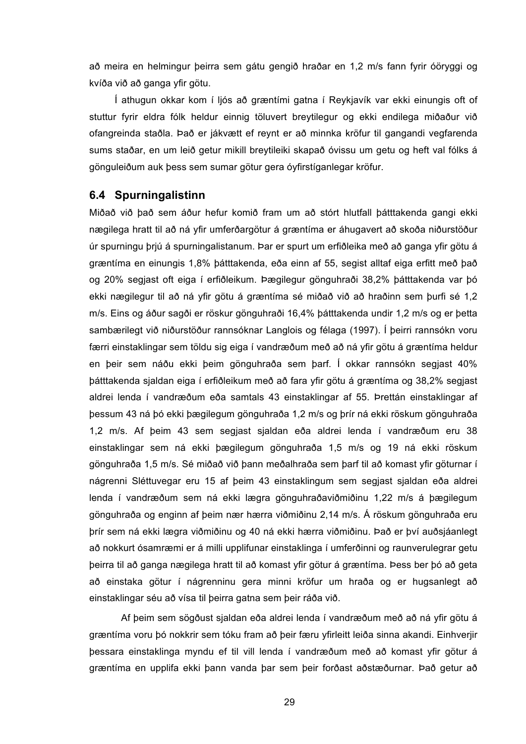að meira en helmingur þeirra sem gátu gengið hraðar en 1,2 m/s fann fyrir óöryggi og kvíða við að ganga yfir götu.

Í athugun okkar kom í ljós að græntími gatna í Reykjavík var ekki einungis oft of stuttur fyrir eldra fólk heldur einnig töluvert breytilegur og ekki endilega miðaður við ofangreinda staðla. Það er jákvætt ef reynt er að minnka kröfur til gangandi vegfarenda sums staðar, en um leið getur mikill breytileiki skapað óvissu um getu og heft val fólks á gönguleiðum auk þess sem sumar götur gera óyfirstíganlegar kröfur.

## 6.4 Spurningalistinn

Miðað við það sem áður hefur komið fram um að stórt hlutfall þátttakenda gangi ekki nægilega hratt til að ná yfir umferðargötur á græntíma er áhugavert að skoða niðurstöður úr spurningu þrjú á spurningalistanum. Þar er spurt um erfiðleika með að ganga yfir götu á græntíma en einungis 1,8% þátttakenda, eða einn af 55, segist alltaf eiga erfitt með það og 20% segjast oft eiga í erfiðleikum. Þægilegur gönguhraði 38,2% þátttakenda var þó ekki nægilegur til að ná yfir götu á græntíma sé miðað við að hraðinn sem þurfi sé 1,2 m/s. Eins og áður sagði er röskur gönguhraði 16,4% þátttakenda undir 1,2 m/s og er þetta sambærilegt við niðurstöður rannsóknar Langlois og félaga (1997). Í þeirri rannsókn voru færri einstaklingar sem töldu sig eiga í vandræðum með að ná yfir götu á græntíma heldur en þeir sem náðu ekki þeim gönguhraða sem þarf. Í okkar rannsókn segjast 40% þátttakenda sjaldan eiga í erfiðleikum með að fara yfir götu á græntíma og 38,2% segjast aldrei lenda í vandræðum eða samtals 43 einstaklingar af 55. Þrettán einstaklingar af þessum 43 ná þó ekki þægilegum gönguhraða 1,2 m/s og þrír ná ekki röskum gönguhraða 1,2 m/s. Af þeim 43 sem segjast sjaldan eða aldrei lenda í vandræðum eru 38 einstaklingar sem ná ekki þægilegum gönguhraða 1,5 m/s og 19 ná ekki röskum gönguhraða 1,5 m/s. Sé miðað við þann meðalhraða sem þarf til að komast yfir göturnar í nágrenni Sléttuvegar eru 15 af þeim 43 einstaklingum sem segjast sjaldan eða aldrei lenda í vandræðum sem ná ekki lægra gönguhraðaviðmiðinu 1,22 m/s á þægilegum gönguhraða og enginn af þeim nær hærra viðmiðinu 2,14 m/s. Á röskum gönguhraða eru þrír sem ná ekki lægra viðmiðinu og 40 ná ekki hærra viðmiðinu. Það er því auðsjáanlegt að nokkurt ósamræmi er á milli upplifunar einstaklinga í umferðinni og raunverulegrar getu þeirra til að ganga nægilega hratt til að komast yfir götur á græntíma. Þess ber þó að geta að einstaka götur í nágrenninu gera minni kröfur um hraða og er hugsanlegt að einstaklingar séu að vísa til þeirra gatna sem þeir ráða við.

Af þeim sem sögðust sjaldan eða aldrei lenda í vandræðum með að ná yfir götu á græntíma voru þó nokkrir sem tóku fram að þeir færu yfirleitt leiða sinna akandi. Einhverjir þessara einstaklinga myndu ef til vill lenda í vandræðum með að komast yfir götur á græntíma en upplifa ekki þann vanda þar sem þeir forðast aðstæðurnar. Það getur að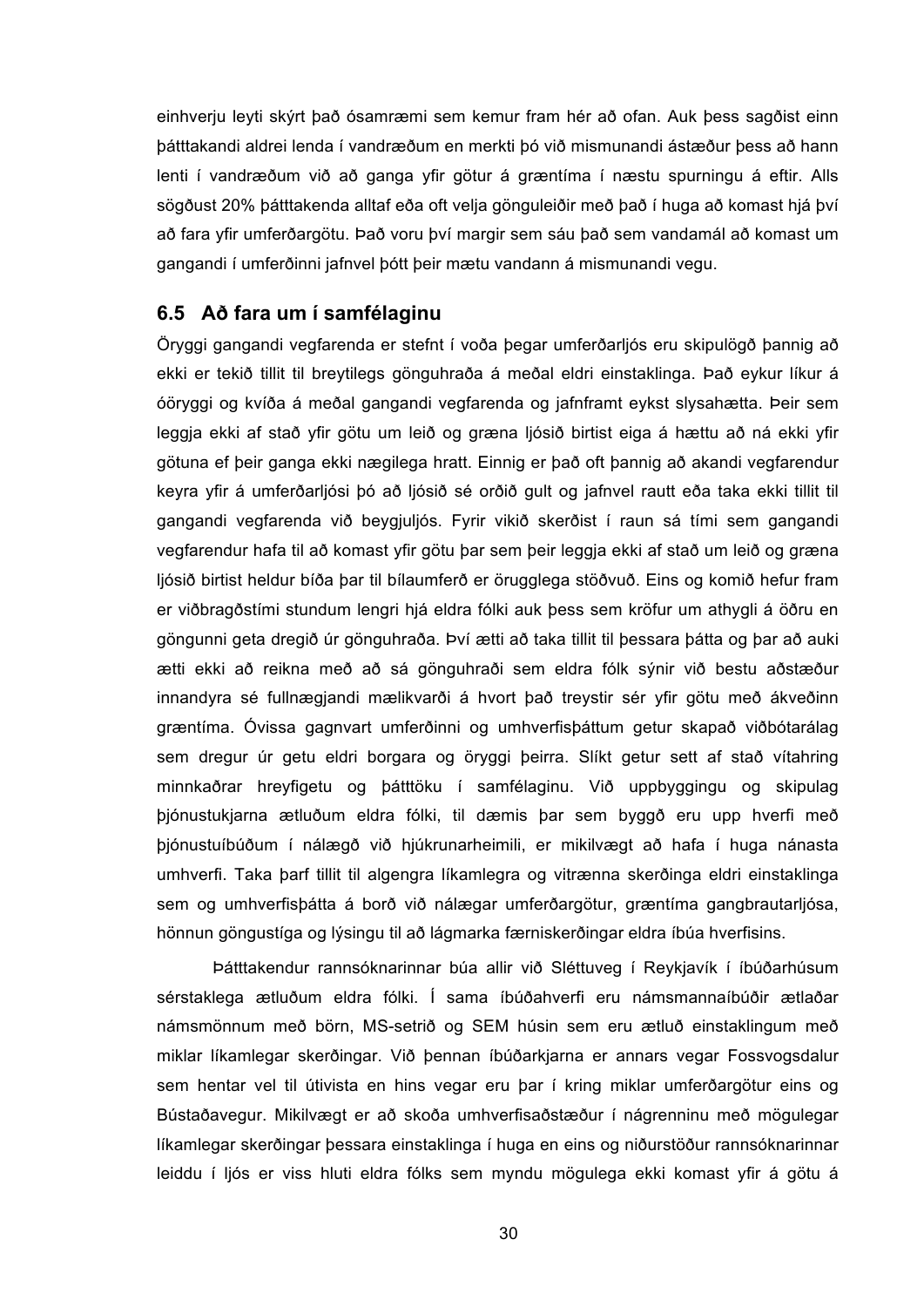einhverju leyti skýrt það ósamræmi sem kemur fram hér að ofan. Auk þess sagðist einn þátttakandi aldrei lenda í vandræðum en merkti þó við mismunandi ástæður þess að hann lenti í vandræðum við að ganga yfir götur á græntíma í næstu spurningu á eftir. Alls sögðust 20% þátttakenda alltaf eða oft velja gönguleiðir með það í huga að komast hjá því að fara yfir umferðargötu. Það voru því margir sem sáu það sem vandamál að komast um gangandi í umferðinni jafnvel þótt þeir mætu vandann á mismunandi vegu.

## 6.5 Að fara um í samfélaginu

Öryggi gangandi vegfarenda er stefnt í voða þegar umferðarljós eru skipulögð þannig að ekki er tekið tillit til breytilegs gönguhraða á meðal eldri einstaklinga. Það eykur líkur á óöryggi og kvíða á meðal gangandi vegfarenda og jafnframt eykst slysahætta. Þeir sem leggja ekki af stað yfir götu um leið og græna ljósið birtist eiga á hættu að ná ekki yfir götuna ef þeir ganga ekki nægilega hratt. Einnig er það oft þannig að akandi vegfarendur keyra yfir á umferðarljósi þó að ljósið sé orðið gult og jafnvel rautt eða taka ekki tillit til gangandi vegfarenda við beygjuljós. Fyrir vikið skerðist í raun sá tími sem gangandi vegfarendur hafa til að komast yfir götu þar sem þeir leggja ekki af stað um leið og græna ljósið birtist heldur bíða þar til bílaumferð er örugglega stöðvuð. Eins og komið hefur fram er viðbragðstími stundum lengri hjá eldra fólki auk þess sem kröfur um athygli á öðru en göngunni geta dregið úr gönguhraða. Því ætti að taka tillit til þessara þátta og þar að auki ætti ekki að reikna með að sá gönguhraði sem eldra fólk sýnir við bestu aðstæður innandyra sé fullnægjandi mælikvarði á hvort það treystir sér yfir götu með ákveðinn græntíma. Óvissa gagnvart umferðinni og umhverfisþáttum getur skapað viðbótarálag sem dregur úr getu eldri borgara og öryggi þeirra. Slíkt getur sett af stað vítahring minnkaðrar hreyfigetu og þátttöku í samfélaginu. Við uppbyggingu og skipulag þjónustukjarna ætluðum eldra fólki, til dæmis þar sem byggð eru upp hverfi með þjónustuíbúðum í nálægð við hjúkrunarheimili, er mikilvægt að hafa í huga nánasta umhverfi. Taka þarf tillit til algengra líkamlegra og vitrænna skerðinga eldri einstaklinga sem og umhverfisþátta á borð við nálægar umferðargötur, græntíma gangbrautarljósa, hönnun göngustíga og lýsingu til að lágmarka færniskerðingar eldra íbúa hverfisins.

Þátttakendur rannsóknarinnar búa allir við Sléttuveg í Reykjavík í íbúðarhúsum sérstaklega ætluðum eldra fólki. Í sama íbúðahverfi eru námsmannaíbúðir ætlaðar námsmönnum með börn, MS-setrið og SEM húsin sem eru ætluð einstaklingum með miklar líkamlegar skerðingar. Við þennan íbúðarkjarna er annars vegar Fossvogsdalur sem hentar vel til útivista en hins vegar eru þar í kring miklar umferðargötur eins og Bústaðavegur. Mikilvægt er að skoða umhverfisaðstæður í nágrenninu með mögulegar líkamlegar skerðingar þessara einstaklinga í huga en eins og niðurstöður rannsóknarinnar leiddu í ljós er viss hluti eldra fólks sem myndu mögulega ekki komast yfir á götu á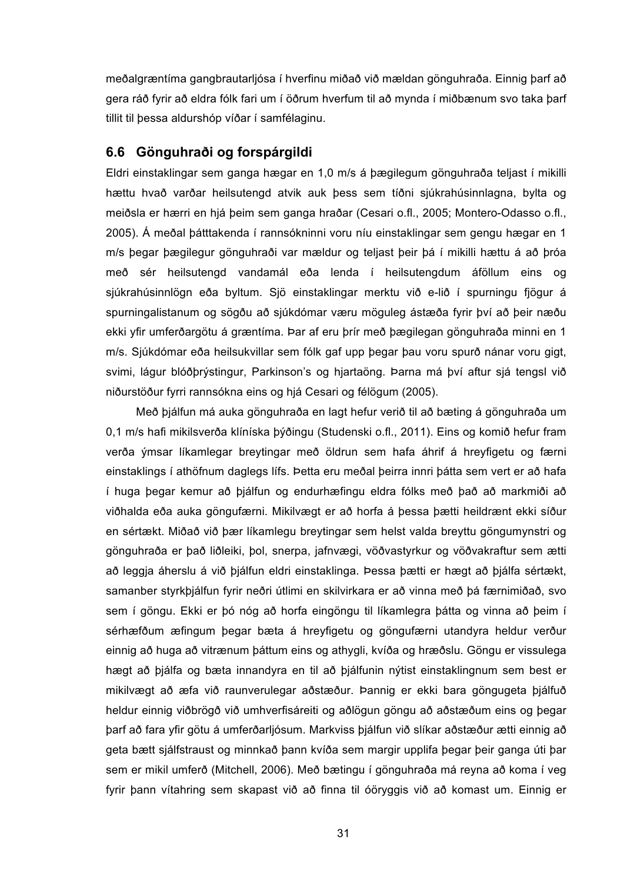meðalgræntíma gangbrautarljósa í hverfinu miðað við mældan gönguhraða. Einnig þarf að gera ráð fyrir að eldra fólk fari um í öðrum hverfum til að mynda í miðbænum svo taka þarf tillit til þessa aldurshóp víðar í samfélaginu.

## 6.6 Gönguhraði og forspárgildi

Eldri einstaklingar sem ganga hægar en 1,0 m/s á þægilegum gönguhraða teljast í mikilli hættu hvað varðar heilsutengd atvik auk þess sem tíðni sjúkrahúsinnlagna, bylta og meiðsla er hærri en hjá þeim sem ganga hraðar (Cesari o.fl., 2005; Montero-Odasso o.fl., 2005). Á meðal þátttakenda í rannsókninni voru níu einstaklingar sem gengu hægar en 1 m/s þegar þægilegur gönguhraði var mældur og teljast þeir þá í mikilli hættu á að þróa með sér heilsutengd vandamál eða lenda í heilsutengdum áföllum eins og sjúkrahúsinnlögn eða byltum. Sjö einstaklingar merktu við e-lið í spurningu fjögur á spurningalistanum og sögðu að sjúkdómar væru möguleg ástæða fyrir því að þeir næðu ekki yfir umferðargötu á græntíma. Þar af eru þrír með þægilegan gönguhraða minni en 1 m/s. Sjúkdómar eða heilsukvillar sem fólk gaf upp þegar þau voru spurð nánar voru gigt, svimi, lágur blóðþrýstingur, Parkinson's og hjartaöng. Þarna má því aftur sjá tengsl við niðurstöður fyrri rannsókna eins og hjá Cesari og félögum (2005).

Með þjálfun má auka gönguhraða en lagt hefur verið til að bæting á gönguhraða um 0,1 m/s hafi mikilsverða klíníska þýðingu (Studenski o.fl., 2011). Eins og komið hefur fram verða ýmsar líkamlegar breytingar með öldrun sem hafa áhrif á hreyfigetu og færni einstaklings í athöfnum daglegs lífs. Þetta eru meðal þeirra innri þátta sem vert er að hafa í huga þegar kemur að þjálfun og endurhæfingu eldra fólks með það að markmiði að viðhalda eða auka göngufærni. Mikilvægt er að horfa á þessa þætti heildrænt ekki síður en sértækt. Miðað við þær líkamlegu breytingar sem helst valda breyttu göngumynstri og gönguhraða er það liðleiki, þol, snerpa, jafnvægi, vöðvastyrkur og vöðvakraftur sem ætti að leggja áherslu á við þjálfun eldri einstaklinga. Þessa þætti er hægt að þjálfa sértækt, samanber styrkþjálfun fyrir neðri útlimi en skilvirkara er að vinna með þá færnimiðað, svo sem í göngu. Ekki er þó nóg að horfa eingöngu til líkamlegra þátta og vinna að þeim í sérhæfðum æfingum þegar bæta á hreyfigetu og göngufærni utandyra heldur verður einnig að huga að vitrænum þáttum eins og athygli, kvíða og hræðslu. Göngu er vissulega hægt að þjálfa og bæta innandyra en til að þjálfunin nýtist einstaklingnum sem best er mikilvægt að æfa við raunverulegar aðstæður. Þannig er ekki bara göngugeta þjálfuð heldur einnig viðbrögð við umhverfisáreiti og aðlögun göngu að aðstæðum eins og þegar þarf að fara yfir götu á umferðarljósum. Markviss þjálfun við slíkar aðstæður ætti einnig að geta bætt sjálfstraust og minnkað þann kvíða sem margir upplifa þegar þeir ganga úti þar sem er mikil umferð (Mitchell, 2006). Með bætingu í gönguhraða má reyna að koma í veg fyrir þann vítahring sem skapast við að finna til óöryggis við að komast um. Einnig er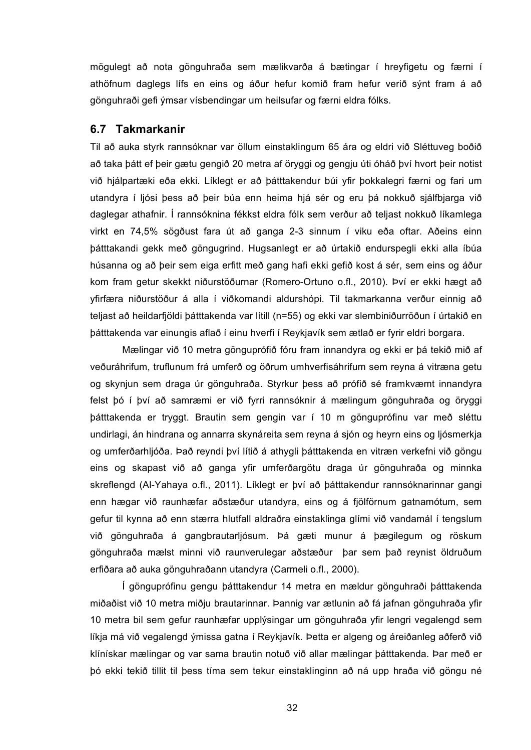mögulegt að nota gönguhraða sem mælikvarða á bætingar í hreyfigetu og færni í athöfnum daglegs lífs en eins og áður hefur komið fram hefur verið sýnt fram á að gönguhraði gefi ýmsar vísbendingar um heilsufar og færni eldra fólks.

## 6.7 Takmarkanir

Til að auka styrk rannsóknar var öllum einstaklingum 65 ára og eldri við Sléttuveg boðið að taka þátt ef þeir gætu gengið 20 metra af öryggi og gengju úti óháð því hvort þeir notist við hjálpartæki eða ekki. Líklegt er að þátttakendur búi yfir þokkalegri færni og fari um utandyra í ljósi þess að þeir búa enn heima hjá sér og eru þá nokkuð sjálfbjarga við daglegar athafnir. Í rannsóknina fékkst eldra fólk sem verður að teljast nokkuð líkamlega virkt en 74,5% sögðust fara út að ganga 2-3 sinnum í viku eða oftar. Aðeins einn þátttakandi gekk með göngugrind. Hugsanlegt er að úrtakið endurspegli ekki alla íbúa húsanna og að þeir sem eiga erfitt með gang hafi ekki gefið kost á sér, sem eins og áður kom fram getur skekkt niðurstöðurnar (Romero-Ortuno o.fl., 2010). Því er ekki hægt að yfirfæra niðurstöður á alla í viðkomandi aldurshópi. Til takmarkanna verður einnig að teljast að heildarfjöldi þátttakenda var lítill (n=55) og ekki var slembiniðurröðun í úrtakið en þátttakenda var einungis aflað í einu hverfi í Reykjavík sem ætlað er fyrir eldri borgara.

Mælingar við 10 metra gönguprófið fóru fram innandyra og ekki er þá tekið mið af veðuráhrifum, truflunum frá umferð og öðrum umhverfisáhrifum sem reyna á vitræna getu og skynjun sem draga úr gönguhraða. Styrkur þess að prófið sé framkvæmt innandyra felst þó í því að samræmi er við fyrri rannsóknir á mælingum gönguhraða og öryggi þátttakenda er tryggt. Brautin sem gengin var í 10 m gönguprófinu var með sléttu undirlagi, án hindrana og annarra skynáreita sem reyna á sjón og heyrn eins og ljósmerkja og umferðarhljóða. Það reyndi því lítið á athygli þátttakenda en vitræn verkefni við göngu eins og skapast við að ganga yfir umferðargötu draga úr gönguhraða og minnka skreflengd (Al-Yahaya o.fl., 2011). Líklegt er því að þátttakendur rannsóknarinnar gangi enn hægar við raunhæfar aðstæður utandyra, eins og á fjölförnum gatnamótum, sem gefur til kynna að enn stærra hlutfall aldraðra einstaklinga glími við vandamál í tengslum við gönguhraða á gangbrautarljósum. Þá gæti munur á þægilegum og röskum gönguhraða mælst minni við raunverulegar aðstæður þar sem það reynist öldruðum erfiðara að auka gönguhraðann utandyra (Carmeli o.fl., 2000).

Í gönguprófinu gengu þátttakendur 14 metra en mældur gönguhraði þátttakenda miðaðist við 10 metra miðju brautarinnar. Þannig var ætlunin að fá jafnan gönguhraða yfir 10 metra bil sem gefur raunhæfar upplýsingar um gönguhraða yfir lengri vegalengd sem líkja má við vegalengd ýmissa gatna í Reykjavík. Þetta er algeng og áreiðanleg aðferð við klínískar mælingar og var sama brautin notuð við allar mælingar þátttakenda. Þar með er þó ekki tekið tillit til þess tíma sem tekur einstaklinginn að ná upp hraða við göngu né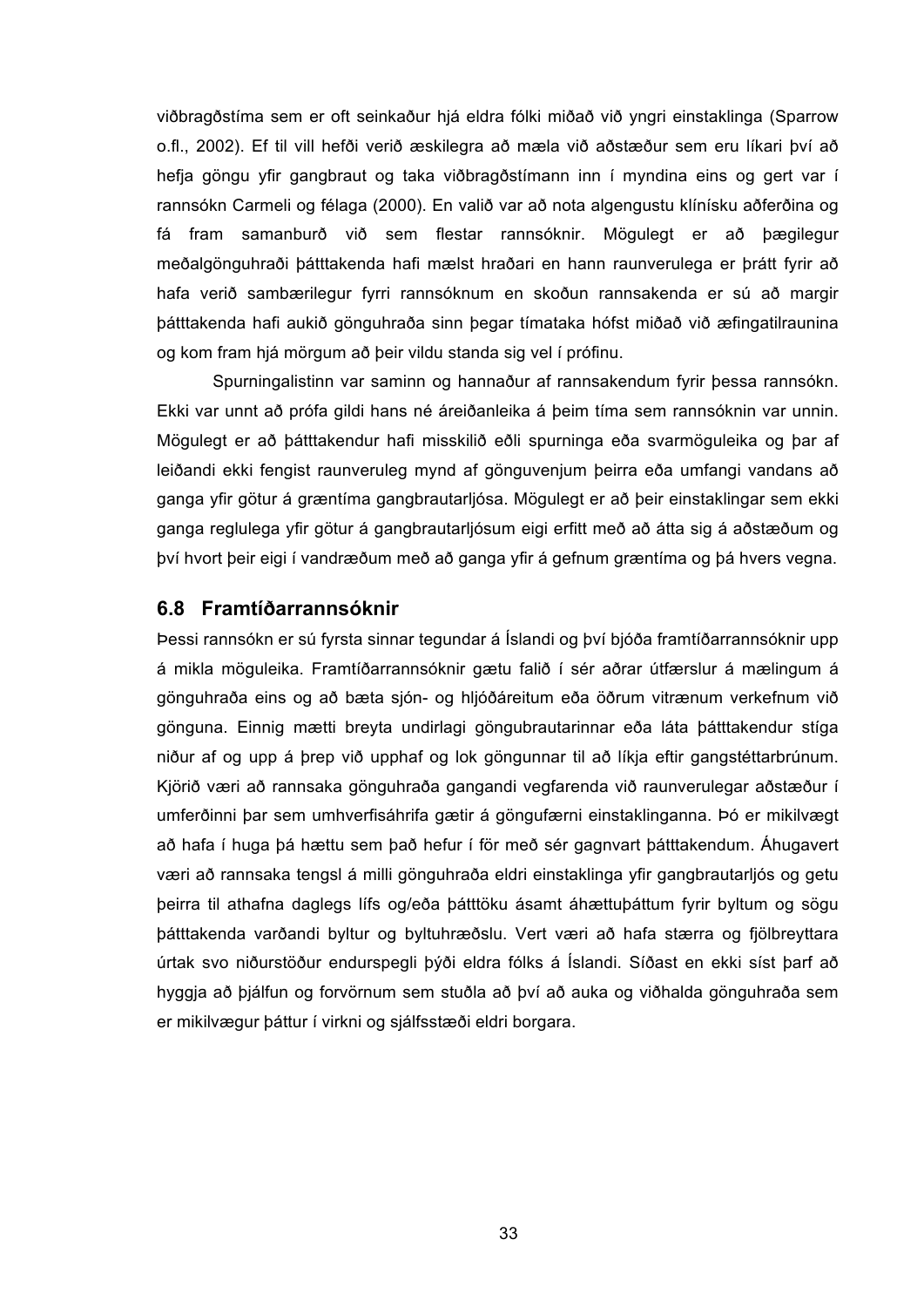viðbragðstíma sem er oft seinkaður hjá eldra fólki miðað við yngri einstaklinga (Sparrow o.fl., 2002). Ef til vill hefði verið æskilegra að mæla við aðstæður sem eru líkari því að hefja göngu yfir gangbraut og taka viðbragðstímann inn í myndina eins og gert var í rannsókn Carmeli og félaga (2000). En valið var að nota algengustu klínísku aðferðina og fá fram samanburð við sem flestar rannsóknir. Mögulegt er að þægilegur meðalgönguhraði þátttakenda hafi mælst hraðari en hann raunverulega er þrátt fyrir að hafa verið sambærilegur fyrri rannsóknum en skoðun rannsakenda er sú að margir þátttakenda hafi aukið gönguhraða sinn þegar tímataka hófst miðað við æfingatilraunina og kom fram hjá mörgum að þeir vildu standa sig vel í prófinu.

Spurningalistinn var saminn og hannaður af rannsakendum fyrir þessa rannsókn. Ekki var unnt að prófa gildi hans né áreiðanleika á þeim tíma sem rannsóknin var unnin. Mögulegt er að þátttakendur hafi misskilið eðli spurninga eða svarmöguleika og þar af leiðandi ekki fengist raunveruleg mynd af gönguvenjum þeirra eða umfangi vandans að ganga yfir götur á græntíma gangbrautarljósa. Mögulegt er að þeir einstaklingar sem ekki ganga reglulega yfir götur á gangbrautarljósum eigi erfitt með að átta sig á aðstæðum og því hvort þeir eigi í vandræðum með að ganga yfir á gefnum græntíma og þá hvers vegna.

## 6.8 Framtíðarrannsóknir

Þessi rannsókn er sú fyrsta sinnar tegundar á Íslandi og því bjóða framtíðarrannsóknir upp á mikla möguleika. Framtíðarrannsóknir gætu falið í sér aðrar útfærslur á mælingum á gönguhraða eins og að bæta sjón- og hljóðáreitum eða öðrum vitrænum verkefnum við gönguna. Einnig mætti breyta undirlagi göngubrautarinnar eða láta þátttakendur stíga niður af og upp á þrep við upphaf og lok göngunnar til að líkja eftir gangstéttarbrúnum. Kjörið væri að rannsaka gönguhraða gangandi vegfarenda við raunverulegar aðstæður í umferðinni þar sem umhverfisáhrifa gætir á göngufærni einstaklinganna. Þó er mikilvægt að hafa í huga þá hættu sem það hefur í för með sér gagnvart þátttakendum. Áhugavert væri að rannsaka tengsl á milli gönguhraða eldri einstaklinga yfir gangbrautarljós og getu þeirra til athafna daglegs lífs og/eða þátttöku ásamt áhættuþáttum fyrir byltum og sögu þátttakenda varðandi byltur og byltuhræðslu. Vert væri að hafa stærra og fjölbreyttara úrtak svo niðurstöður endurspegli þýði eldra fólks á Íslandi. Síðast en ekki síst þarf að hyggja að þjálfun og forvörnum sem stuðla að því að auka og viðhalda gönguhraða sem er mikilvægur þáttur í virkni og sjálfsstæði eldri borgara.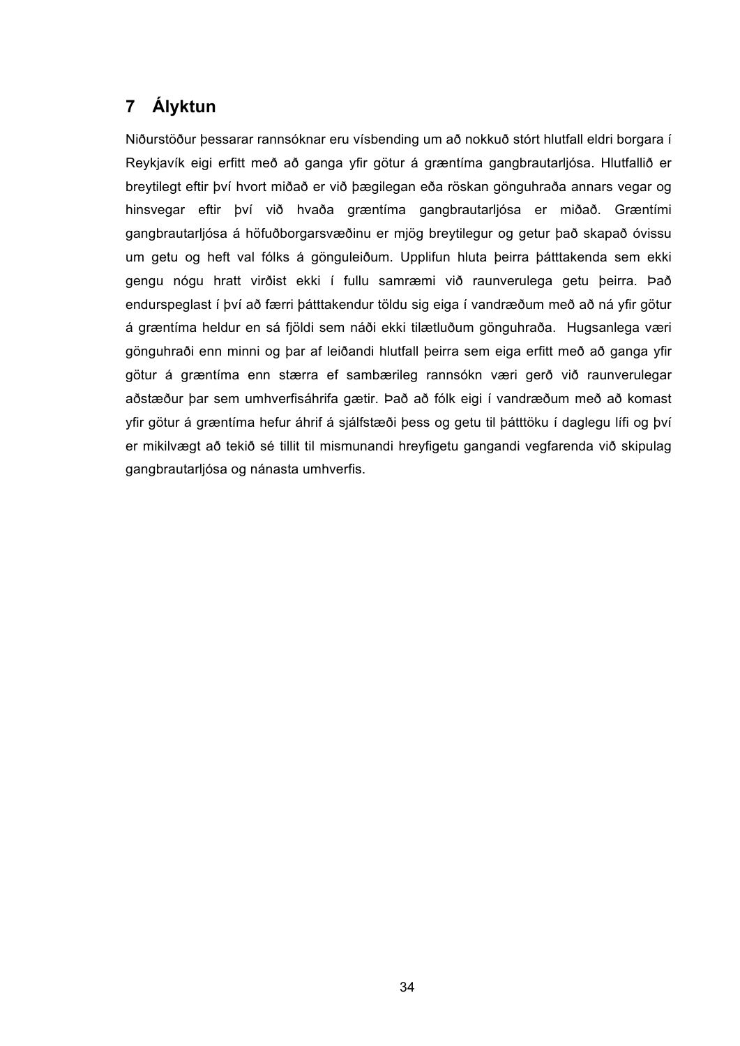# 7 Ályktun

Niðurstöður þessarar rannsóknar eru vísbending um að nokkuð stórt hlutfall eldri borgara í Reykjavík eigi erfitt með að ganga yfir götur á græntíma gangbrautarljósa. Hlutfallið er breytilegt eftir því hvort miðað er við þægilegan eða röskan gönguhraða annars vegar og hinsvegar eftir því við hvaða græntíma gangbrautarljósa er miðað. Græntími gangbrautarljósa á höfuðborgarsvæðinu er mjög breytilegur og getur það skapað óvissu um getu og heft val fólks á gönguleiðum. Upplifun hluta þeirra þátttakenda sem ekki gengu nógu hratt virðist ekki í fullu samræmi við raunverulega getu þeirra. Það endurspeglast í því að færri þátttakendur töldu sig eiga í vandræðum með að ná yfir götur á græntíma heldur en sá fjöldi sem náði ekki tilætluðum gönguhraða. Hugsanlega væri gönguhraði enn minni og þar af leiðandi hlutfall þeirra sem eiga erfitt með að ganga yfir götur á græntíma enn stærra ef sambærileg rannsókn væri gerð við raunverulegar aðstæður þar sem umhverfisáhrifa gætir. Það að fólk eigi í vandræðum með að komast yfir götur á græntíma hefur áhrif á sjálfstæði þess og getu til þátttöku í daglegu lífi og því er mikilvægt að tekið sé tillit til mismunandi hreyfigetu gangandi vegfarenda við skipulag gangbrautarljósa og nánasta umhverfis.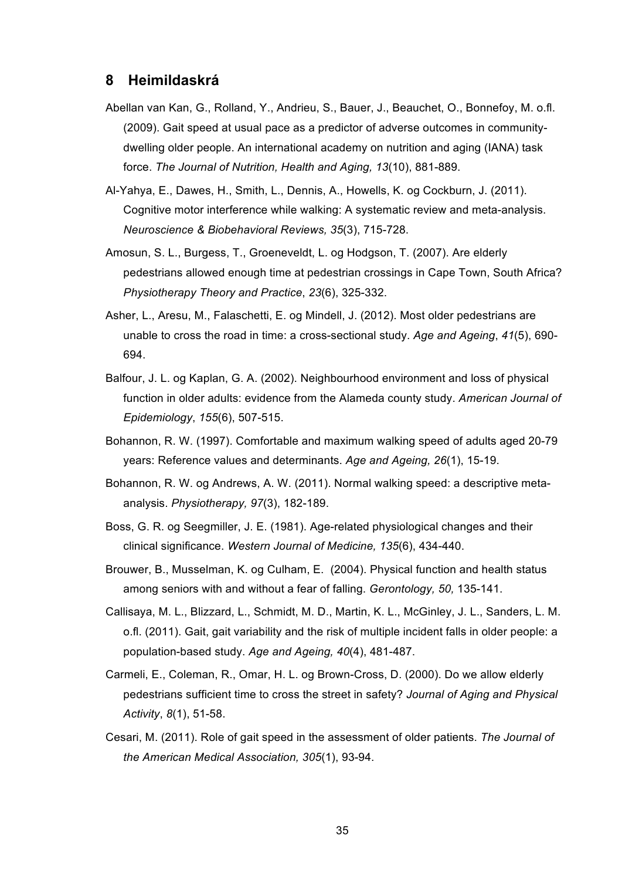## 8 Heimildaskrá

Abellan van Kan, G., Rolland, Y., Andrieu, S., Bauer, J., Beauchet, O., Bonnefoy, M. o.fl. (2009). Gait speed at usual pace as a predictor of adverse outcomes in community-dwelling older people. An international academy on nutrition and aging (IANA) task force. *The Journal of Nutrition, Health and Aging, 13*(10), 881-889.

Al-Yahya, E., Dawes, H., Smith, L., Dennis, A., Howells, K. og Cockburn, J. (2011). Cognitive motor interference while walking: A systematic review and meta-analysis. *Neuroscience & Biobehavioral Reviews, 35*(3), 715-728.

Amosun, S. L., Burgess, T., Groeneveldt, L. og Hodgson, T. (2007). Are elderly pedestrians allowed enough time at pedestrian crossings in Cape Town, South Africa? *Physiotherapy Theory and Practice*, *23*(6), 325-332.

Asher, L., Aresu, M., Falaschetti, E. og Mindell, J. (2012). Most older pedestrians are unable to cross the road in time: a cross-sectional study. *Age and Ageing*, *41*(5), 690-694.

Balfour, J. L. og Kaplan, G. A. (2002). Neighbourhood environment and loss of physical function in older adults: evidence from the Alameda county study. *American Journal of Epidemiology*, *155*(6), 507-515.

Bohannon, R. W. (1997). Comfortable and maximum walking speed of adults aged 20-79 years: Reference values and determinants. *Age and Ageing, 26*(1), 15-19.

Bohannon, R. W. og Andrews, A. W. (2011). Normal walking speed: a descriptive meta-analysis. *Physiotherapy, 97*(3), 182-189.

Boss, G. R. og Seegmiller, J. E. (1981). Age-related physiological changes and their clinical significance. *Western Journal of Medicine, 135*(6), 434-440.

Brouwer, B., Musselman, K. og Culham, E. (2004). Physical function and health status among seniors with and without a fear of falling. *Gerontology, 50,* 135-141.

Callisaya, M. L., Blizzard, L., Schmidt, M. D., Martin, K. L., McGinley, J. L., Sanders, L. M. o.fl. (2011). Gait, gait variability and the risk of multiple incident falls in older people: a population-based study. *Age and Ageing, 40*(4), 481-487.

Carmeli, E., Coleman, R., Omar, H. L. og Brown-Cross, D. (2000). Do we allow elderly pedestrians sufficient time to cross the street in safety? *Journal of Aging and Physical Activity*, *8*(1), 51-58.

Cesari, M. (2011). Role of gait speed in the assessment of older patients. *The Journal of the American Medical Association, 305*(1), 93-94.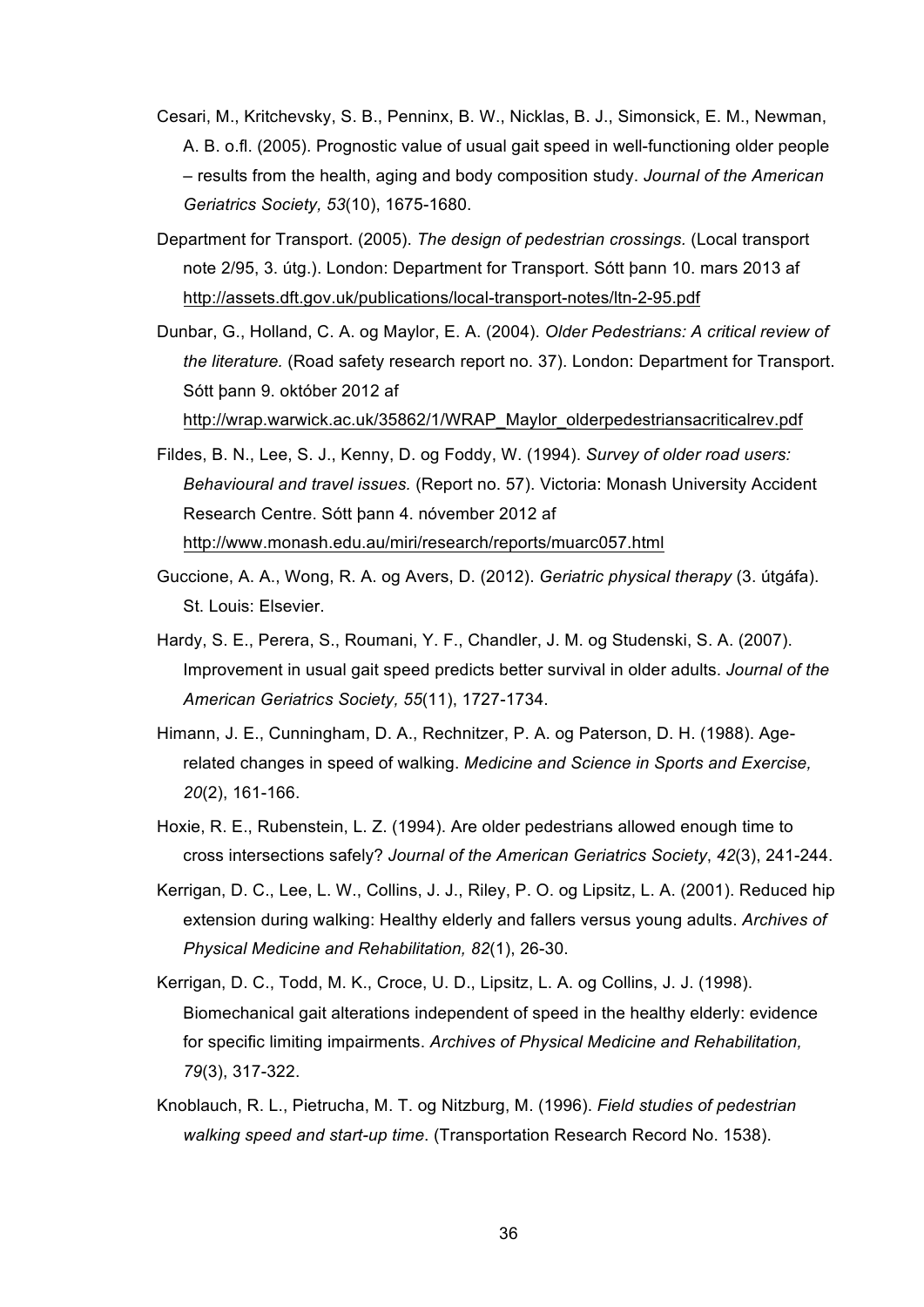Cesari, M., Kritchevsky, S. B., Penninx, B. W., Nicklas, B. J., Simonsick, E. M., Newman, A. B. o.fl. (2005). Prognostic value of usual gait speed in well-functioning older people – results from the health, aging and body composition study. *Journal of the American Geriatrics Society, 53*(10), 1675-1680.

Department for Transport. (2005). *The design of pedestrian crossings.* (Local transport note 2/95, 3. útg.). London: Department for Transport. Sótt þann 10. mars 2013 af http://assets.dft.gov.uk/publications/local-transport-notes/ltn-2-95.pdf

Dunbar, G., Holland, C. A. og Maylor, E. A. (2004). *Older Pedestrians: A critical review of the literature.* (Road safety research report no. 37). London: Department for Transport. Sótt þann 9. október 2012 af http://wrap.warwick.ac.uk/35862/1/WRAP_Maylor_olderpedestriansacriticalrev.pdf

Fildes, B. N., Lee, S. J., Kenny, D. og Foddy, W. (1994). *Survey of older road users: Behavioural and travel issues.* (Report no. 57). Victoria: Monash University Accident Research Centre. Sótt þann 4. nóvember 2012 af http://www.monash.edu.au/miri/research/reports/muarc057.html

Guccione, A. A., Wong, R. A. og Avers, D. (2012). *Geriatric physical therapy* (3. útgáfa). St. Louis: Elsevier.

Hardy, S. E., Perera, S., Roumani, Y. F., Chandler, J. M. og Studenski, S. A. (2007). Improvement in usual gait speed predicts better survival in older adults. *Journal of the American Geriatrics Society, 55*(11), 1727-1734.

Himann, J. E., Cunningham, D. A., Rechnitzer, P. A. og Paterson, D. H. (1988). Age-related changes in speed of walking. *Medicine and Science in Sports and Exercise, 20*(2), 161-166.

Hoxie, R. E., Rubenstein, L. Z. (1994). Are older pedestrians allowed enough time to cross intersections safely? *Journal of the American Geriatrics Society*, *42*(3), 241-244.

Kerrigan, D. C., Lee, L. W., Collins, J. J., Riley, P. O. og Lipsitz, L. A. (2001). Reduced hip extension during walking: Healthy elderly and fallers versus young adults. *Archives of Physical Medicine and Rehabilitation, 82*(1), 26-30.

Kerrigan, D. C., Todd, M. K., Croce, U. D., Lipsitz, L. A. og Collins, J. J. (1998). Biomechanical gait alterations independent of speed in the healthy elderly: evidence for specific limiting impairments. *Archives of Physical Medicine and Rehabilitation, 79*(3), 317-322.

Knoblauch, R. L., Pietrucha, M. T. og Nitzburg, M. (1996). *Field studies of pedestrian walking speed and start-up time.* (Transportation Research Record No. 1538).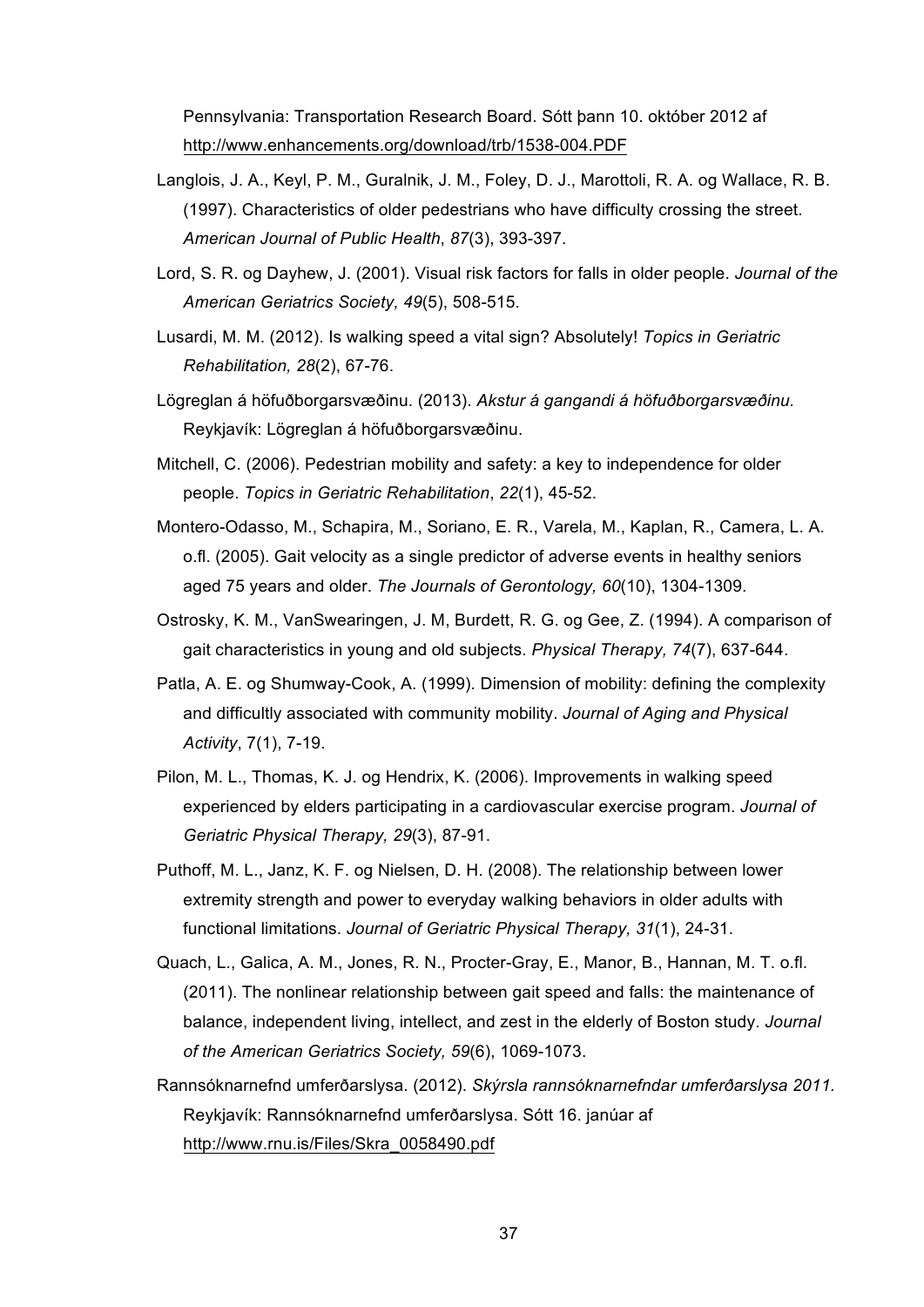Pennsylvania: Transportation Research Board. Sótt þann 10. október 2012 af http://www.enhancements.org/download/trb/1538-004.PDF

Langlois, J. A., Keyl, P. M., Guralnik, J. M., Foley, D. J., Marottoli, R. A. og Wallace, R. B. (1997). Characteristics of older pedestrians who have difficulty crossing the street. *American Journal of Public Health*, *87*(3), 393-397.

Lord, S. R. og Dayhew, J. (2001). Visual risk factors for falls in older people. *Journal of the American Geriatrics Society, 49*(5), 508-515.

Lusardi, M. M. (2012). Is walking speed a vital sign? Absolutely! *Topics in Geriatric Rehabilitation, 28*(2), 67-76.

Lögreglan á höfuðborgarsvæðinu. (2013). *Akstur á gangandi á höfuðborgarsvæðinu.* Reykjavík: Lögreglan á höfuðborgarsvæðinu.

Mitchell, C. (2006). Pedestrian mobility and safety: a key to independence for older people. *Topics in Geriatric Rehabilitation*, *22*(1), 45-52.

Montero-Odasso, M., Schapira, M., Soriano, E. R., Varela, M., Kaplan, R., Camera, L. A. o.fl. (2005). Gait velocity as a single predictor of adverse events in healthy seniors aged 75 years and older. *The Journals of Gerontology, 60*(10), 1304-1309.

Ostrosky, K. M., VanSwearingen, J. M, Burdett, R. G. og Gee, Z. (1994). A comparison of gait characteristics in young and old subjects. *Physical Therapy, 74*(7), 637-644.

Patla, A. E. og Shumway-Cook, A. (1999). Dimension of mobility: defining the complexity and difficultly associated with community mobility. *Journal of Aging and Physical Activity*, 7(1), 7-19.

Pilon, M. L., Thomas, K. J. og Hendrix, K. (2006). Improvements in walking speed experienced by elders participating in a cardiovascular exercise program. *Journal of Geriatric Physical Therapy, 29*(3), 87-91.

Puthoff, M. L., Janz, K. F. og Nielsen, D. H. (2008). The relationship between lower extremity strength and power to everyday walking behaviors in older adults with functional limitations. *Journal of Geriatric Physical Therapy, 31*(1), 24-31.

Quach, L., Galica, A. M., Jones, R. N., Procter-Gray, E., Manor, B., Hannan, M. T. o.fl. (2011). The nonlinear relationship between gait speed and falls: the maintenance of balance, independent living, intellect, and zest in the elderly of Boston study. *Journal of the American Geriatrics Society, 59*(6), 1069-1073.

Rannsóknarnefnd umferðarslysa. (2012). *Skýrsla rannsóknarnefndar umferðarslysa 2011.* Reykjavík: Rannsóknarnefnd umferðarslysa. Sótt 16. janúar af http://www.rnu.is/Files/Skra_0058490.pdf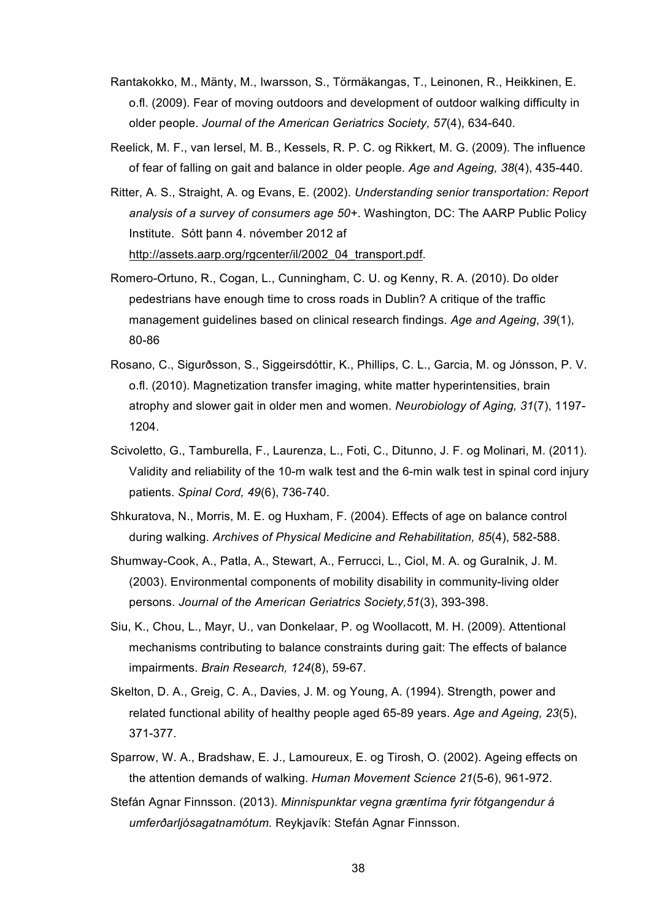Rantakokko, M., Mänty, M., Iwarsson, S., Törmäkangas, T., Leinonen, R., Heikkinen, E. o.fl. (2009). Fear of moving outdoors and development of outdoor walking difficulty in older people. *Journal of the American Geriatrics Society, 57*(4), 634-640.

Reelick, M. F., van Iersel, M. B., Kessels, R. P. C. og Rikkert, M. G. (2009). The influence of fear of falling on gait and balance in older people. *Age and Ageing, 38*(4), 435-440.

Ritter, A. S., Straight, A. og Evans, E. (2002). *Understanding senior transportation: Report analysis of a survey of consumers age 50+*. Washington, DC: The AARP Public Policy Institute. Sótt þann 4. nóvember 2012 af http://assets.aarp.org/rgcenter/il/2002_04_transport.pdf.

Romero-Ortuno, R., Cogan, L., Cunningham, C. U. og Kenny, R. A. (2010). Do older pedestrians have enough time to cross roads in Dublin? A critique of the traffic management guidelines based on clinical research findings. *Age and Ageing*, *39*(1), 80-86

Rosano, C., Sigurðsson, S., Siggeirsdóttir, K., Phillips, C. L., Garcia, M. og Jónsson, P. V. o.fl. (2010). Magnetization transfer imaging, white matter hyperintensities, brain atrophy and slower gait in older men and women. *Neurobiology of Aging, 31*(7), 1197-1204.

Scivoletto, G., Tamburella, F., Laurenza, L., Foti, C., Ditunno, J. F. og Molinari, M. (2011). Validity and reliability of the 10-m walk test and the 6-min walk test in spinal cord injury patients. *Spinal Cord, 49*(6), 736-740.

Shkuratova, N., Morris, M. E. og Huxham, F. (2004). Effects of age on balance control during walking. *Archives of Physical Medicine and Rehabilitation, 85*(4), 582-588.

Shumway-Cook, A., Patla, A., Stewart, A., Ferrucci, L., Ciol, M. A. og Guralnik, J. M. (2003). Environmental components of mobility disability in community-living older persons. *Journal of the American Geriatrics Society,51*(3), 393-398.

Siu, K., Chou, L., Mayr, U., van Donkelaar, P. og Woollacott, M. H. (2009). Attentional mechanisms contributing to balance constraints during gait: The effects of balance impairments. *Brain Research, 124*(8), 59-67.

Skelton, D. A., Greig, C. A., Davies, J. M. og Young, A. (1994). Strength, power and related functional ability of healthy people aged 65-89 years. *Age and Ageing, 23*(5), 371-377.

Sparrow, W. A., Bradshaw, E. J., Lamoureux, E. og Tirosh, O. (2002). Ageing effects on the attention demands of walking. *Human Movement Science 21*(5-6), 961-972.

Stefán Agnar Finnsson. (2013). *Minnispunktar vegna græntíma fyrir fótgangendur á umferðarljósagatnamótum.* Reykjavík: Stefán Agnar Finnsson.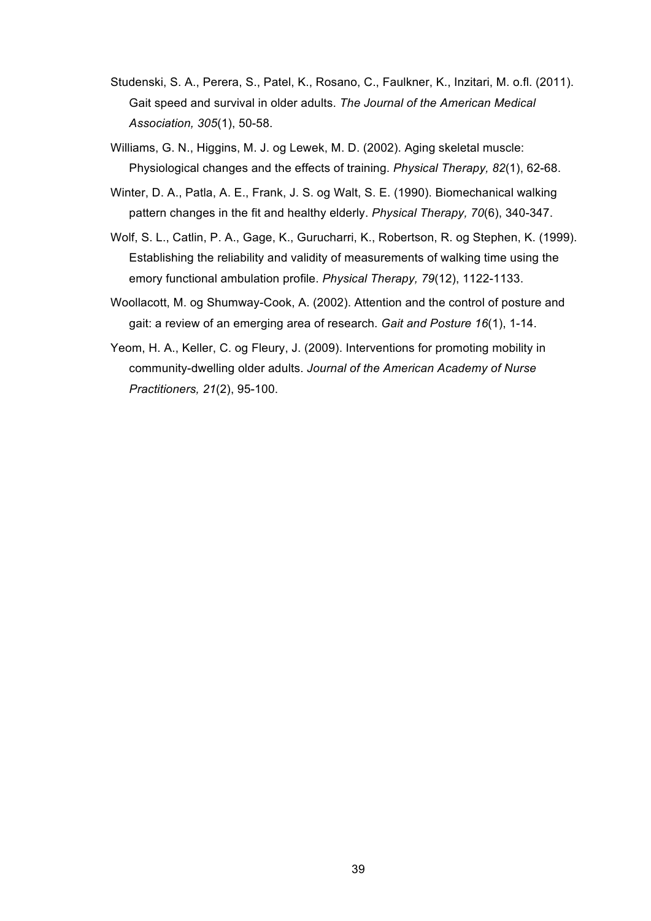Studenski, S. A., Perera, S., Patel, K., Rosano, C., Faulkner, K., Inzitari, M. o.fl. (2011). Gait speed and survival in older adults. *The Journal of the American Medical Association, 305*(1), 50-58.

Williams, G. N., Higgins, M. J. og Lewek, M. D. (2002). Aging skeletal muscle: Physiological changes and the effects of training. *Physical Therapy, 82*(1), 62-68.

Winter, D. A., Patla, A. E., Frank, J. S. og Walt, S. E. (1990). Biomechanical walking pattern changes in the fit and healthy elderly. *Physical Therapy, 70*(6), 340-347.

Wolf, S. L., Catlin, P. A., Gage, K., Gurucharri, K., Robertson, R. og Stephen, K. (1999). Establishing the reliability and validity of measurements of walking time using the emory functional ambulation profile. *Physical Therapy, 79*(12), 1122-1133.

Woollacott, M. og Shumway-Cook, A. (2002). Attention and the control of posture and gait: a review of an emerging area of research. *Gait and Posture 16*(1), 1-14.

Yeom, H. A., Keller, C. og Fleury, J. (2009). Interventions for promoting mobility in community-dwelling older adults. *Journal of the American Academy of Nurse Practitioners, 21*(2), 95-100.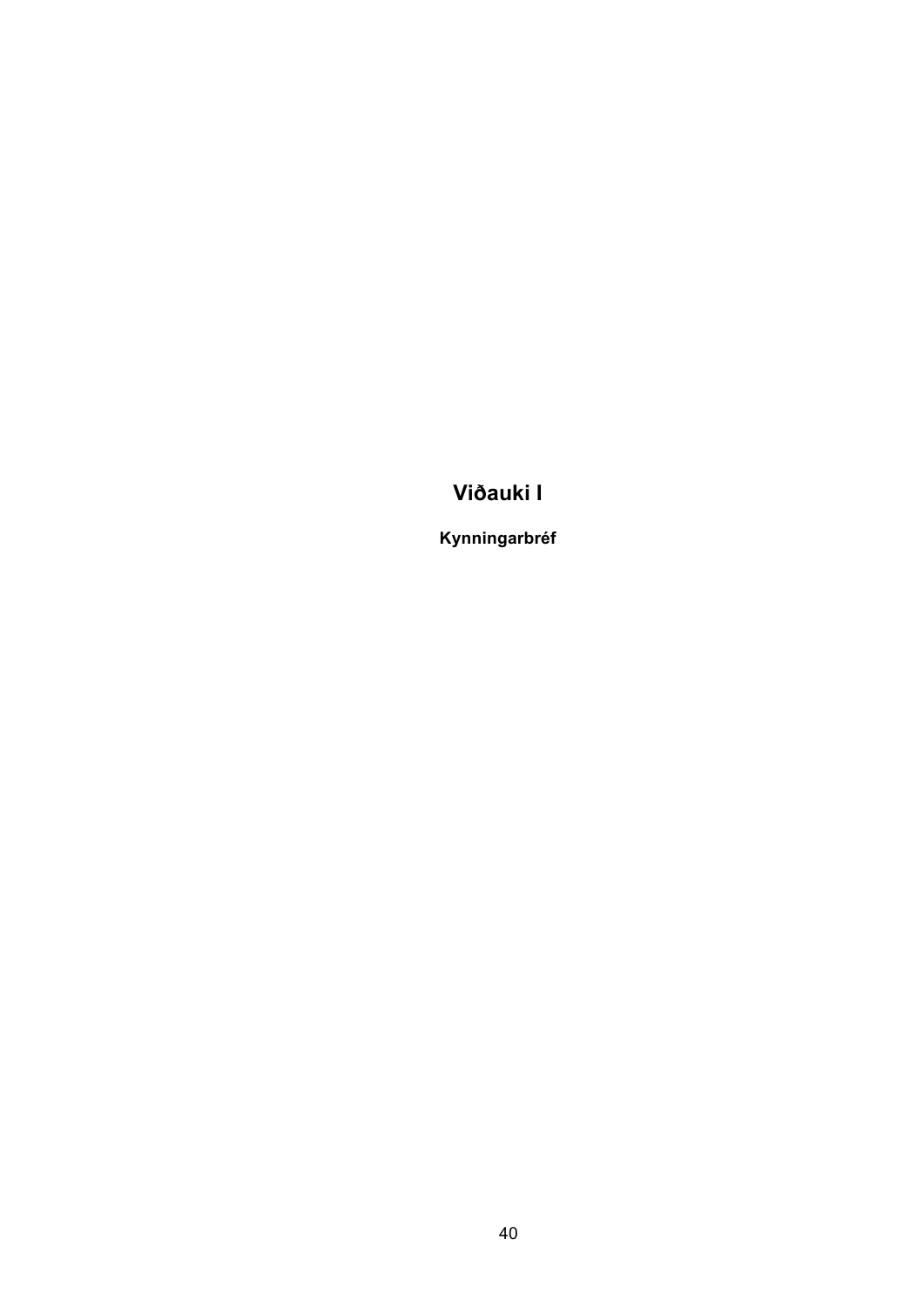# Viðauki I

**Kynningarbréf**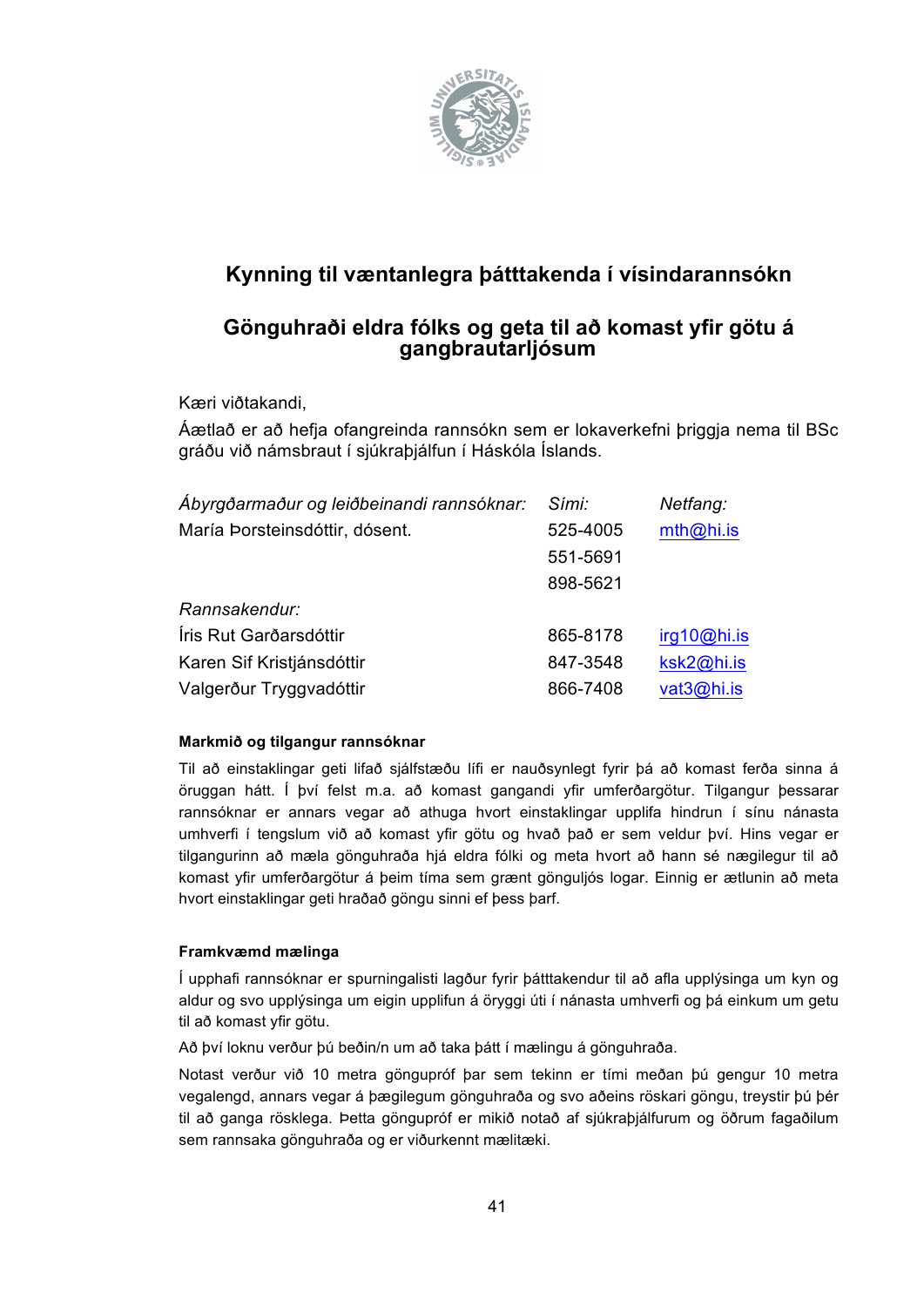## Kynning til væntanlegra þátttakenda í vísindarannsókn

## Gönguhraði eldra fólks og geta til að komast yfir götu á gangbrautarljósum

Kæri viðtakandi,

Áætlað er að hefja ofangreinda rannsókn sem er lokaverkefni þriggja nema til BSc gráðu við námsbraut í sjúkraþjálfun í Háskóla Íslands.

| *Ábyrgðarmaður og leiðbeinandi rannsóknar:* | *Sími:* | *Netfang:* |
|---|---|---|
| María Þorsteinsdóttir, dósent. | 525-4005 | mth@hi.is |
| | 551-5691 | |
| | 898-5621 | |
| *Rannsakendur:* | | |
| Íris Rut Garðarsdóttir | 865-8178 | irg10@hi.is |
| Karen Sif Kristjánsdóttir | 847-3548 | ksk2@hi.is |
| Valgerður Tryggvadóttir | 866-7408 | vat3@hi.is |

**Markmið og tilgangur rannsóknar**

Til að einstaklingar geti lifað sjálfstæðu lífi er nauðsynlegt fyrir þá að komast ferða sinna á öruggan hátt. Í því felst m.a. að komast gangandi yfir umferðargötur. Tilgangur þessarar rannsóknar er annars vegar að athuga hvort einstaklingar upplifa hindrun í sínu nánasta umhverfi í tengslum við að komast yfir götu og hvað það er sem veldur því. Hins vegar er tilgangurinn að mæla gönguhraða hjá eldra fólki og meta hvort að hann sé nægilegur til að komast yfir umferðargötur á þeim tíma sem grænt gönguljós logar. Einnig er ætlunin að meta hvort einstaklingar geti hraðað göngu sinni ef þess þarf.

**Framkvæmd mælinga**

Í upphafi rannsóknar er spurningalisti lagður fyrir þátttakendur til að afla upplýsinga um kyn og aldur og svo upplýsinga um eigin upplifun á öryggi úti í nánasta umhverfi og þá einkum um getu til að komast yfir götu.

Að því loknu verður þú beðin/n um að taka þátt í mælingu á gönguhraða.

Notast verður við 10 metra göngupróf þar sem tekinn er tími meðan þú gengur 10 metra vegalengd, annars vegar á þægilegum gönguhraða og svo aðeins röskari göngu, treystir þú þér til að ganga rösklega. Þetta göngupróf er mikið notað af sjúkraþjálfurum og öðrum fagaðilum sem rannsaka gönguhraða og er viðurkennt mælitæki.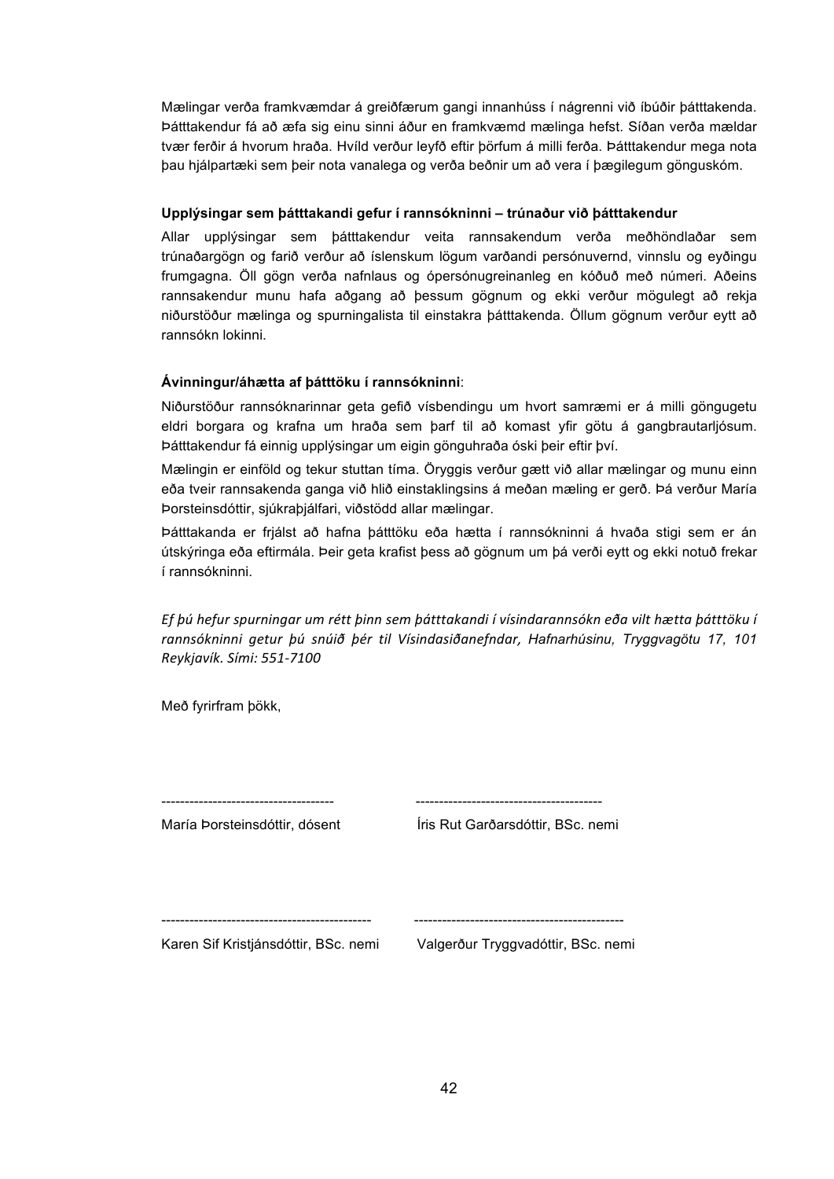Mælingar verða framkvæmdar á greiðfærum gangi innanhúss í nágrenni við íbúðir þátttakenda. Þátttakendur fá að æfa sig einu sinni áður en framkvæmd mælinga hefst. Síðan verða mældar tvær ferðir á hvorum hraða. Hvíld verður leyfð eftir þörfum á milli ferða. Þátttakendur mega nota þau hjálpartæki sem þeir nota vanalega og verða beðnir um að vera í þægilegum gönguskóm.

**Upplýsingar sem þátttakandi gefur í rannsókninni – trúnaður við þátttakendur**

Allar upplýsingar sem þátttakendur veita rannsakendum verða meðhöndlaðar sem trúnaðargögn og farið verður að íslenskum lögum varðandi persónuvernd, vinnslu og eyðingu frumgagna. Öll gögn verða nafnlaus og ópersónugreinanleg en kóðuð með númeri. Aðeins rannsakendur munu hafa aðgang að þessum gögnum og ekki verður mögulegt að rekja niðurstöður mælinga og spurningalista til einstakra þátttakenda. Öllum gögnum verður eytt að rannsókn lokinni.

**Ávinningur/áhætta af þátttöku í rannsókninni**:

Niðurstöður rannsóknarinnar geta gefið vísbendingu um hvort samræmi er á milli göngugetu eldri borgara og krafna um hraða sem þarf til að komast yfir götu á gangbrautarljósum. Þátttakendur fá einnig upplýsingar um eigin gönguhraða óski þeir eftir því.

Mælingin er einföld og tekur stuttan tíma. Öryggis verður gætt við allar mælingar og munu einn eða tveir rannsakenda ganga við hlið einstaklingsins á meðan mæling er gerð. Þá verður María Þorsteinsdóttir, sjúkraþjálfari, viðstödd allar mælingar.

Þátttakanda er frjálst að hafna þátttöku eða hætta í rannsókninni á hvaða stigi sem er án útskýringa eða eftirmála. Þeir geta krafist þess að gögnum um þá verði eytt og ekki notuð frekar í rannsókninni.

*Ef þú hefur spurningar um rétt þinn sem þátttakandi í vísindarannsókn eða vilt hætta þátttöku í rannsókninni getur þú snúið þér til Vísindasiðanefndar, Hafnarhúsinu, Tryggvagötu 17, 101 Reykjavík. Sími: 551-7100*

Með fyrirfram þökk,

------------------------------------- ----------------------------------------

María Þorsteinsdóttir, dósent Íris Rut Garðarsdóttir, BSc. nemi

--------------------------------------------- ---------------------------------------------

Karen Sif Kristjánsdóttir, BSc. nemi Valgerður Tryggvadóttir, BSc. nemi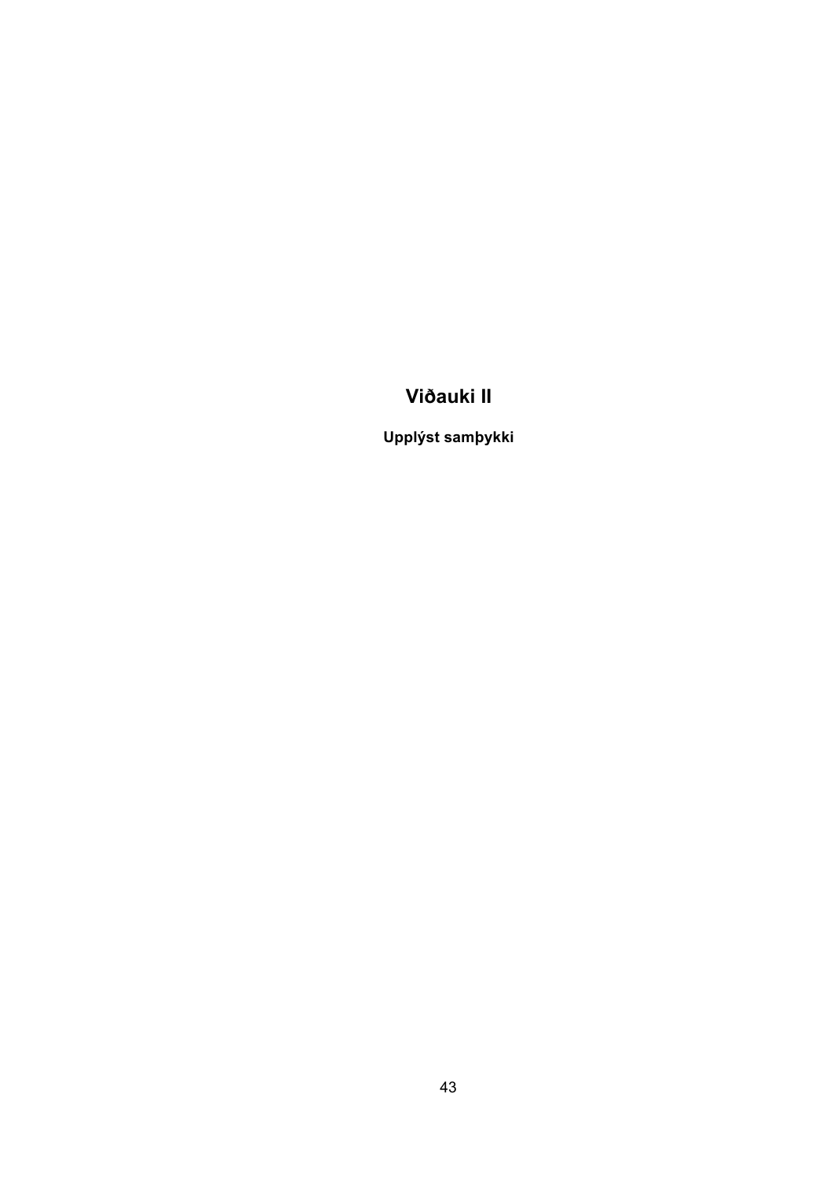# Viðauki II

**Upplýst samþykki**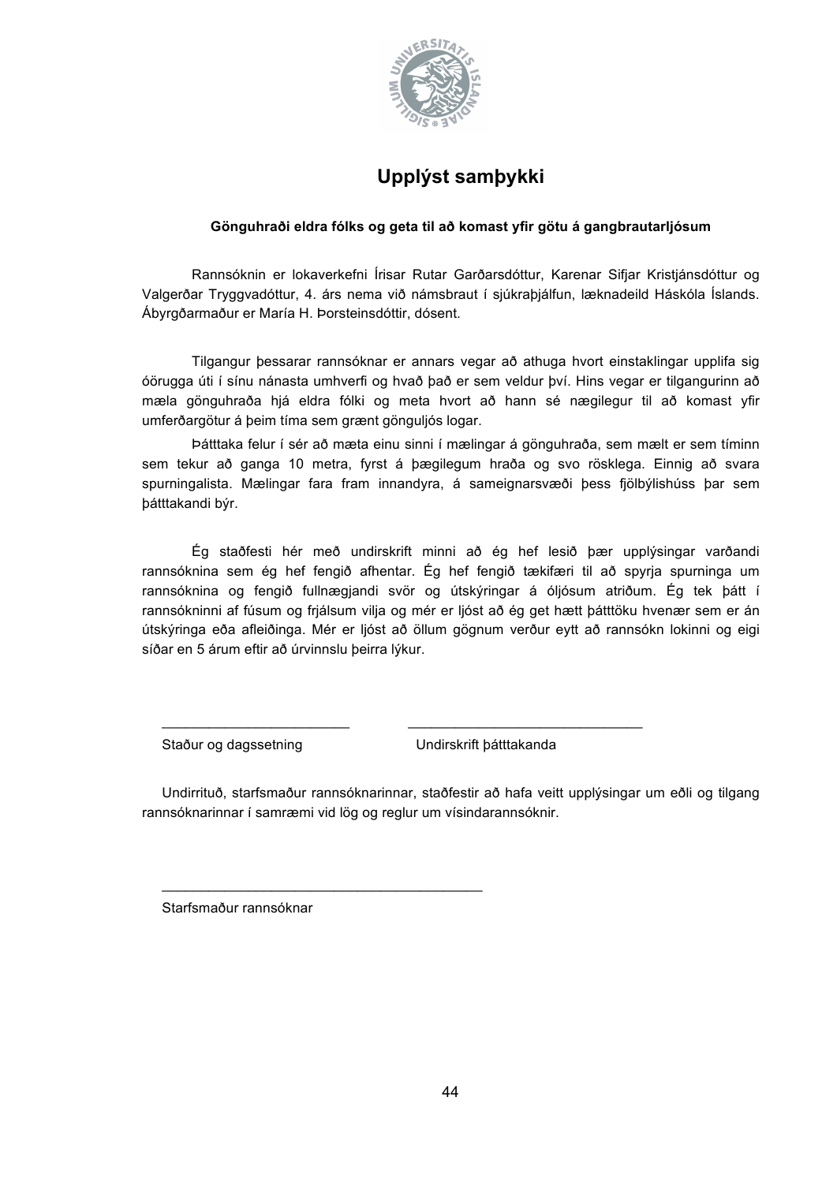# Upplýst samþykki

**Gönguhraði eldra fólks og geta til að komast yfir götu á gangbrautarljósum**

Rannsóknin er lokaverkefni Írisar Rutar Garðarsdóttur, Karenar Sifjar Kristjánsdóttur og Valgerðar Tryggvadóttur, 4. árs nema við námsbraut í sjúkraþjálfun, læknadeild Háskóla Íslands. Ábyrgðarmaður er María H. Þorsteinsdóttir, dósent.

Tilgangur þessarar rannsóknar er annars vegar að athuga hvort einstaklingar upplifa sig óörugga úti í sínu nánasta umhverfi og hvað það er sem veldur því. Hins vegar er tilgangurinn að mæla gönguhraða hjá eldra fólki og meta hvort að hann sé nægilegur til að komast yfir umferðargötur á þeim tíma sem grænt gönguljós logar.

Þátttaka felur í sér að mæta einu sinni í mælingar á gönguhraða, sem mælt er sem tíminn sem tekur að ganga 10 metra, fyrst á þægilegum hraða og svo rösklega. Einnig að svara spurningalista. Mælingar fara fram innandyra, á sameignarsvæði þess fjölbýlishúss þar sem þátttakandi býr.

Ég staðfesti hér með undirskrift minni að ég hef lesið þær upplýsingar varðandi rannsóknina sem ég hef fengið afhentar. Ég hef fengið tækifæri til að spyrja spurninga um rannsóknina og fengið fullnægjandi svör og útskýringar á óljósum atriðum. Ég tek þátt í rannsókninni af fúsum og frjálsum vilja og mér er ljóst að ég get hætt þátttöku hvenær sem er án útskýringa eða afleiðinga. Mér er ljóst að öllum gögnum verður eytt að rannsókn lokinni og eigi síðar en 5 árum eftir að úrvinnslu þeirra lýkur.

\_\_\_\_\_\_\_\_\_\_\_\_\_\_\_\_\_\_\_\_\_\_\_\_ \_\_\_\_\_\_\_\_\_\_\_\_\_\_\_\_\_\_\_\_\_\_\_\_\_\_\_\_\_\_

Staður og dagssetning Undirskrift þátttakanda

Undirrituð, starfsmaður rannsóknarinnar, staðfestir að hafa veitt upplýsingar um eðli og tilgang rannsóknarinnar í samræmi vid lög og reglur um vísindarannsóknir.

\_\_\_\_\_\_\_\_\_\_\_\_\_\_\_\_\_\_\_\_\_\_\_\_\_\_\_\_\_\_\_\_\_\_\_\_\_\_\_\_

Starfsmaður rannsóknar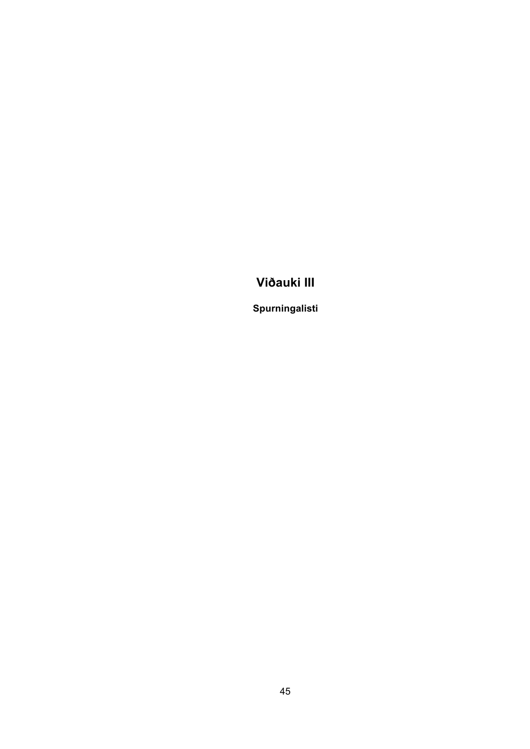# Viðauki III

**Spurningalisti**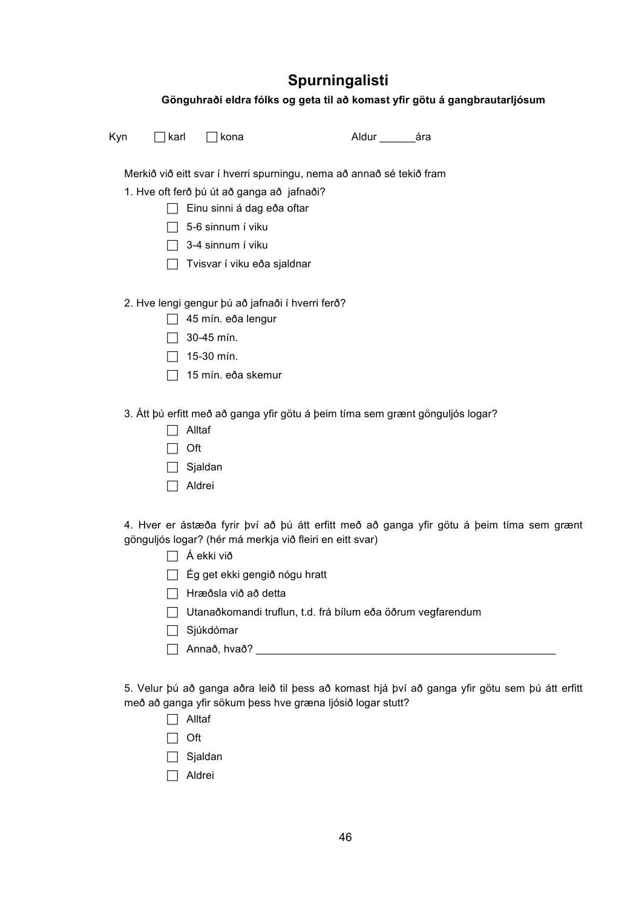# Spurningalisti

**Gönguhraði eldra fólks og geta til að komast yfir götu á gangbrautarljósum**

Kyn ☐ karl ☐ kona Aldur ______ára

Merkið við eitt svar í hverri spurningu, nema að annað sé tekið fram

1. Hve oft ferð þú út að ganga að jafnaði?
   - ☐ Einu sinni á dag eða oftar
   - ☐ 5-6 sinnum í viku
   - ☐ 3-4 sinnum í viku
   - ☐ Tvisvar í viku eða sjaldnar

2. Hve lengi gengur þú að jafnaði í hverri ferð?
   - ☐ 45 mín. eða lengur
   - ☐ 30-45 mín.
   - ☐ 15-30 mín.
   - ☐ 15 mín. eða skemur

3. Átt þú erfitt með að ganga yfir götu á þeim tíma sem grænt gönguljós logar?
   - ☐ Alltaf
   - ☐ Oft
   - ☐ Sjaldan
   - ☐ Aldrei

4. Hver er ástæða fyrir því að þú átt erfitt með að ganga yfir götu á þeim tíma sem grænt gönguljós logar? (hér má merkja við fleiri en eitt svar)
   - ☐ Á ekki við
   - ☐ Ég get ekki gengið nógu hratt
   - ☐ Hræðsla við að detta
   - ☐ Utanaðkomandi truflun, t.d. frá bílum eða öðrum vegfarendum
   - ☐ Sjúkdómar
   - ☐ Annað, hvað? ____________________________________________________

5. Velur þú að ganga aðra leið til þess að komast hjá því að ganga yfir götu sem þú átt erfitt með að ganga yfir sökum þess hve græna ljósið logar stutt?
   - ☐ Alltaf
   - ☐ Oft
   - ☐ Sjaldan
   - ☐ Aldrei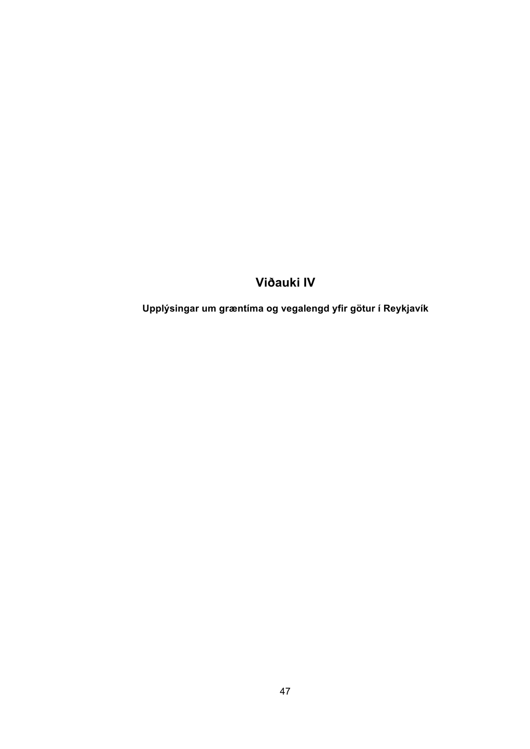# Viðauki IV

**Upplýsingar um græntíma og vegalengd yfir götur í Reykjavík**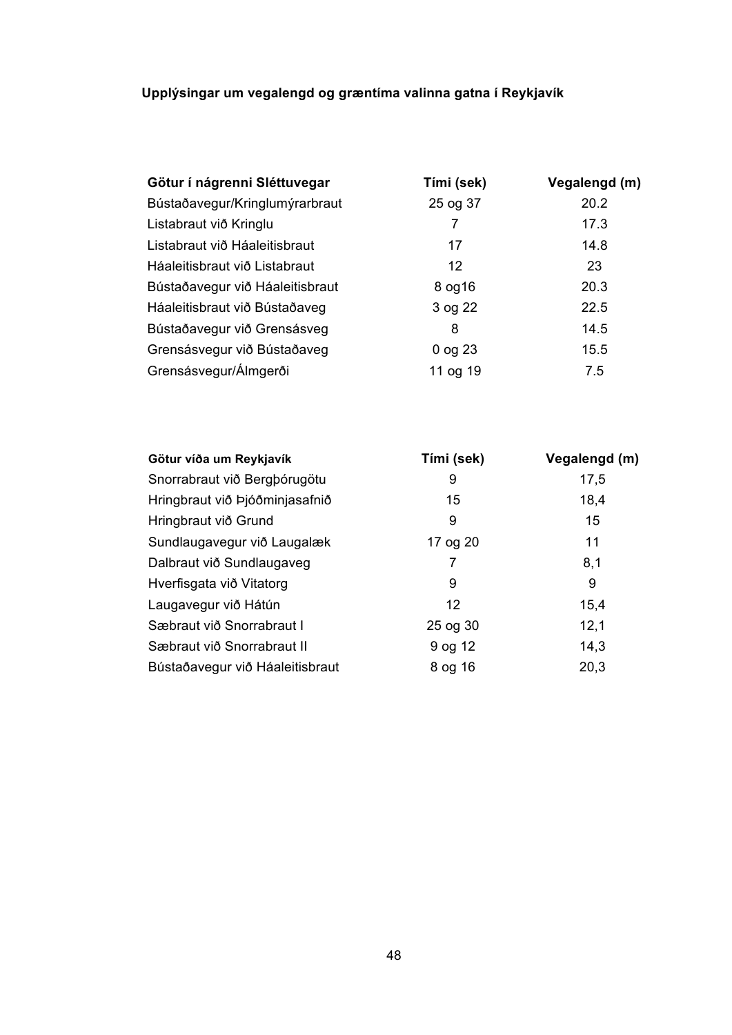**Upplýsingar um vegalengd og græntíma valinna gatna í Reykjavík**

| Götur í nágrenni Sléttuvegar | Tími (sek) | Vegalengd (m) |
|---|---|---|
| Bústaðavegur/Kringlumýrarbraut | 25 og 37 | 20.2 |
| Listabraut við Kringlu | 7 | 17.3 |
| Listabraut við Háaleitisbraut | 17 | 14.8 |
| Háaleitisbraut við Listabraut | 12 | 23 |
| Bústaðavegur við Háaleitisbraut | 8 og16 | 20.3 |
| Háaleitisbraut við Bústaðaveg | 3 og 22 | 22.5 |
| Bústaðavegur við Grensásveg | 8 | 14.5 |
| Grensásvegur við Bústaðaveg | 0 og 23 | 15.5 |
| Grensásvegur/Álmgerði | 11 og 19 | 7.5 |

| Götur víða um Reykjavík | Tími (sek) | Vegalengd (m) |
|---|---|---|
| Snorrabraut við Bergþórugötu | 9 | 17,5 |
| Hringbraut við Þjóðminjasafnið | 15 | 18,4 |
| Hringbraut við Grund | 9 | 15 |
| Sundlaugavegur við Laugalæk | 17 og 20 | 11 |
| Dalbraut við Sundlaugaveg | 7 | 8,1 |
| Hverfisgata við Vitatorg | 9 | 9 |
| Laugavegur við Hátún | 12 | 15,4 |
| Sæbraut við Snorrabraut I | 25 og 30 | 12,1 |
| Sæbraut við Snorrabraut II | 9 og 12 | 14,3 |
| Bústaðavegur við Háaleitisbraut | 8 og 16 | 20,3 |